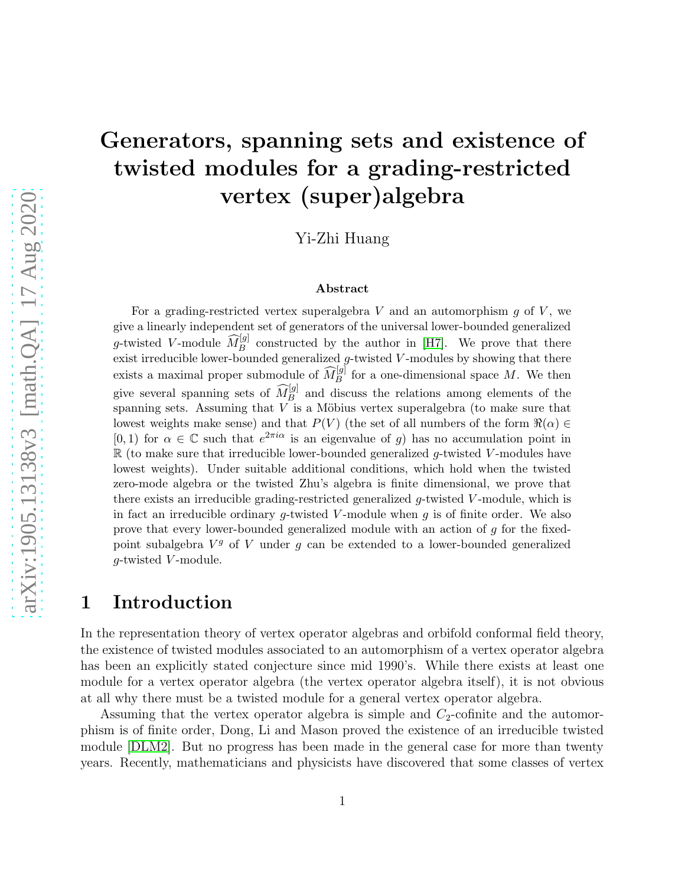# Generators, spanning sets and existence of twisted modules for a grading-restricted vertex (super)algebra

Yi-Zhi Huang

### Abstract

For a grading-restricted vertex superalgebra $V$ and an automorphism $g$ of $V$, we give a linearly independent set of generators of the universal lower-bounded generalized $g$-twisted $V$-module $\widehat{M}_B^{[g]}$ constructed by the author in [H7]. We prove that there exist irreducible lower-bounded generalized $g$-twisted $V$-modules by showing that there exists a maximal proper submodule of $\widehat{M}_B^{[g]}$ for a one-dimensional space $M$. We then give several spanning sets of $\widehat{M}_B^{[g]}$ and discuss the relations among elements of the spanning sets. Assuming that $V$ is a Möbius vertex superalgebra (to make sure that lowest weights make sense) and that $P(V)$ (the set of all numbers of the form $\Re(\alpha) \in [0, 1)$ for $\alpha \in \mathbb{C}$ such that $e^{2\pi i\alpha}$ is an eigenvalue of $g$) has no accumulation point in $\mathbb{R}$ (to make sure that irreducible lower-bounded generalized $g$-twisted $V$-modules have lowest weights). Under suitable additional conditions, which hold when the twisted zero-mode algebra or the twisted Zhu's algebra is finite dimensional, we prove that there exists an irreducible grading-restricted generalized $g$-twisted $V$-module, which is in fact an irreducible ordinary $g$-twisted $V$-module when $g$ is of finite order. We also prove that every lower-bounded generalized module with an action of $g$ for the fixed-point subalgebra $V^g$ of $V$ under $g$ can be extended to a lower-bounded generalized $g$-twisted $V$-module.

## 1 Introduction

In the representation theory of vertex operator algebras and orbifold conformal field theory, the existence of twisted modules associated to an automorphism of a vertex operator algebra has been an explicitly stated conjecture since mid 1990's. While there exists at least one module for a vertex operator algebra (the vertex operator algebra itself), it is not obvious at all why there must be a twisted module for a general vertex operator algebra.

Assuming that the vertex operator algebra is simple and $C_2$-cofinite and the automorphism is of finite order, Dong, Li and Mason proved the existence of an irreducible twisted module [DLM2]. But no progress has been made in the general case for more than twenty years. Recently, mathematicians and physicists have discovered that some classes of vertex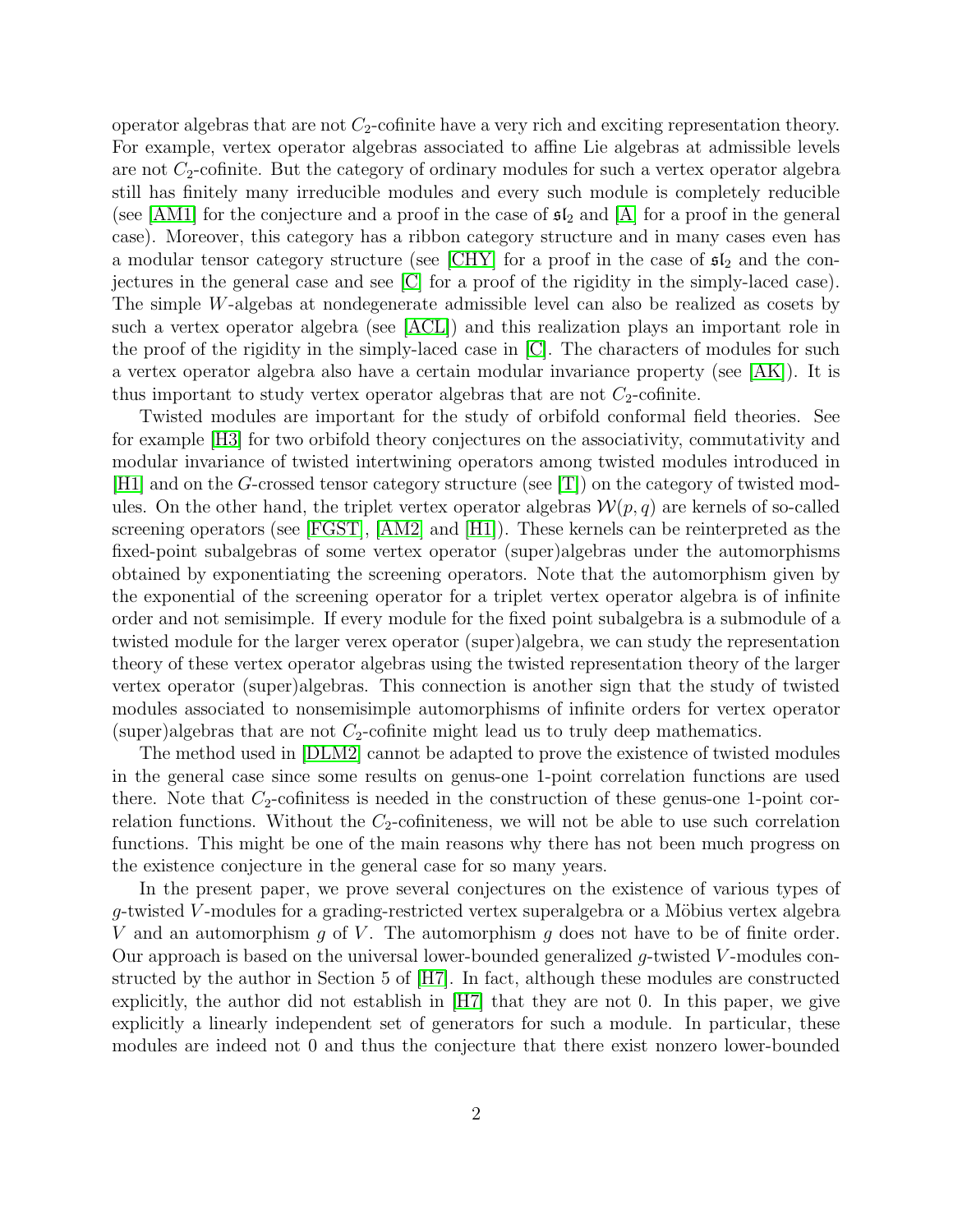operator algebras that are not $C_2$-cofinite have a very rich and exciting representation theory. For example, vertex operator algebras associated to affine Lie algebras at admissible levels are not $C_2$-cofinite. But the category of ordinary modules for such a vertex operator algebra still has finitely many irreducible modules and every such module is completely reducible (see [AM1] for the conjecture and a proof in the case of $\mathfrak{sl}_2$ and [A] for a proof in the general case). Moreover, this category has a ribbon category structure and in many cases even has a modular tensor category structure (see [CHY] for a proof in the case of $\mathfrak{sl}_2$ and the conjectures in the general case and see [C] for a proof of the rigidity in the simply-laced case). The simple $W$-algebas at nondegenerate admissible level can also be realized as cosets by such a vertex operator algebra (see [ACL]) and this realization plays an important role in the proof of the rigidity in the simply-laced case in [C]. The characters of modules for such a vertex operator algebra also have a certain modular invariance property (see [AK]). It is thus important to study vertex operator algebras that are not $C_2$-cofinite.

Twisted modules are important for the study of orbifold conformal field theories. See for example [H3] for two orbifold theory conjectures on the associativity, commutativity and modular invariance of twisted intertwining operators among twisted modules introduced in [H1] and on the $G$-crossed tensor category structure (see [T]) on the category of twisted modules. On the other hand, the triplet vertex operator algebras $\mathcal{W}(p, q)$ are kernels of so-called screening operators (see [FGST], [AM2] and [H1]). These kernels can be reinterpreted as the fixed-point subalgebras of some vertex operator (super)algebras under the automorphisms obtained by exponentiating the screening operators. Note that the automorphism given by the exponential of the screening operator for a triplet vertex operator algebra is of infinite order and not semisimple. If every module for the fixed point subalgebra is a submodule of a twisted module for the larger verex operator (super)algebra, we can study the representation theory of these vertex operator algebras using the twisted representation theory of the larger vertex operator (super)algebras. This connection is another sign that the study of twisted modules associated to nonsemisimple automorphisms of infinite orders for vertex operator (super)algebras that are not $C_2$-cofinite might lead us to truly deep mathematics.

The method used in [DLM2] cannot be adapted to prove the existence of twisted modules in the general case since some results on genus-one 1-point correlation functions are used there. Note that $C_2$-cofinitess is needed in the construction of these genus-one 1-point correlation functions. Without the $C_2$-cofiniteness, we will not be able to use such correlation functions. This might be one of the main reasons why there has not been much progress on the existence conjecture in the general case for so many years.

In the present paper, we prove several conjectures on the existence of various types of $g$-twisted $V$-modules for a grading-restricted vertex superalgebra or a Möbius vertex algebra $V$ and an automorphism $g$ of $V$. The automorphism $g$ does not have to be of finite order. Our approach is based on the universal lower-bounded generalized $g$-twisted $V$-modules constructed by the author in Section 5 of [H7]. In fact, although these modules are constructed explicitly, the author did not establish in [H7] that they are not 0. In this paper, we give explicitly a linearly independent set of generators for such a module. In particular, these modules are indeed not 0 and thus the conjecture that there exist nonzero lower-bounded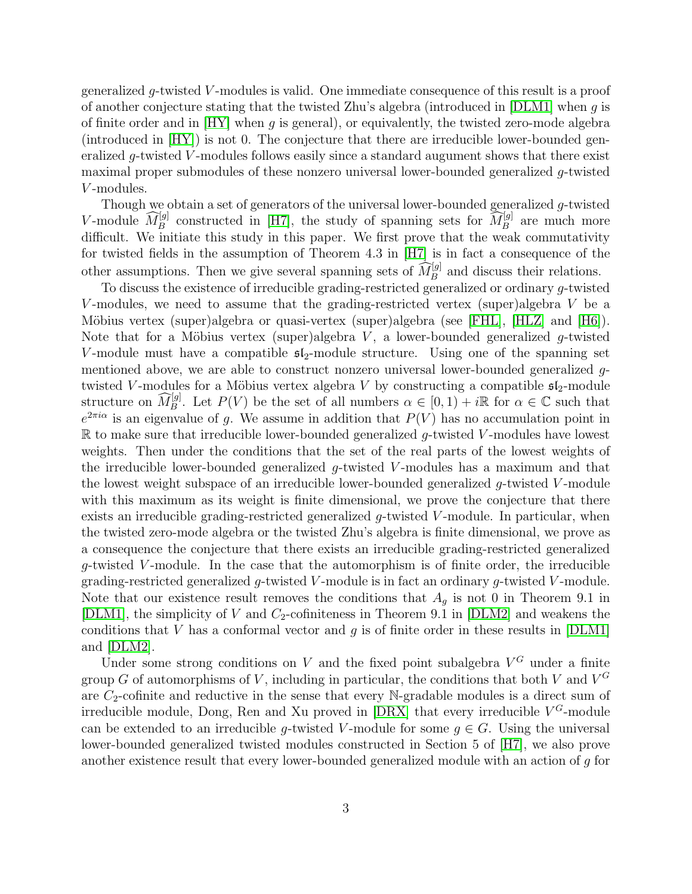generalized $g$-twisted $V$-modules is valid. One immediate consequence of this result is a proof of another conjecture stating that the twisted Zhu's algebra (introduced in [DLM1] when $g$ is of finite order and in [HY] when $g$ is general), or equivalently, the twisted zero-mode algebra (introduced in [HY]) is not 0. The conjecture that there are irreducible lower-bounded generalized $g$-twisted $V$-modules follows easily since a standard augument shows that there exist maximal proper submodules of these nonzero universal lower-bounded generalized $g$-twisted $V$-modules.

Though we obtain a set of generators of the universal lower-bounded generalized $g$-twisted $V$-module $\widehat{M}_B^{[g]}$ constructed in [H7], the study of spanning sets for $\widehat{M}_B^{[g]}$ are much more difficult. We initiate this study in this paper. We first prove that the weak commutativity for twisted fields in the assumption of Theorem 4.3 in [H7] is in fact a consequence of the other assumptions. Then we give several spanning sets of $\widehat{M}_B^{[g]}$ and discuss their relations.

To discuss the existence of irreducible grading-restricted generalized or ordinary $g$-twisted $V$-modules, we need to assume that the grading-restricted vertex (super)algebra $V$ be a Möbius vertex (super)algebra or quasi-vertex (super)algebra (see [FHL], [HLZ] and [H6]). Note that for a Möbius vertex (super)algebra $V$, a lower-bounded generalized $g$-twisted $V$-module must have a compatible $\mathfrak{sl}_2$-module structure. Using one of the spanning set mentioned above, we are able to construct nonzero universal lower-bounded generalized $g$-twisted $V$-modules for a Möbius vertex algebra $V$ by constructing a compatible $\mathfrak{sl}_2$-module structure on $\widehat{M}_B^{[g]}$. Let $P(V)$ be the set of all numbers $\alpha \in [0, 1) + i\mathbb{R}$ for $\alpha \in \mathbb{C}$ such that $e^{2\pi i\alpha}$ is an eigenvalue of $g$. We assume in addition that $P(V)$ has no accumulation point in $\mathbb{R}$ to make sure that irreducible lower-bounded generalized $g$-twisted $V$-modules have lowest weights. Then under the conditions that the set of the real parts of the lowest weights of the irreducible lower-bounded generalized $g$-twisted $V$-modules has a maximum and that the lowest weight subspace of an irreducible lower-bounded generalized $g$-twisted $V$-module with this maximum as its weight is finite dimensional, we prove the conjecture that there exists an irreducible grading-restricted generalized $g$-twisted $V$-module. In particular, when the twisted zero-mode algebra or the twisted Zhu's algebra is finite dimensional, we prove as a consequence the conjecture that there exists an irreducible grading-restricted generalized $g$-twisted $V$-module. In the case that the automorphism is of finite order, the irreducible grading-restricted generalized $g$-twisted $V$-module is in fact an ordinary $g$-twisted $V$-module. Note that our existence result removes the conditions that $A_g$ is not 0 in Theorem 9.1 in [DLM1], the simplicity of $V$ and $C_2$-cofiniteness in Theorem 9.1 in [DLM2] and weakens the conditions that $V$ has a conformal vector and $g$ is of finite order in these results in [DLM1] and [DLM2].

Under some strong conditions on $V$ and the fixed point subalgebra $V^G$ under a finite group $G$ of automorphisms of $V$, including in particular, the conditions that both $V$ and $V^G$ are $C_2$-cofinite and reductive in the sense that every $\mathbb{N}$-gradable modules is a direct sum of irreducible module, Dong, Ren and Xu proved in [DRX] that every irreducible $V^G$-module can be extended to an irreducible $g$-twisted $V$-module for some $g \in G$. Using the universal lower-bounded generalized twisted modules constructed in Section 5 of [H7], we also prove another existence result that every lower-bounded generalized module with an action of $g$ for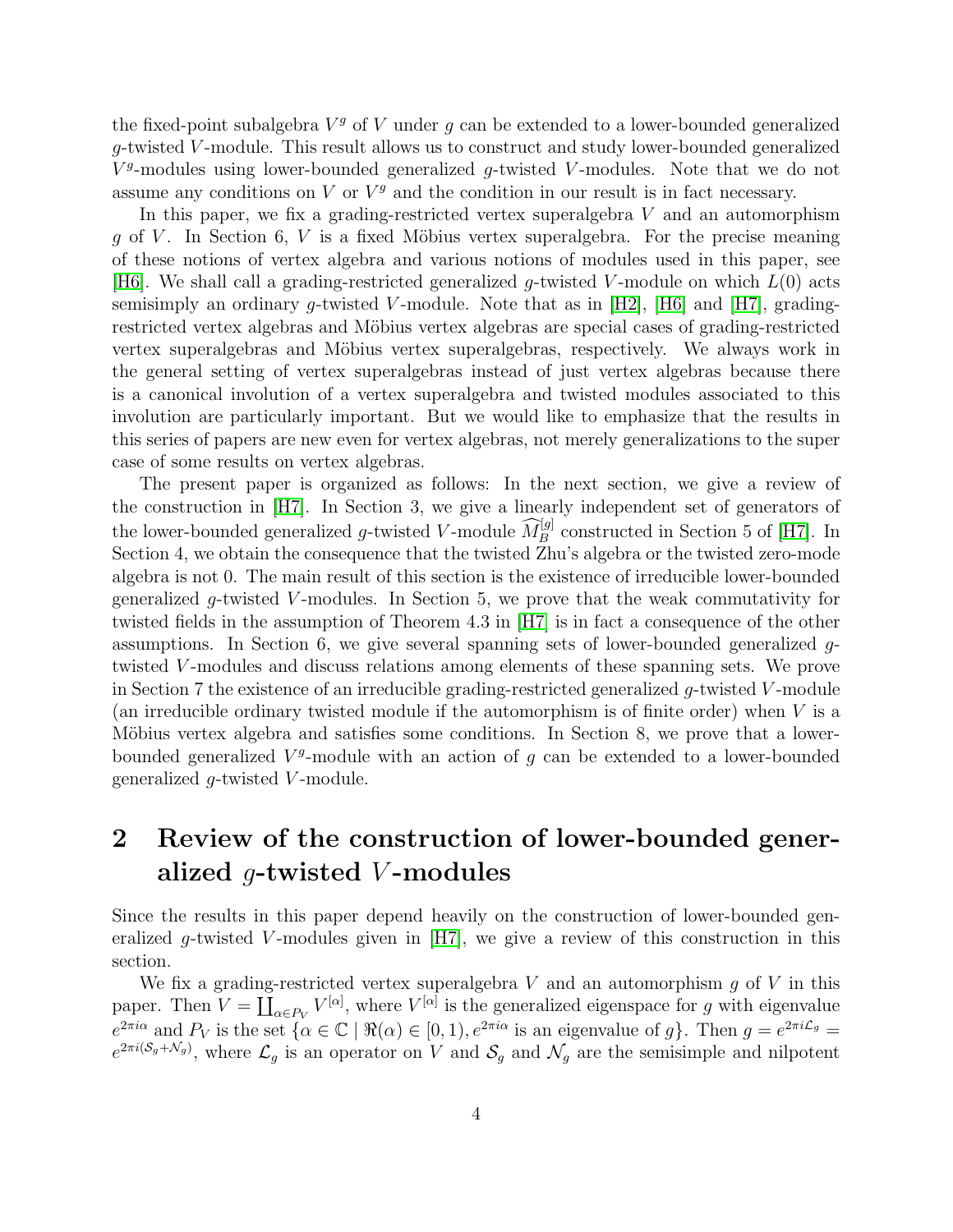the fixed-point subalgebra $V^g$ of $V$ under $g$ can be extended to a lower-bounded generalized $g$-twisted $V$-module. This result allows us to construct and study lower-bounded generalized $V^g$-modules using lower-bounded generalized $g$-twisted $V$-modules. Note that we do not assume any conditions on $V$ or $V^g$ and the condition in our result is in fact necessary.

In this paper, we fix a grading-restricted vertex superalgebra $V$ and an automorphism $g$ of $V$. In Section 6, $V$ is a fixed Möbius vertex superalgebra. For the precise meaning of these notions of vertex algebra and various notions of modules used in this paper, see [H6]. We shall call a grading-restricted generalized $g$-twisted $V$-module on which $L(0)$ acts semisimply an ordinary $g$-twisted $V$-module. Note that as in [H2], [H6] and [H7], grading-restricted vertex algebras and Möbius vertex algebras are special cases of grading-restricted vertex superalgebras and Möbius vertex superalgebras, respectively. We always work in the general setting of vertex superalgebras instead of just vertex algebras because there is a canonical involution of a vertex superalgebra and twisted modules associated to this involution are particularly important. But we would like to emphasize that the results in this series of papers are new even for vertex algebras, not merely generalizations to the super case of some results on vertex algebras.

The present paper is organized as follows: In the next section, we give a review of the construction in [H7]. In Section 3, we give a linearly independent set of generators of the lower-bounded generalized $g$-twisted $V$-module $\widehat{M}_B^{[g]}$ constructed in Section 5 of [H7]. In Section 4, we obtain the consequence that the twisted Zhu's algebra or the twisted zero-mode algebra is not 0. The main result of this section is the existence of irreducible lower-bounded generalized $g$-twisted $V$-modules. In Section 5, we prove that the weak commutativity for twisted fields in the assumption of Theorem 4.3 in [H7] is in fact a consequence of the other assumptions. In Section 6, we give several spanning sets of lower-bounded generalized $g$-twisted $V$-modules and discuss relations among elements of these spanning sets. We prove in Section 7 the existence of an irreducible grading-restricted generalized $g$-twisted $V$-module (an irreducible ordinary twisted module if the automorphism is of finite order) when $V$ is a Möbius vertex algebra and satisfies some conditions. In Section 8, we prove that a lower-bounded generalized $V^g$-module with an action of $g$ can be extended to a lower-bounded generalized $g$-twisted $V$-module.

# 2 Review of the construction of lower-bounded generalized $g$-twisted $V$-modules

Since the results in this paper depend heavily on the construction of lower-bounded generalized $g$-twisted $V$-modules given in [H7], we give a review of this construction in this section.

We fix a grading-restricted vertex superalgebra $V$ and an automorphism $g$ of $V$ in this paper. Then $V = \coprod_{\alpha \in P_V} V^{[\alpha]}$, where $V^{[\alpha]}$ is the generalized eigenspace for $g$ with eigenvalue $e^{2\pi i\alpha}$ and $P_V$ is the set $\{\alpha \in \mathbb{C} \mid \Re(\alpha) \in [0, 1), e^{2\pi i\alpha}$ is an eigenvalue of $g\}$. Then $g = e^{2\pi i\mathcal{L}_g} = e^{2\pi i(\mathcal{S}_g+\mathcal{N}_g)}$, where $\mathcal{L}_g$ is an operator on $V$ and $\mathcal{S}_g$ and $\mathcal{N}_g$ are the semisimple and nilpotent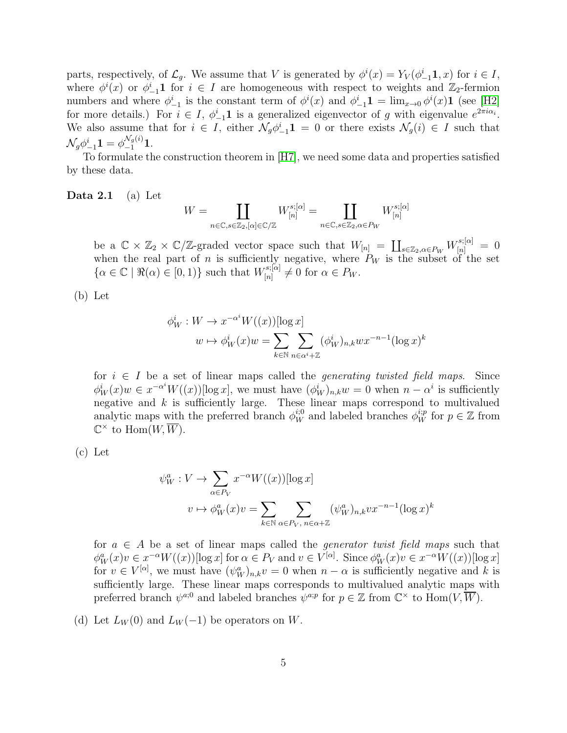parts, respectively, of $\mathcal{L}_g$. We assume that $V$ is generated by $\phi^i(x) = Y_V(\phi^i_{-1}\mathbf{1}, x)$ for $i \in I$, where $\phi^i(x)$ or $\phi^i_{-1}\mathbf{1}$ for $i \in I$ are homogeneous with respect to weights and $\mathbb{Z}_2$-fermion numbers and where $\phi^i_{-1}$ is the constant term of $\phi^i(x)$ and $\phi^i_{-1}\mathbf{1} = \lim_{x\to 0} \phi^i(x)\mathbf{1}$ (see [H2] for more details.) For $i \in I$, $\phi^i_{-1}\mathbf{1}$ is a generalized eigenvector of $g$ with eigenvalue $e^{2\pi i\alpha_i}$. We also assume that for $i \in I$, either $\mathcal{N}_g\phi^i_{-1}\mathbf{1} = 0$ or there exists $\mathcal{N}_g(i) \in I$ such that $\mathcal{N}_g\phi^i_{-1}\mathbf{1} = \phi^{\mathcal{N}_g(i)}_{-1}\mathbf{1}$.

To formulate the construction theorem in [H7], we need some data and properties satisfied by these data.

**Data 2.1** (a) Let

$$W = \coprod_{n\in\mathbb{C}, s\in\mathbb{Z}_2, [\alpha]\in\mathbb{C}/\mathbb{Z}} W^{s;[\alpha]}_{[n]} = \coprod_{n\in\mathbb{C}, s\in\mathbb{Z}_2, \alpha\in P_W} W^{s;[\alpha]}_{[n]}$$

be a $\mathbb{C}\times\mathbb{Z}_2\times\mathbb{C}/\mathbb{Z}$-graded vector space such that $W_{[n]} = \coprod_{s\in\mathbb{Z}_2,\alpha\in P_W} W^{s;[\alpha]}_{[n]} = 0$ when the real part of $n$ is sufficiently negative, where $P_W$ is the subset of the set $\{\alpha \in \mathbb{C} \mid \Re(\alpha) \in [0, 1)\}$ such that $W^{s;[\alpha]}_{[n]} \neq 0$ for $\alpha \in P_W$.

(b) Let

$$\begin{aligned}\phi^i_W : W &\to x^{-\alpha^i} W((x))[\log x]\\ w &\mapsto \phi^i_W(x)w = \sum_{k\in\mathbb{N}} \sum_{n\in\alpha^i+\mathbb{Z}} (\phi^i_W)_{n,k} w x^{-n-1}(\log x)^k\end{aligned}$$

for $i \in I$ be a set of linear maps called the *generating twisted field maps*. Since $\phi^i_W(x)w \in x^{-\alpha^i}W((x))[\log x]$, we must have $(\phi^i_W)_{n,k}w = 0$ when $n - \alpha^i$ is sufficiently negative and $k$ is sufficiently large. These linear maps correspond to multivalued analytic maps with the preferred branch $\phi^{i;0}_W$ and labeled branches $\phi^{i;p}_W$ for $p \in \mathbb{Z}$ from $\mathbb{C}^\times$ to $\mathrm{Hom}(W, \overline{W})$.

(c) Let

$$\begin{aligned}\psi^a_W : V &\to \sum_{\alpha\in P_V} x^{-\alpha} W((x))[\log x]\\ v &\mapsto \phi^a_W(x)v = \sum_{k\in\mathbb{N}} \sum_{\alpha\in P_V,\, n\in\alpha+\mathbb{Z}} (\psi^a_W)_{n,k} v x^{-n-1}(\log x)^k\end{aligned}$$

for $a \in A$ be a set of linear maps called the *generator twist field maps* such that $\phi^a_W(x)v \in x^{-\alpha}W((x))[\log x]$ for $\alpha \in P_V$ and $v \in V^{[\alpha]}$. Since $\phi^a_W(x)v \in x^{-\alpha}W((x))[\log x]$ for $v \in V^{[\alpha]}$, we must have $(\psi^a_W)_{n,k}v = 0$ when $n - \alpha$ is sufficiently negative and $k$ is sufficiently large. These linear maps corresponds to multivalued analytic maps with preferred branch $\psi^{a;0}$ and labeled branches $\psi^{a;p}$ for $p \in \mathbb{Z}$ from $\mathbb{C}^\times$ to $\mathrm{Hom}(V, \overline{W})$.

(d) Let $L_W(0)$ and $L_W(-1)$ be operators on $W$.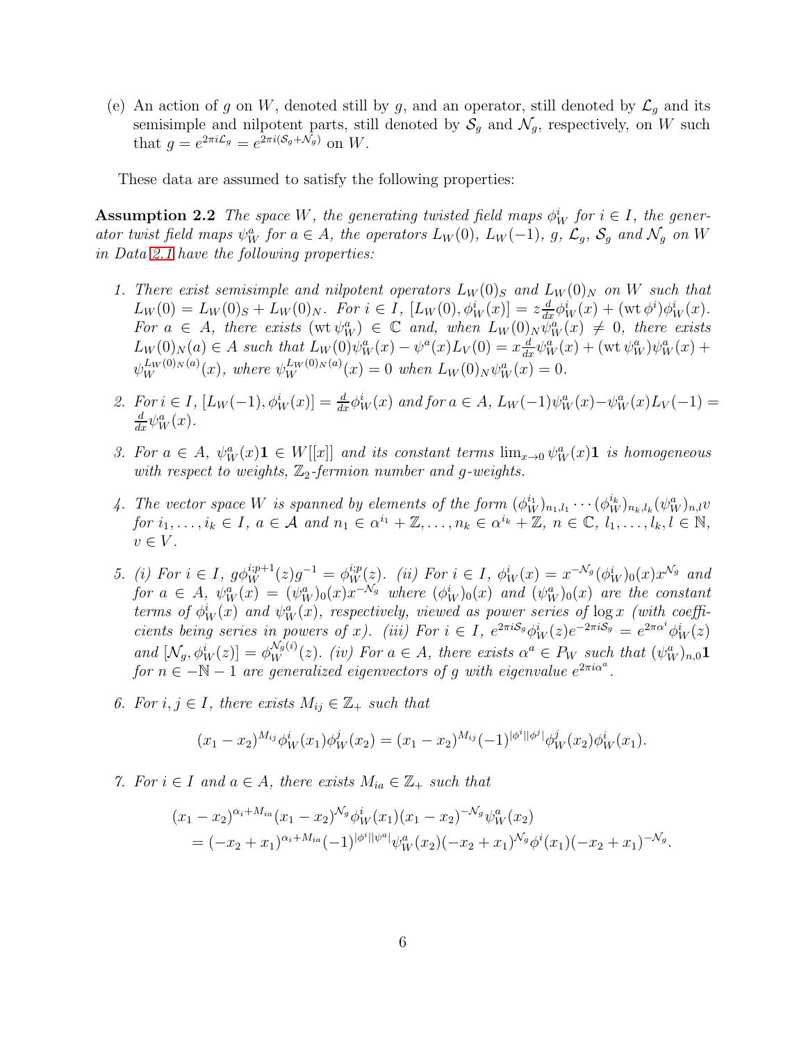(e) An action of $g$ on $W$, denoted still by $g$, and an operator, still denoted by $\mathcal{L}_g$ and its semisimple and nilpotent parts, still denoted by $\mathcal{S}_g$ and $\mathcal{N}_g$, respectively, on $W$ such that $g = e^{2\pi i \mathcal{L}_g} = e^{2\pi i (\mathcal{S}_g + \mathcal{N}_g)}$ on $W$.

These data are assumed to satisfy the following properties:

**Assumption 2.2** *The space $W$, the generating twisted field maps $\phi^i_W$ for $i \in I$, the generator twist field maps $\psi^a_W$ for $a \in A$, the operators $L_W(0)$, $L_W(-1)$, $g$, $\mathcal{L}_g$, $\mathcal{S}_g$ and $\mathcal{N}_g$ on $W$ in Data 2.1 have the following properties:*

1. *There exist semisimple and nilpotent operators $L_W(0)_S$ and $L_W(0)_N$ on $W$ such that $L_W(0) = L_W(0)_S + L_W(0)_N$. For $i \in I$, $[L_W(0), \phi^i_W(x)] = z\frac{d}{dx}\phi^i_W(x) + (\mathrm{wt}\, \phi^i)\phi^i_W(x)$. For $a \in A$, there exists $(\mathrm{wt}\, \psi^a_W) \in \mathbb{C}$ and, when $L_W(0)_N \psi^a_W(x) \neq 0$, there exists $L_W(0)_N(a) \in A$ such that $L_W(0)\psi^a_W(x) - \psi^a(x)L_V(0) = x\frac{d}{dx}\psi^a_W(x) + (\mathrm{wt}\, \psi^a_W)\psi^a_W(x) + \psi^{L_W(0)_N(a)}_W(x)$, where $\psi^{L_W(0)_N(a)}_W(x) = 0$ when $L_W(0)_N \psi^a_W(x) = 0$.*

2. *For $i \in I$, $[L_W(-1), \phi^i_W(x)] = \frac{d}{dx}\phi^i_W(x)$ and for $a \in A$, $L_W(-1)\psi^a_W(x) - \psi^a_W(x)L_V(-1) = \frac{d}{dx}\psi^a_W(x)$.*

3. *For $a \in A$, $\psi^a_W(x)\mathbf{1} \in W[[x]]$ and its constant terms $\lim_{x\to 0}\psi^a_W(x)\mathbf{1}$ is homogeneous with respect to weights, $\mathbb{Z}_2$-fermion number and $g$-weights.*

4. *The vector space $W$ is spanned by elements of the form $(\phi^{i_1}_W)_{n_1,l_1} \cdots (\phi^{i_k}_W)_{n_k,l_k}(\psi^a_W)_{n,l}v$ for $i_1, \dots, i_k \in I$, $a \in \mathcal{A}$ and $n_1 \in \alpha^{i_1} + \mathbb{Z}, \dots, n_k \in \alpha^{i_k} + \mathbb{Z}$, $n \in \mathbb{C}$, $l_1, \dots, l_k, l \in \mathbb{N}$, $v \in V$.*

5. *(i) For $i \in I$, $g\phi^{i;p+1}_W(z)g^{-1} = \phi^{i;p}_W(z)$. (ii) For $i \in I$, $\phi^i_W(x) = x^{-\mathcal{N}_g}(\phi^i_W)_0(x)x^{\mathcal{N}_g}$ and for $a \in A$, $\psi^a_W(x) = (\psi^a_W)_0(x)x^{-\mathcal{N}_g}$ where $(\phi^i_W)_0(x)$ and $(\psi^a_W)_0(x)$ are the constant terms of $\phi^i_W(x)$ and $\psi^a_W(x)$, respectively, viewed as power series of $\log x$ (with coefficients being series in powers of $x$). (iii) For $i \in I$, $e^{2\pi i \mathcal{S}_g}\phi^i_W(z)e^{-2\pi i \mathcal{S}_g} = e^{2\pi \alpha^i}\phi^i_W(z)$ and $[\mathcal{N}_g, \phi^i_W(z)] = \phi^{\mathcal{N}_g(i)}_W(z)$. (iv) For $a \in A$, there exists $\alpha^a \in P_W$ such that $(\psi^a_W)_{n,0}\mathbf{1}$ for $n \in -\mathbb{N} - 1$ are generalized eigenvectors of $g$ with eigenvalue $e^{2\pi i \alpha^a}$.*

6. *For $i, j \in I$, there exists $M_{ij} \in \mathbb{Z}_+$ such that*
$$(x_1 - x_2)^{M_{ij}}\phi^i_W(x_1)\phi^j_W(x_2) = (x_1 - x_2)^{M_{ij}}(-1)^{|\phi^i||\phi^j|}\phi^j_W(x_2)\phi^i_W(x_1).$$

7. *For $i \in I$ and $a \in A$, there exists $M_{ia} \in \mathbb{Z}_+$ such that*
$$\begin{aligned}&(x_1 - x_2)^{\alpha_i + M_{ia}}(x_1 - x_2)^{\mathcal{N}_g}\phi^i_W(x_1)(x_1 - x_2)^{-\mathcal{N}_g}\psi^a_W(x_2)\\ &\quad = (-x_2 + x_1)^{\alpha_i + M_{ia}}(-1)^{|\phi^i||\psi^a|}\psi^a_W(x_2)(-x_2 + x_1)^{\mathcal{N}_g}\phi^i(x_1)(-x_2 + x_1)^{-\mathcal{N}_g}.\end{aligned}$$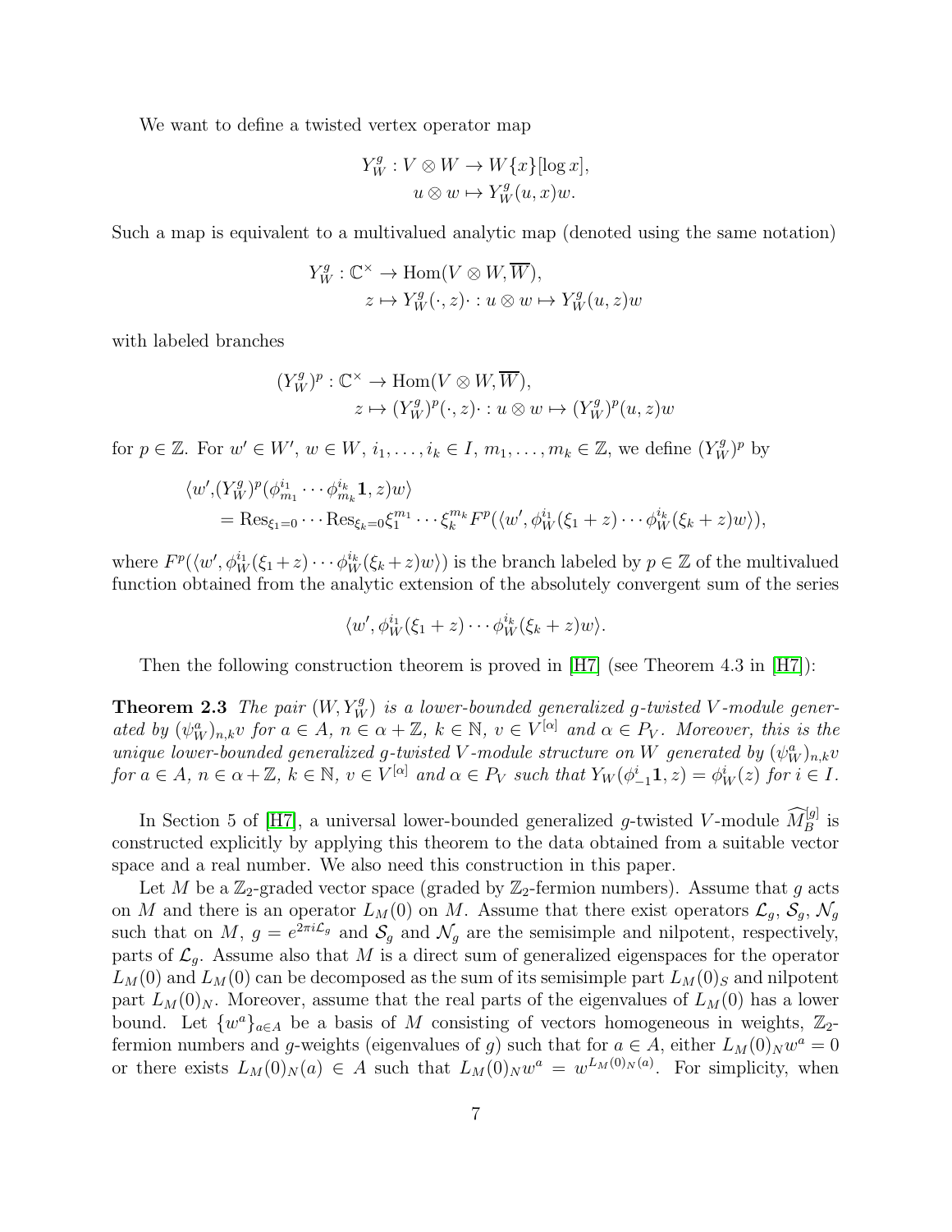We want to define a twisted vertex operator map

$$
\begin{aligned}
Y_W^g : V \otimes W &\to W\{x\}[\log x],\\
u \otimes w &\mapsto Y_W^g(u, x)w.
\end{aligned}
$$

Such a map is equivalent to a multivalued analytic map (denoted using the same notation)

$$
\begin{aligned}
Y_W^g : \mathbb{C}^\times &\to \mathrm{Hom}(V \otimes W, \overline{W}),\\
z &\mapsto Y_W^g(\cdot, z)\cdot : u \otimes w \mapsto Y_W^g(u, z)w
\end{aligned}
$$

with labeled branches

$$
\begin{aligned}
(Y_W^g)^p : \mathbb{C}^\times &\to \mathrm{Hom}(V \otimes W, \overline{W}),\\
z &\mapsto (Y_W^g)^p(\cdot, z)\cdot : u \otimes w \mapsto (Y_W^g)^p(u, z)w
\end{aligned}
$$

for $p \in \mathbb{Z}$. For $w' \in W'$, $w \in W$, $i_1, \dots, i_k \in I$, $m_1, \dots, m_k \in \mathbb{Z}$, we define $(Y_W^g)^p$ by

$$
\begin{aligned}
\langle w', &(Y_W^g)^p(\phi^{i_1}_{m_1} \cdots \phi^{i_k}_{m_k} \mathbf{1}, z)w\rangle\\
&= \mathrm{Res}_{\xi_1 = 0} \cdots \mathrm{Res}_{\xi_k = 0} \xi_1^{m_1} \cdots \xi_k^{m_k} F^p(\langle w', \phi^{i_1}_W(\xi_1 + z) \cdots \phi^{i_k}_W(\xi_k + z)w\rangle),
\end{aligned}
$$

where $F^p(\langle w', \phi^{i_1}_W(\xi_1 + z) \cdots \phi^{i_k}_W(\xi_k + z)w\rangle)$ is the branch labeled by $p \in \mathbb{Z}$ of the multivalued function obtained from the analytic extension of the absolutely convergent sum of the series

$$
\langle w', \phi^{i_1}_W(\xi_1 + z) \cdots \phi^{i_k}_W(\xi_k + z)w\rangle.
$$

Then the following construction theorem is proved in [H7] (see Theorem 4.3 in [H7]):

**Theorem 2.3** *The pair $(W, Y_W^g)$ is a lower-bounded generalized $g$-twisted $V$-module generated by $(\psi^a_W)_{n,k}v$ for $a \in A$, $n \in \alpha + \mathbb{Z}$, $k \in \mathbb{N}$, $v \in V^{[\alpha]}$ and $\alpha \in P_V$. Moreover, this is the unique lower-bounded generalized $g$-twisted $V$-module structure on $W$ generated by $(\psi^a_W)_{n,k}v$ for $a \in A$, $n \in \alpha + \mathbb{Z}$, $k \in \mathbb{N}$, $v \in V^{[\alpha]}$ and $\alpha \in P_V$ such that $Y_W(\phi^i_{-1}\mathbf{1}, z) = \phi^i_W(z)$ for $i \in I$.*

In Section 5 of [H7], a universal lower-bounded generalized $g$-twisted $V$-module $\widehat{M}^{[g]}_B$ is constructed explicitly by applying this theorem to the data obtained from a suitable vector space and a real number. We also need this construction in this paper.

Let $M$ be a $\mathbb{Z}_2$-graded vector space (graded by $\mathbb{Z}_2$-fermion numbers). Assume that $g$ acts on $M$ and there is an operator $L_M(0)$ on $M$. Assume that there exist operators $\mathcal{L}_g$, $\mathcal{S}_g$, $\mathcal{N}_g$ such that on $M$, $g = e^{2\pi i \mathcal{L}_g}$ and $\mathcal{S}_g$ and $\mathcal{N}_g$ are the semisimple and nilpotent, respectively, parts of $\mathcal{L}_g$. Assume also that $M$ is a direct sum of generalized eigenspaces for the operator $L_M(0)$ and $L_M(0)$ can be decomposed as the sum of its semisimple part $L_M(0)_S$ and nilpotent part $L_M(0)_N$. Moreover, assume that the real parts of the eigenvalues of $L_M(0)$ has a lower bound. Let $\{w^a\}_{a \in A}$ be a basis of $M$ consisting of vectors homogeneous in weights, $\mathbb{Z}_2$-fermion numbers and $g$-weights (eigenvalues of $g$) such that for $a \in A$, either $L_M(0)_N w^a = 0$ or there exists $L_M(0)_N(a) \in A$ such that $L_M(0)_N w^a = w^{L_M(0)_N(a)}$. For simplicity, when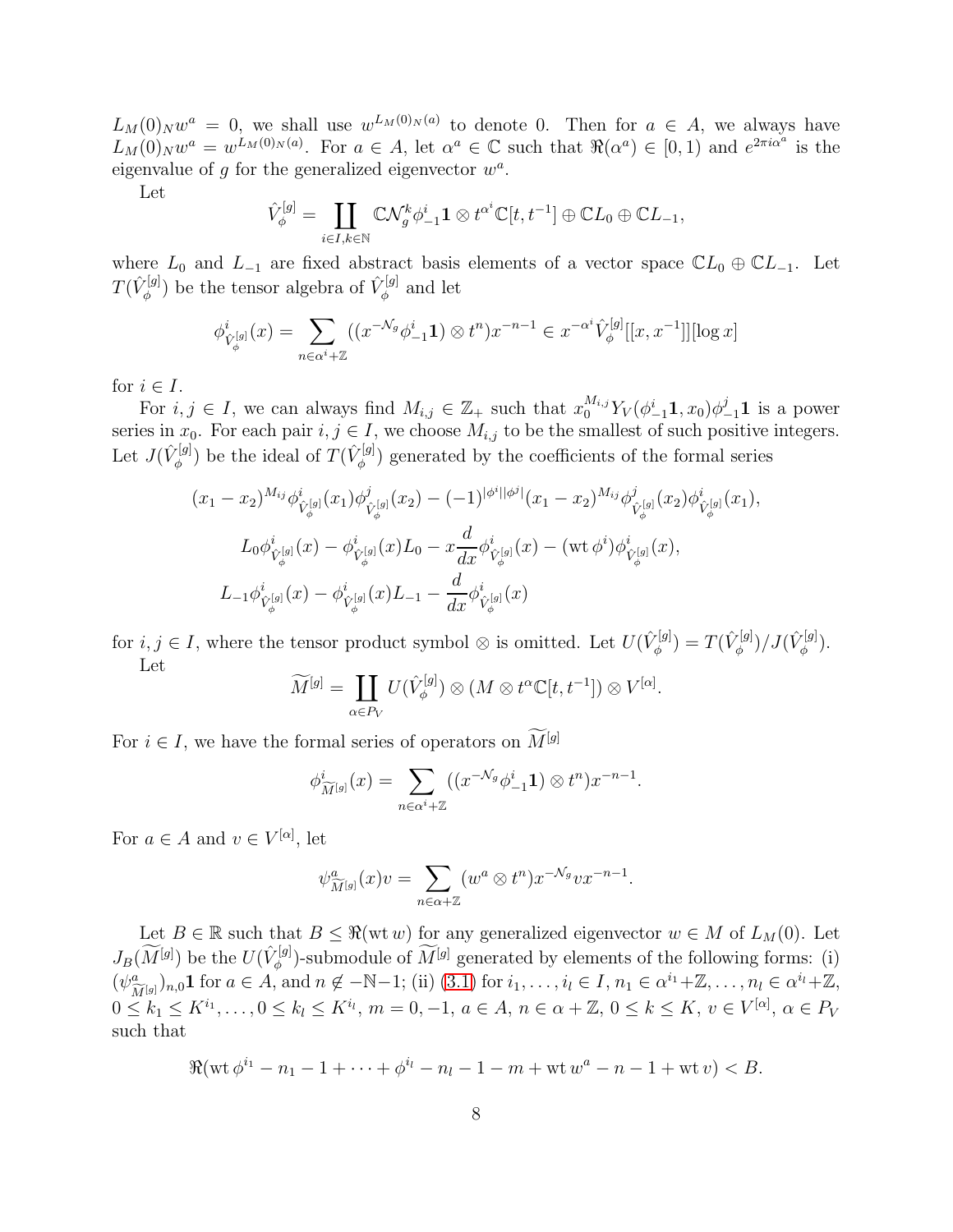$L_M(0)_N w^a = 0$, we shall use $w^{L_M(0)_N(a)}$ to denote 0. Then for $a \in A$, we always have $L_M(0)_N w^a = w^{L_M(0)_N(a)}$. For $a \in A$, let $\alpha^a \in \mathbb{C}$ such that $\Re(\alpha^a) \in [0, 1)$ and $e^{2\pi i \alpha^a}$ is the eigenvalue of $g$ for the generalized eigenvector $w^a$.

Let

$$\hat{V}_\phi^{[g]} = \coprod_{i \in I, k \in \mathbb{N}} \mathbb{C}\mathcal{N}_g^k \phi_{-1}^i \mathbf{1} \otimes t^{\alpha^i}\mathbb{C}[t, t^{-1}] \oplus \mathbb{C}L_0 \oplus \mathbb{C}L_{-1},$$

where $L_0$ and $L_{-1}$ are fixed abstract basis elements of a vector space $\mathbb{C}L_0 \oplus \mathbb{C}L_{-1}$. Let $T(\hat{V}_\phi^{[g]})$ be the tensor algebra of $\hat{V}_\phi^{[g]}$ and let

$$\phi^i_{\hat{V}_\phi^{[g]}}(x) = \sum_{n \in \alpha^i + \mathbb{Z}} ((x^{-\mathcal{N}_g} \phi_{-1}^i \mathbf{1}) \otimes t^n) x^{-n-1} \in x^{-\alpha^i} \hat{V}_\phi^{[g]}[[x, x^{-1}]][\log x]$$

for $i \in I$.

For $i, j \in I$, we can always find $M_{i,j} \in \mathbb{Z}_+$ such that $x_0^{M_{i,j}} Y_V(\phi_{-1}^i \mathbf{1}, x_0)\phi_{-1}^j \mathbf{1}$ is a power series in $x_0$. For each pair $i, j \in I$, we choose $M_{i,j}$ to be the smallest of such positive integers. Let $J(\hat{V}_\phi^{[g]})$ be the ideal of $T(\hat{V}_\phi^{[g]})$ generated by the coefficients of the formal series

$$(x_1 - x_2)^{M_{ij}} \phi^i_{\hat{V}_\phi^{[g]}}(x_1) \phi^j_{\hat{V}_\phi^{[g]}}(x_2) - (-1)^{|\phi^i||\phi^j|}(x_1 - x_2)^{M_{ij}} \phi^j_{\hat{V}_\phi^{[g]}}(x_2) \phi^i_{\hat{V}_\phi^{[g]}}(x_1),$$

$$L_0 \phi^i_{\hat{V}_\phi^{[g]}}(x) - \phi^i_{\hat{V}_\phi^{[g]}}(x) L_0 - x \frac{d}{dx} \phi^i_{\hat{V}_\phi^{[g]}}(x) - (\mathrm{wt}\, \phi^i) \phi^i_{\hat{V}_\phi^{[g]}}(x),$$

$$L_{-1} \phi^i_{\hat{V}_\phi^{[g]}}(x) - \phi^i_{\hat{V}_\phi^{[g]}}(x) L_{-1} - \frac{d}{dx} \phi^i_{\hat{V}_\phi^{[g]}}(x)$$

for $i, j \in I$, where the tensor product symbol $\otimes$ is omitted. Let $U(\hat{V}_\phi^{[g]}) = T(\hat{V}_\phi^{[g]})/J(\hat{V}_\phi^{[g]})$.

Let

$$\widetilde{M}^{[g]} = \coprod_{\alpha \in P_V} U(\hat{V}_\phi^{[g]}) \otimes (M \otimes t^\alpha \mathbb{C}[t, t^{-1}]) \otimes V^{[\alpha]}.$$

For $i \in I$, we have the formal series of operators on $\widetilde{M}^{[g]}$

$$\phi^i_{\widetilde{M}^{[g]}}(x) = \sum_{n \in \alpha^i + \mathbb{Z}} ((x^{-\mathcal{N}_g} \phi_{-1}^i \mathbf{1}) \otimes t^n) x^{-n-1}.$$

For $a \in A$ and $v \in V^{[\alpha]}$, let

$$\psi^a_{\widetilde{M}^{[g]}}(x)v = \sum_{n \in \alpha + \mathbb{Z}} (w^a \otimes t^n) x^{-\mathcal{N}_g} v x^{-n-1}.$$

Let $B \in \mathbb{R}$ such that $B \leq \Re(\mathrm{wt}\, w)$ for any generalized eigenvector $w \in M$ of $L_M(0)$. Let $J_B(\widetilde{M}^{[g]})$ be the $U(\hat{V}_\phi^{[g]})$-submodule of $\widetilde{M}^{[g]}$ generated by elements of the following forms: (i) $(\psi^a_{\widetilde{M}^{[g]}})_{n,0}\mathbf{1}$ for $a \in A$, and $n \notin -\mathbb{N}-1$; (ii) (3.1) for $i_1, \dots, i_l \in I$, $n_1 \in \alpha^{i_1}+\mathbb{Z}, \dots, n_l \in \alpha^{i_l}+\mathbb{Z}$, $0 \leq k_1 \leq K^{i_1}, \dots, 0 \leq k_l \leq K^{i_l}$, $m = 0, -1$, $a \in A$, $n \in \alpha + \mathbb{Z}$, $0 \leq k \leq K$, $v \in V^{[\alpha]}$, $\alpha \in P_V$ such that

$$\Re(\mathrm{wt}\, \phi^{i_1} - n_1 - 1 + \cdots + \phi^{i_l} - n_l - 1 - m + \mathrm{wt}\, w^a - n - 1 + \mathrm{wt}\, v) < B.$$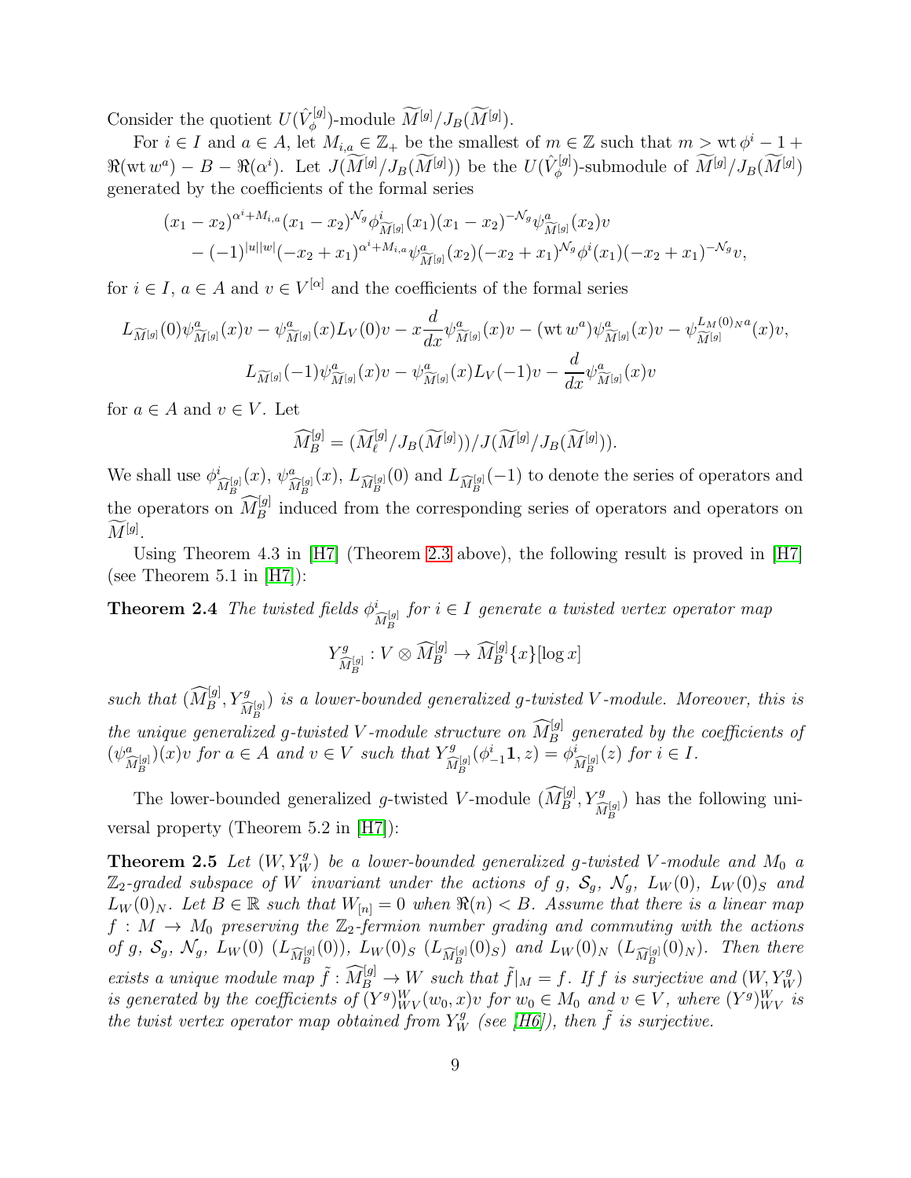Consider the quotient $U(\hat{V}_\phi^{[g]})$-module $\widetilde{M}^{[g]}/J_B(\widetilde{M}^{[g]})$.

For $i \in I$ and $a \in A$, let $M_{i,a} \in \mathbb{Z}_+$ be the smallest of $m \in \mathbb{Z}$ such that $m > \mathrm{wt}\, \phi^i - 1 + \Re(\mathrm{wt}\, w^a) - B - \Re(\alpha^i)$. Let $J(\widetilde{M}^{[g]}/J_B(\widetilde{M}^{[g]}))$ be the $U(\hat{V}_\phi^{[g]})$-submodule of $\widetilde{M}^{[g]}/J_B(\widetilde{M}^{[g]})$ generated by the coefficients of the formal series

$$
\begin{aligned}
&(x_1 - x_2)^{\alpha^i + M_{i,a}} (x_1 - x_2)^{\mathcal{N}_g} \phi^i_{\widetilde{M}^{[g]}}(x_1)(x_1 - x_2)^{-\mathcal{N}_g} \psi^a_{\widetilde{M}^{[g]}}(x_2) v \\
&\quad - (-1)^{|u||w|} (-x_2 + x_1)^{\alpha^i + M_{i,a}} \psi^a_{\widetilde{M}^{[g]}}(x_2)(-x_2 + x_1)^{\mathcal{N}_g} \phi^i(x_1)(-x_2 + x_1)^{-\mathcal{N}_g} v,
\end{aligned}
$$

for $i \in I$, $a \in A$ and $v \in V^{[\alpha]}$ and the coefficients of the formal series

$$
L_{\widetilde{M}^{[g]}}(0)\psi^a_{\widetilde{M}^{[g]}}(x)v - \psi^a_{\widetilde{M}^{[g]}}(x)L_V(0)v - x\frac{d}{dx}\psi^a_{\widetilde{M}^{[g]}}(x)v - (\mathrm{wt}\, w^a)\psi^a_{\widetilde{M}^{[g]}}(x)v - \psi^{L_M(0)_N a}_{\widetilde{M}^{[g]}}(x)v,
$$

$$
L_{\widetilde{M}^{[g]}}(-1)\psi^a_{\widetilde{M}^{[g]}}(x)v - \psi^a_{\widetilde{M}^{[g]}}(x)L_V(-1)v - \frac{d}{dx}\psi^a_{\widetilde{M}^{[g]}}(x)v
$$

for $a \in A$ and $v \in V$. Let

$$
\widehat{M}^{[g]}_B = (\widetilde{M}^{[g]}_\ell / J_B(\widetilde{M}^{[g]}))/J(\widetilde{M}^{[g]}/J_B(\widetilde{M}^{[g]})).
$$

We shall use $\phi^i_{\widehat{M}^{[g]}_B}(x)$, $\psi^a_{\widehat{M}^{[g]}_B}(x)$, $L_{\widehat{M}^{[g]}_B}(0)$ and $L_{\widehat{M}^{[g]}_B}(-1)$ to denote the series of operators and the operators on $\widehat{M}^{[g]}_B$ induced from the corresponding series of operators and operators on $\widetilde{M}^{[g]}$.

Using Theorem 4.3 in [H7] (Theorem 2.3 above), the following result is proved in [H7] (see Theorem 5.1 in [H7]):

**Theorem 2.4** *The twisted fields $\phi^i_{\widehat{M}^{[g]}_B}$ for $i \in I$ generate a twisted vertex operator map*

$$
Y^g_{\widehat{M}^{[g]}_B} : V \otimes \widehat{M}^{[g]}_B \to \widehat{M}^{[g]}_B\{x\}[\log x]
$$

*such that $(\widehat{M}^{[g]}_B, Y^g_{\widehat{M}^{[g]}_B})$ is a lower-bounded generalized $g$-twisted $V$-module. Moreover, this is the unique generalized $g$-twisted $V$-module structure on $\widehat{M}^{[g]}_B$ generated by the coefficients of $(\psi^a_{\widehat{M}^{[g]}_B})(x)v$ for $a \in A$ and $v \in V$ such that $Y^g_{\widehat{M}^{[g]}_B}(\phi^i_{-1}\mathbf{1}, z) = \phi^i_{\widehat{M}^{[g]}_B}(z)$ for $i \in I$.*

The lower-bounded generalized $g$-twisted $V$-module $(\widehat{M}^{[g]}_B, Y^g_{\widehat{M}^{[g]}_B})$ has the following universal property (Theorem 5.2 in [H7]):

**Theorem 2.5** *Let $(W, Y^g_W)$ be a lower-bounded generalized $g$-twisted $V$-module and $M_0$ a $\mathbb{Z}_2$-graded subspace of $W$ invariant under the actions of $g$, $\mathcal{S}_g$, $\mathcal{N}_g$, $L_W(0)$, $L_W(0)_S$ and $L_W(0)_N$. Let $B \in \mathbb{R}$ such that $W_{[n]} = 0$ when $\Re(n) < B$. Assume that there is a linear map $f : M \to M_0$ preserving the $\mathbb{Z}_2$-fermion number grading and commuting with the actions of $g$, $\mathcal{S}_g$, $\mathcal{N}_g$, $L_W(0)$ ($L_{\widehat{M}^{[g]}_B}(0)$), $L_W(0)_S$ ($L_{\widehat{M}^{[g]}_B}(0)_S$) and $L_W(0)_N$ ($L_{\widehat{M}^{[g]}_B}(0)_N$). Then there exists a unique module map $\tilde{f} : \widehat{M}^{[g]}_B \to W$ such that $\tilde{f}|_M = f$. If $f$ is surjective and $(W, Y^g_W)$ is generated by the coefficients of $(Y^g)^W_{WV}(w_0, x)v$ for $w_0 \in M_0$ and $v \in V$, where $(Y^g)^W_{WV}$ is the twist vertex operator map obtained from $Y^g_W$ (see [H6]), then $\tilde{f}$ is surjective.*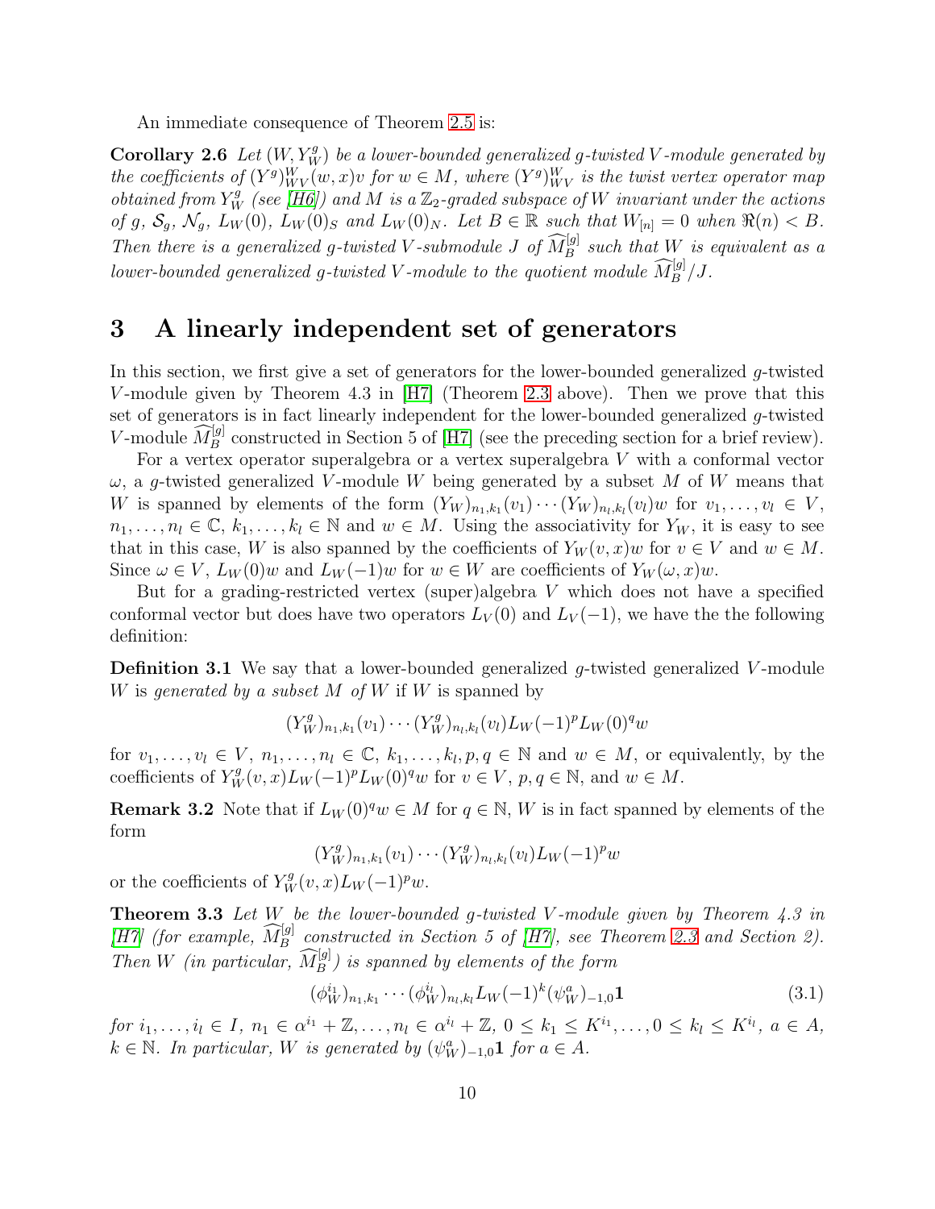An immediate consequence of Theorem 2.5 is:

**Corollary 2.6** *Let $(W, Y_W^g)$ be a lower-bounded generalized $g$-twisted $V$-module generated by the coefficients of $(Y^g)_{WV}^W(w, x)v$ for $w \in M$, where $(Y^g)_{WV}^W$ is the twist vertex operator map obtained from $Y_W^g$ (see [H6]) and $M$ is a $\mathbb{Z}_2$-graded subspace of $W$ invariant under the actions of $g$, $\mathcal{S}_g$, $\mathcal{N}_g$, $L_W(0)$, $L_W(0)_S$ and $L_W(0)_N$. Let $B \in \mathbb{R}$ such that $W_{[n]} = 0$ when $\Re(n) < B$. Then there is a generalized $g$-twisted $V$-submodule $J$ of $\widehat{M}_B^{[g]}$ such that $W$ is equivalent as a lower-bounded generalized $g$-twisted $V$-module to the quotient module $\widehat{M}_B^{[g]}/J$.*

# 3 A linearly independent set of generators

In this section, we first give a set of generators for the lower-bounded generalized $g$-twisted $V$-module given by Theorem 4.3 in [H7] (Theorem 2.3 above). Then we prove that this set of generators is in fact linearly independent for the lower-bounded generalized $g$-twisted $V$-module $\widehat{M}_B^{[g]}$ constructed in Section 5 of [H7] (see the preceding section for a brief review).

For a vertex operator superalgebra or a vertex superalgebra $V$ with a conformal vector $\omega$, a $g$-twisted generalized $V$-module $W$ being generated by a subset $M$ of $W$ means that $W$ is spanned by elements of the form $(Y_W)_{n_1,k_1}(v_1) \cdots (Y_W)_{n_l,k_l}(v_l)w$ for $v_1, \dots, v_l \in V$, $n_1, \dots, n_l \in \mathbb{C}$, $k_1, \dots, k_l \in \mathbb{N}$ and $w \in M$. Using the associativity for $Y_W$, it is easy to see that in this case, $W$ is also spanned by the coefficients of $Y_W(v, x)w$ for $v \in V$ and $w \in M$. Since $\omega \in V$, $L_W(0)w$ and $L_W(-1)w$ for $w \in W$ are coefficients of $Y_W(\omega, x)w$.

But for a grading-restricted vertex (super)algebra $V$ which does not have a specified conformal vector but does have two operators $L_V(0)$ and $L_V(-1)$, we have the the following definition:

**Definition 3.1** We say that a lower-bounded generalized $g$-twisted generalized $V$-module $W$ is *generated by a subset $M$ of $W$* if $W$ is spanned by

$$(Y_W^g)_{n_1,k_1}(v_1) \cdots (Y_W^g)_{n_l,k_l}(v_l) L_W(-1)^p L_W(0)^q w$$

for $v_1, \dots, v_l \in V$, $n_1, \dots, n_l \in \mathbb{C}$, $k_1, \dots, k_l, p, q \in \mathbb{N}$ and $w \in M$, or equivalently, by the coefficients of $Y_W^g(v, x) L_W(-1)^p L_W(0)^q w$ for $v \in V$, $p, q \in \mathbb{N}$, and $w \in M$.

**Remark 3.2** Note that if $L_W(0)^q w \in M$ for $q \in \mathbb{N}$, $W$ is in fact spanned by elements of the form

$$(Y_W^g)_{n_1,k_1}(v_1) \cdots (Y_W^g)_{n_l,k_l}(v_l) L_W(-1)^p w$$

or the coefficients of $Y_W^g(v, x) L_W(-1)^p w$.

**Theorem 3.3** *Let $W$ be the lower-bounded $g$-twisted $V$-module given by Theorem 4.3 in [H7] (for example, $\widehat{M}_B^{[g]}$ constructed in Section 5 of [H7], see Theorem 2.3 and Section 2). Then $W$ (in particular, $\widehat{M}_B^{[g]}$) is spanned by elements of the form*

$$(\phi_W^{i_1})_{n_1,k_1} \cdots (\phi_W^{i_l})_{n_l,k_l} L_W(-1)^k (\psi_W^a)_{-1,0} \mathbf{1} \tag{3.1}$$

*for $i_1, \dots, i_l \in I$, $n_1 \in \alpha^{i_1} + \mathbb{Z}, \dots, n_l \in \alpha^{i_l} + \mathbb{Z}$, $0 \leq k_1 \leq K^{i_1}, \dots, 0 \leq k_l \leq K^{i_l}$, $a \in A$, $k \in \mathbb{N}$. In particular, $W$ is generated by $(\psi_W^a)_{-1,0}\mathbf{1}$ for $a \in A$.*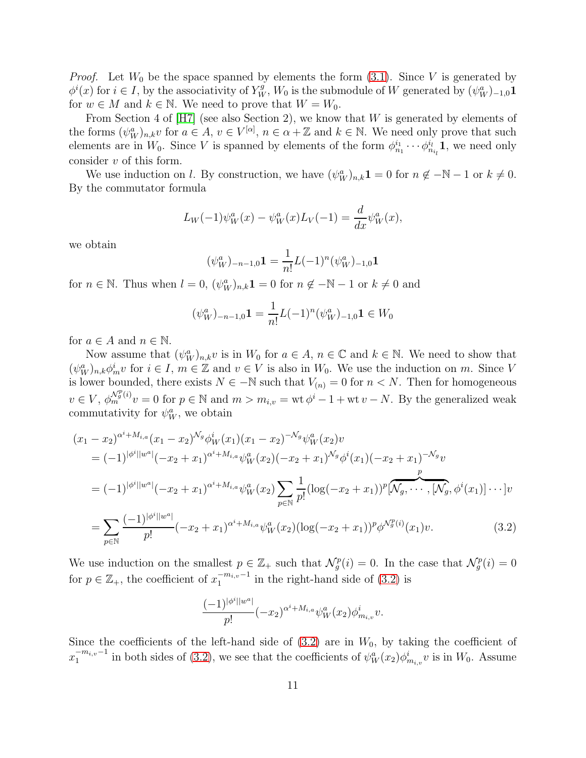*Proof.* Let $W_0$ be the space spanned by elements the form (3.1). Since $V$ is generated by $\phi^i(x)$ for $i \in I$, by the associativity of $Y_W^g$, $W_0$ is the submodule of $W$ generated by $(\psi_W^a)_{-1,0}\mathbf{1}$ for $w \in M$ and $k \in \mathbb{N}$. We need to prove that $W = W_0$.

From Section 4 of [H7] (see also Section 2), we know that $W$ is generated by elements of the forms $(\psi_W^a)_{n,k}v$ for $a \in A$, $v \in V^{[\alpha]}$, $n \in \alpha + \mathbb{Z}$ and $k \in \mathbb{N}$. We need only prove that such elements are in $W_0$. Since $V$ is spanned by elements of the form $\phi^{i_1}_{n_1} \cdots \phi^{i_l}_{n_{i_l}}\mathbf{1}$, we need only consider $v$ of this form.

We use induction on $l$. By construction, we have $(\psi_W^a)_{n,k}\mathbf{1} = 0$ for $n \notin -\mathbb{N} - 1$ or $k \neq 0$. By the commutator formula

$$L_W(-1)\psi_W^a(x) - \psi_W^a(x)L_V(-1) = \frac{d}{dx}\psi_W^a(x),$$

we obtain

$$(\psi_W^a)_{-n-1,0}\mathbf{1} = \frac{1}{n!}L(-1)^n(\psi_W^a)_{-1,0}\mathbf{1}$$

for $n \in \mathbb{N}$. Thus when $l = 0$, $(\psi_W^a)_{n,k}\mathbf{1} = 0$ for $n \notin -\mathbb{N} - 1$ or $k \neq 0$ and

$$(\psi_W^a)_{-n-1,0}\mathbf{1} = \frac{1}{n!}L(-1)^n(\psi_W^a)_{-1,0}\mathbf{1} \in W_0$$

for $a \in A$ and $n \in \mathbb{N}$.

Now assume that $(\psi_W^a)_{n,k}v$ is in $W_0$ for $a \in A$, $n \in \mathbb{C}$ and $k \in \mathbb{N}$. We need to show that $(\psi_W^a)_{n,k}\phi^i_m v$ for $i \in I$, $m \in \mathbb{Z}$ and $v \in V$ is also in $W_0$. We use the induction on $m$. Since $V$ is lower bounded, there exists $N \in -\mathbb{N}$ such that $V_{(n)} = 0$ for $n < N$. Then for homogeneous $v \in V$, $\phi_m^{\mathcal{N}_g^p(i)}v = 0$ for $p \in \mathbb{N}$ and $m > m_{i,v} = \mathrm{wt}\,\phi^i - 1 + \mathrm{wt}\,v - N$. By the generalized weak commutativity for $\psi_W^a$, we obtain

$$\begin{aligned}
&(x_1 - x_2)^{\alpha^i + M_{i,a}}(x_1 - x_2)^{\mathcal{N}_g}\phi_W^i(x_1)(x_1 - x_2)^{-\mathcal{N}_g}\psi_W^a(x_2)v \\
&\quad = (-1)^{|\phi^i||w^a|}(-x_2 + x_1)^{\alpha^i + M_{i,a}}\psi_W^a(x_2)(-x_2 + x_1)^{\mathcal{N}_g}\phi^i(x_1)(-x_2 + x_1)^{-\mathcal{N}_g}v \\
&\quad = (-1)^{|\phi^i||w^a|}(-x_2 + x_1)^{\alpha^i + M_{i,a}}\psi_W^a(x_2)\sum_{p \in \mathbb{N}}\frac{1}{p!}(\log(-x_2 + x_1))^p[\overbrace{\mathcal{N}_g, \cdots, [\mathcal{N}_g}^{p}, \phi^i(x_1)]\cdots]v \\
&\quad = \sum_{p \in \mathbb{N}}\frac{(-1)^{|\phi^i||w^a|}}{p!}(-x_2 + x_1)^{\alpha^i + M_{i,a}}\psi_W^a(x_2)(\log(-x_2 + x_1))^p\phi^{\mathcal{N}_g^p(i)}(x_1)v.
\end{aligned} \tag{3.2}$$

We use induction on the smallest $p \in \mathbb{Z}_+$ such that $\mathcal{N}_g^p(i) = 0$. In the case that $\mathcal{N}_g^p(i) = 0$ for $p \in \mathbb{Z}_+$, the coefficient of $x_1^{-m_{i,v}-1}$ in the right-hand side of (3.2) is

$$\frac{(-1)^{|\phi^i||w^a|}}{p!}(-x_2)^{\alpha^i + M_{i,a}}\psi_W^a(x_2)\phi^i_{m_{i,v}}v.$$

Since the coefficients of the left-hand side of (3.2) are in $W_0$, by taking the coefficient of $x_1^{-m_{i,v}-1}$ in both sides of (3.2), we see that the coefficients of $\psi_W^a(x_2)\phi^i_{m_{i,v}}v$ is in $W_0$. Assume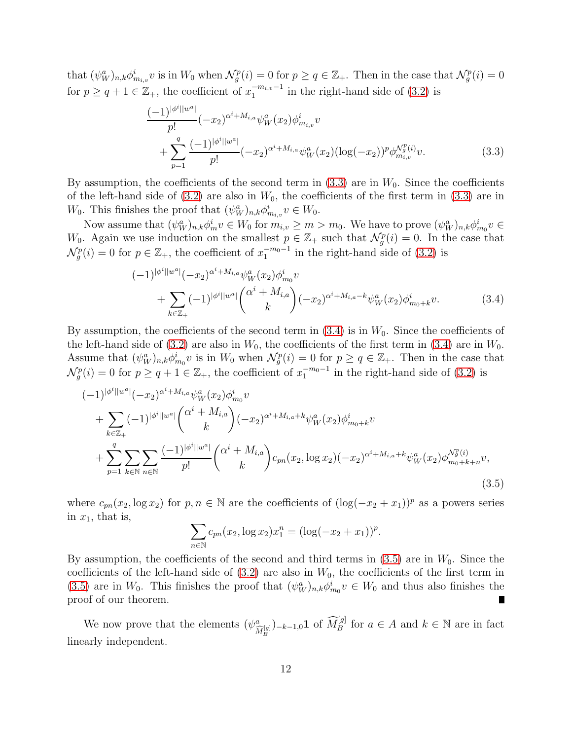that $(\psi_W^a)_{n,k}\phi^i_{m_{i,v}}v$ is in $W_0$ when $\mathcal{N}_g^p(i)=0$ for $p\geq q\in\mathbb{Z}_+$. Then in the case that $\mathcal{N}_g^p(i)=0$ for $p\geq q+1\in\mathbb{Z}_+$, the coefficient of $x_1^{-m_{i,v}-1}$ in the right-hand side of (3.2) is

$$
\begin{aligned}
&\frac{(-1)^{|\phi^i||w^a|}}{p!}(-x_2)^{\alpha^i+M_{i,a}}\psi_W^a(x_2)\phi^i_{m_{i,v}}v\\
&\quad+\sum_{p=1}^{q}\frac{(-1)^{|\phi^i||w^a|}}{p!}(-x_2)^{\alpha^i+M_{i,a}}\psi_W^a(x_2)(\log(-x_2))^p\phi^{\mathcal{N}_g^p(i)}_{m_{i,v}}v. \qquad (3.3)
\end{aligned}
$$

By assumption, the coefficients of the second term in (3.3) are in $W_0$. Since the coefficients of the left-hand side of (3.2) are also in $W_0$, the coefficients of the first term in (3.3) are in $W_0$. This finishes the proof that $(\psi_W^a)_{n,k}\phi^i_{m_{i,v}}v\in W_0$.

Now assume that $(\psi_W^a)_{n,k}\phi^i_m v\in W_0$ for $m_{i,v}\geq m>m_0$. We have to prove $(\psi_W^a)_{n,k}\phi^i_{m_0}v\in W_0$. Again we use induction on the smallest $p\in\mathbb{Z}_+$ such that $\mathcal{N}_g^p(i)=0$. In the case that $\mathcal{N}_g^p(i)=0$ for $p\in\mathbb{Z}_+$, the coefficient of $x_1^{-m_0-1}$ in the right-hand side of (3.2) is

$$
\begin{aligned}
&(-1)^{|\phi^i||w^a|}(-x_2)^{\alpha^i+M_{i,a}}\psi_W^a(x_2)\phi^i_{m_0}v\\
&\quad+\sum_{k\in\mathbb{Z}_+}(-1)^{|\phi^i||w^a|}\binom{\alpha^i+M_{i,a}}{k}(-x_2)^{\alpha^i+M_{i,a}-k}\psi_W^a(x_2)\phi^i_{m_0+k}v. \qquad (3.4)
\end{aligned}
$$

By assumption, the coefficients of the second term in (3.4) is in $W_0$. Since the coefficients of the left-hand side of (3.2) are also in $W_0$, the coefficients of the first term in (3.4) are in $W_0$. Assume that $(\psi_W^a)_{n,k}\phi^i_{m_0}v$ is in $W_0$ when $\mathcal{N}_g^p(i)=0$ for $p\geq q\in\mathbb{Z}_+$. Then in the case that $\mathcal{N}_g^p(i)=0$ for $p\geq q+1\in\mathbb{Z}_+$, the coefficient of $x_1^{-m_0-1}$ in the right-hand side of (3.2) is

$$
\begin{aligned}
&(-1)^{|\phi^i||w^a|}(-x_2)^{\alpha^i+M_{i,a}}\psi_W^a(x_2)\phi^i_{m_0}v\\
&\quad+\sum_{k\in\mathbb{Z}_+}(-1)^{|\phi^i||w^a|}\binom{\alpha^i+M_{i,a}}{k}(-x_2)^{\alpha^i+M_{i,a}+k}\psi_W^a(x_2)\phi^i_{m_0+k}v\\
&\quad+\sum_{p=1}^{q}\sum_{k\in\mathbb{N}}\sum_{n\in\mathbb{N}}\frac{(-1)^{|\phi^i||w^a|}}{p!}\binom{\alpha^i+M_{i,a}}{k}c_{pn}(x_2,\log x_2)(-x_2)^{\alpha^i+M_{i,a}+k}\psi_W^a(x_2)\phi^{\mathcal{N}_g^p(i)}_{m_0+k+n}v,
\end{aligned}
\qquad (3.5)
$$

where $c_{pn}(x_2,\log x_2)$ for $p,n\in\mathbb{N}$ are the coefficients of $(\log(-x_2+x_1))^p$ as a powers series in $x_1$, that is,

$$\sum_{n\in\mathbb{N}}c_{pn}(x_2,\log x_2)x_1^n=(\log(-x_2+x_1))^p.$$

By assumption, the coefficients of the second and third terms in (3.5) are in $W_0$. Since the coefficients of the left-hand side of (3.2) are also in $W_0$, the coefficients of the first term in (3.5) are in $W_0$. This finishes the proof that $(\psi_W^a)_{n,k}\phi^i_{m_0}v\in W_0$ and thus also finishes the proof of our theorem. ∎

We now prove that the elements $(\psi^a_{\widehat{M}_B^{[g]}})_{-k-1,0}\mathbf{1}$ of $\widehat{M}_B^{[g]}$ for $a\in A$ and $k\in\mathbb{N}$ are in fact linearly independent.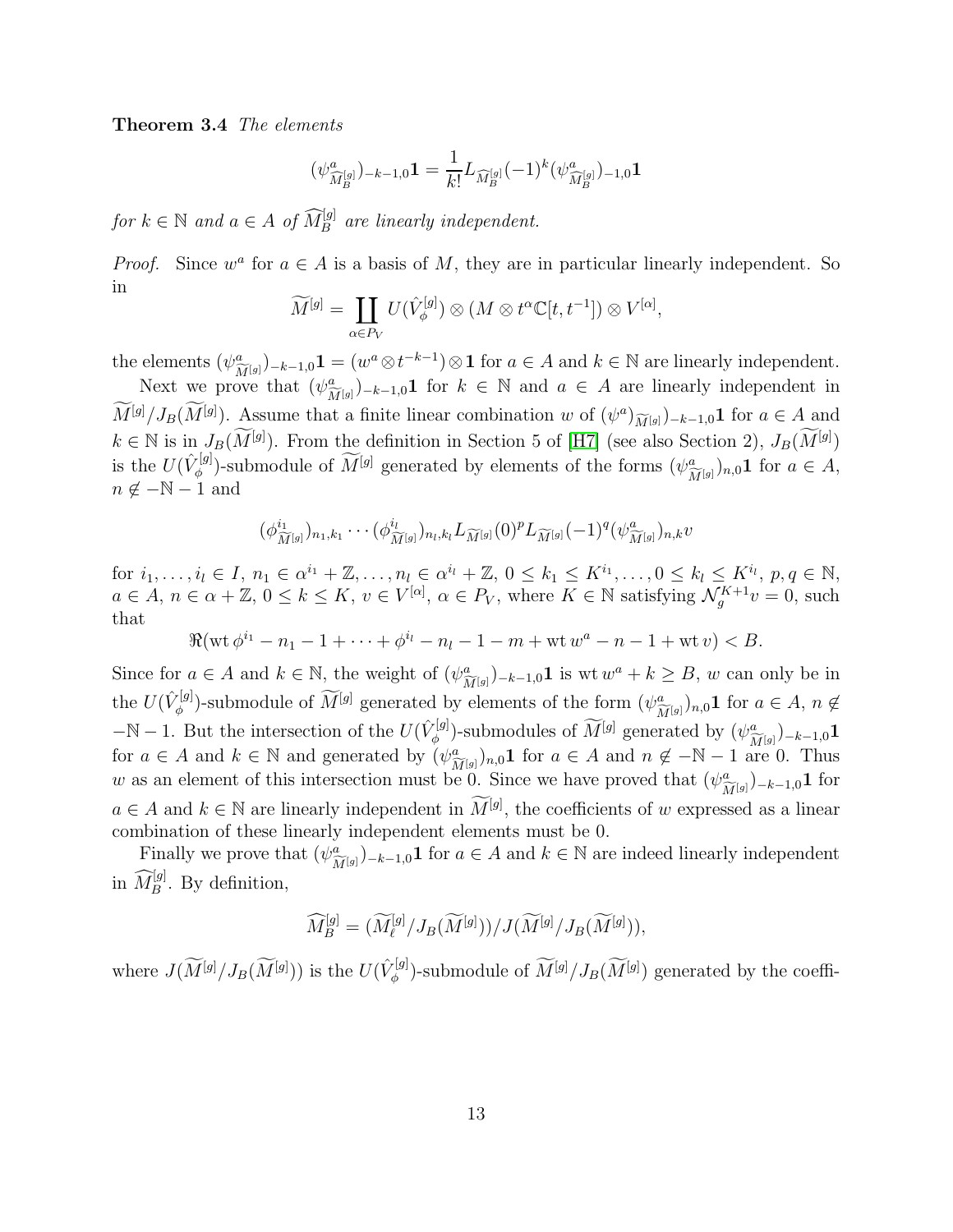**Theorem 3.4** *The elements*

$$(\psi^a_{\widehat{M}^{[g]}_B})_{-k-1,0}\mathbf{1} = \frac{1}{k!}L_{\widehat{M}^{[g]}_B}(-1)^k(\psi^a_{\widehat{M}^{[g]}_B})_{-1,0}\mathbf{1}$$

*for $k \in \mathbb{N}$ and $a \in A$ of $\widehat{M}^{[g]}_B$ are linearly independent.*

*Proof.* Since $w^a$ for $a \in A$ is a basis of $M$, they are in particular linearly independent. So in

$$\widetilde{M}^{[g]} = \coprod_{\alpha \in P_V} U(\hat{V}^{[g]}_\phi) \otimes (M \otimes t^\alpha \mathbb{C}[t, t^{-1}]) \otimes V^{[\alpha]},$$

the elements $(\psi^a_{\widetilde{M}^{[g]}})_{-k-1,0}\mathbf{1} = (w^a \otimes t^{-k-1}) \otimes \mathbf{1}$ for $a \in A$ and $k \in \mathbb{N}$ are linearly independent.

Next we prove that $(\psi^a_{\widetilde{M}^{[g]}})_{-k-1,0}\mathbf{1}$ for $k \in \mathbb{N}$ and $a \in A$ are linearly independent in $\widetilde{M}^{[g]}/J_B(\widetilde{M}^{[g]})$. Assume that a finite linear combination $w$ of $(\psi^a)_{\widetilde{M}^{[g]}})_{-k-1,0}\mathbf{1}$ for $a \in A$ and $k \in \mathbb{N}$ is in $J_B(\widetilde{M}^{[g]})$. From the definition in Section 5 of [H7] (see also Section 2), $J_B(\widetilde{M}^{[g]})$ is the $U(\hat{V}^{[g]}_\phi)$-submodule of $\widetilde{M}^{[g]}$ generated by elements of the forms $(\psi^a_{\widetilde{M}^{[g]}})_{n,0}\mathbf{1}$ for $a \in A$, $n \notin -\mathbb{N} - 1$ and

$$(\phi^{i_1}_{\widetilde{M}^{[g]}})_{n_1,k_1} \cdots (\phi^{i_l}_{\widetilde{M}^{[g]}})_{n_l,k_l} L_{\widetilde{M}^{[g]}}(0)^p L_{\widetilde{M}^{[g]}}(-1)^q (\psi^a_{\widetilde{M}^{[g]}})_{n,k} v$$

for $i_1, \dots, i_l \in I$, $n_1 \in \alpha^{i_1} + \mathbb{Z}, \dots, n_l \in \alpha^{i_l} + \mathbb{Z}$, $0 \le k_1 \le K^{i_1}, \dots, 0 \le k_l \le K^{i_l}$, $p, q \in \mathbb{N}$, $a \in A$, $n \in \alpha + \mathbb{Z}$, $0 \le k \le K$, $v \in V^{[\alpha]}$, $\alpha \in P_V$, where $K \in \mathbb{N}$ satisfying $\mathcal{N}_g^{K+1} v = 0$, such that

$$\Re(\text{wt}\, \phi^{i_1} - n_1 - 1 + \cdots + \phi^{i_l} - n_l - 1 - m + \text{wt}\, w^a - n - 1 + \text{wt}\, v) < B.$$

Since for $a \in A$ and $k \in \mathbb{N}$, the weight of $(\psi^a_{\widetilde{M}^{[g]}})_{-k-1,0}\mathbf{1}$ is $\text{wt}\, w^a + k \ge B$, $w$ can only be in the $U(\hat{V}^{[g]}_\phi)$-submodule of $\widetilde{M}^{[g]}$ generated by elements of the form $(\psi^a_{\widetilde{M}^{[g]}})_{n,0}\mathbf{1}$ for $a \in A$, $n \notin -\mathbb{N} - 1$. But the intersection of the $U(\hat{V}^{[g]}_\phi)$-submodules of $\widetilde{M}^{[g]}$ generated by $(\psi^a_{\widetilde{M}^{[g]}})_{-k-1,0}\mathbf{1}$ for $a \in A$ and $k \in \mathbb{N}$ and generated by $(\psi^a_{\widetilde{M}^{[g]}})_{n,0}\mathbf{1}$ for $a \in A$ and $n \notin -\mathbb{N} - 1$ are 0. Thus $w$ as an element of this intersection must be 0. Since we have proved that $(\psi^a_{\widetilde{M}^{[g]}})_{-k-1,0}\mathbf{1}$ for $a \in A$ and $k \in \mathbb{N}$ are linearly independent in $\widetilde{M}^{[g]}$, the coefficients of $w$ expressed as a linear combination of these linearly independent elements must be 0.

Finally we prove that $(\psi^a_{\widetilde{M}^{[g]}})_{-k-1,0}\mathbf{1}$ for $a \in A$ and $k \in \mathbb{N}$ are indeed linearly independent in $\widehat{M}^{[g]}_B$. By definition,

$$\widehat{M}^{[g]}_B = (\widetilde{M}^{[g]}_\ell / J_B(\widetilde{M}^{[g]}))/J(\widetilde{M}^{[g]}/J_B(\widetilde{M}^{[g]})),$$

where $J(\widetilde{M}^{[g]}/J_B(\widetilde{M}^{[g]}))$ is the $U(\hat{V}^{[g]}_\phi)$-submodule of $\widetilde{M}^{[g]}/J_B(\widetilde{M}^{[g]})$ generated by the coeffi-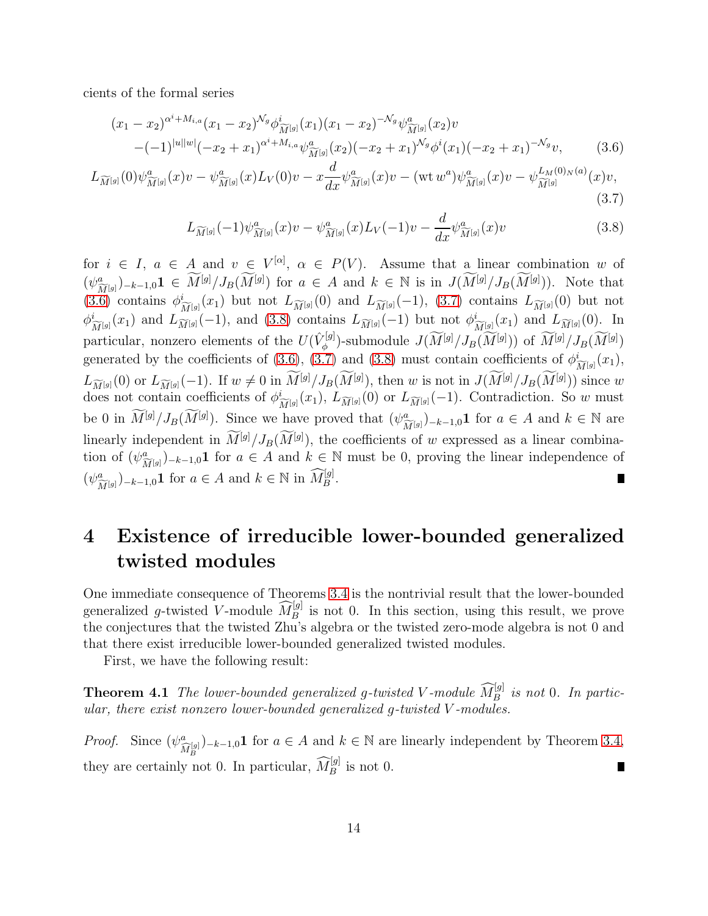cients of the formal series

$$
\begin{aligned}
&(x_1 - x_2)^{\alpha^i + M_{i,a}}(x_1 - x_2)^{\mathcal{N}_g}\phi^i_{\widetilde{M}^{[g]}}(x_1)(x_1 - x_2)^{-\mathcal{N}_g}\psi^a_{\widetilde{M}^{[g]}}(x_2)v \\
&\quad -(-1)^{|u||w|}(-x_2 + x_1)^{\alpha^i + M_{i,a}}\psi^a_{\widetilde{M}^{[g]}}(x_2)(-x_2 + x_1)^{\mathcal{N}_g}\phi^i(x_1)(-x_2 + x_1)^{-\mathcal{N}_g}v, \qquad (3.6)
\end{aligned}
$$

$$
L_{\widetilde{M}^{[g]}}(0)\psi^a_{\widetilde{M}^{[g]}}(x)v - \psi^a_{\widetilde{M}^{[g]}}(x)L_V(0)v - x\frac{d}{dx}\psi^a_{\widetilde{M}^{[g]}}(x)v - (\mathrm{wt}\, w^a)\psi^a_{\widetilde{M}^{[g]}}(x)v - \psi^{L_M(0)_N(a)}_{\widetilde{M}^{[g]}}(x)v, \qquad (3.7)
$$

$$
L_{\widetilde{M}^{[g]}}(-1)\psi^a_{\widetilde{M}^{[g]}}(x)v - \psi^a_{\widetilde{M}^{[g]}}(x)L_V(-1)v - \frac{d}{dx}\psi^a_{\widetilde{M}^{[g]}}(x)v \qquad (3.8)
$$

for $i \in I$, $a \in A$ and $v \in V^{[\alpha]}$, $\alpha \in P(V)$. Assume that a linear combination $w$ of $(\psi^a_{\widetilde{M}^{[g]}})_{-k-1,0}\mathbf{1} \in \widetilde{M}^{[g]}/J_B(\widetilde{M}^{[g]})$ for $a \in A$ and $k \in \mathbb{N}$ is in $J(\widetilde{M}^{[g]}/J_B(\widetilde{M}^{[g]}))$. Note that (3.6) contains $\phi^i_{\widetilde{M}^{[g]}}(x_1)$ but not $L_{\widetilde{M}^{[g]}}(0)$ and $L_{\widetilde{M}^{[g]}}(-1)$, (3.7) contains $L_{\widetilde{M}^{[g]}}(0)$ but not $\phi^i_{\widetilde{M}^{[g]}}(x_1)$ and $L_{\widetilde{M}^{[g]}}(-1)$, and (3.8) contains $L_{\widetilde{M}^{[g]}}(-1)$ but not $\phi^i_{\widetilde{M}^{[g]}}(x_1)$ and $L_{\widetilde{M}^{[g]}}(0)$. In particular, nonzero elements of the $U(\hat{V}^{[g]}_{\phi})$-submodule $J(\widetilde{M}^{[g]}/J_B(\widetilde{M}^{[g]}))$ of $\widetilde{M}^{[g]}/J_B(\widetilde{M}^{[g]})$ generated by the coefficients of (3.6), (3.7) and (3.8) must contain coefficients of $\phi^i_{\widetilde{M}^{[g]}}(x_1)$, $L_{\widetilde{M}^{[g]}}(0)$ or $L_{\widetilde{M}^{[g]}}(-1)$. If $w \neq 0$ in $\widetilde{M}^{[g]}/J_B(\widetilde{M}^{[g]})$, then $w$ is not in $J(\widetilde{M}^{[g]}/J_B(\widetilde{M}^{[g]}))$ since $w$ does not contain coefficients of $\phi^i_{\widetilde{M}^{[g]}}(x_1)$, $L_{\widetilde{M}^{[g]}}(0)$ or $L_{\widetilde{M}^{[g]}}(-1)$. Contradiction. So $w$ must be 0 in $\widetilde{M}^{[g]}/J_B(\widetilde{M}^{[g]})$. Since we have proved that $(\psi^a_{\widetilde{M}^{[g]}})_{-k-1,0}\mathbf{1}$ for $a \in A$ and $k \in \mathbb{N}$ are linearly independent in $\widetilde{M}^{[g]}/J_B(\widetilde{M}^{[g]})$, the coefficients of $w$ expressed as a linear combination of $(\psi^a_{\widetilde{M}^{[g]}})_{-k-1,0}\mathbf{1}$ for $a \in A$ and $k \in \mathbb{N}$ must be 0, proving the linear independence of $(\psi^a_{\widetilde{M}^{[g]}})_{-k-1,0}\mathbf{1}$ for $a \in A$ and $k \in \mathbb{N}$ in $\widehat{M}^{[g]}_B$. ∎

# 4 Existence of irreducible lower-bounded generalized twisted modules

One immediate consequence of Theorems 3.4 is the nontrivial result that the lower-bounded generalized $g$-twisted $V$-module $\widehat{M}^{[g]}_B$ is not 0. In this section, using this result, we prove the conjectures that the twisted Zhu's algebra or the twisted zero-mode algebra is not 0 and that there exist irreducible lower-bounded generalized twisted modules.

First, we have the following result:

**Theorem 4.1** *The lower-bounded generalized $g$-twisted $V$-module $\widehat{M}^{[g]}_B$ is not 0. In particular, there exist nonzero lower-bounded generalized $g$-twisted $V$-modules.*

*Proof.* Since $(\psi^a_{\widehat{M}^{[g]}_B})_{-k-1,0}\mathbf{1}$ for $a \in A$ and $k \in \mathbb{N}$ are linearly independent by Theorem 3.4, they are certainly not 0. In particular, $\widehat{M}^{[g]}_B$ is not 0. ∎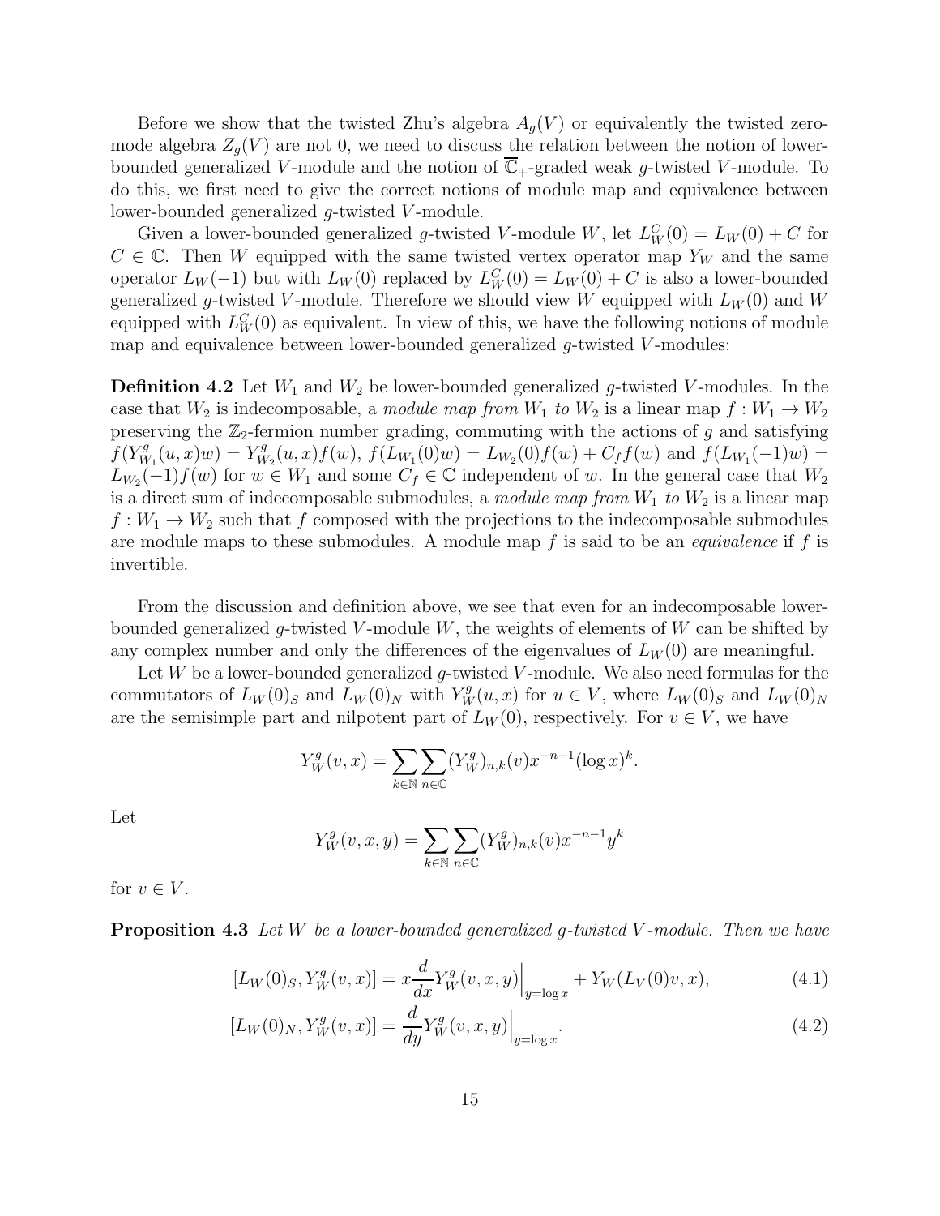Before we show that the twisted Zhu's algebra $A_g(V)$ or equivalently the twisted zero-mode algebra $Z_g(V)$ are not 0, we need to discuss the relation between the notion of lower-bounded generalized $V$-module and the notion of $\overline{\mathbb{C}}_+$-graded weak $g$-twisted $V$-module. To do this, we first need to give the correct notions of module map and equivalence between lower-bounded generalized $g$-twisted $V$-module.

Given a lower-bounded generalized $g$-twisted $V$-module $W$, let $L_W^C(0) = L_W(0) + C$ for $C \in \mathbb{C}$. Then $W$ equipped with the same twisted vertex operator map $Y_W$ and the same operator $L_W(-1)$ but with $L_W(0)$ replaced by $L_W^C(0) = L_W(0) + C$ is also a lower-bounded generalized $g$-twisted $V$-module. Therefore we should view $W$ equipped with $L_W(0)$ and $W$ equipped with $L_W^C(0)$ as equivalent. In view of this, we have the following notions of module map and equivalence between lower-bounded generalized $g$-twisted $V$-modules:

**Definition 4.2** Let $W_1$ and $W_2$ be lower-bounded generalized $g$-twisted $V$-modules. In the case that $W_2$ is indecomposable, a *module map from $W_1$ to $W_2$* is a linear map $f : W_1 \to W_2$ preserving the $\mathbb{Z}_2$-fermion number grading, commuting with the actions of $g$ and satisfying $f(Y_{W_1}^g(u, x)w) = Y_{W_2}^g(u, x)f(w)$, $f(L_{W_1}(0)w) = L_{W_2}(0)f(w) + C_f f(w)$ and $f(L_{W_1}(-1)w) = L_{W_2}(-1)f(w)$ for $w \in W_1$ and some $C_f \in \mathbb{C}$ independent of $w$. In the general case that $W_2$ is a direct sum of indecomposable submodules, a *module map from $W_1$ to $W_2$* is a linear map $f : W_1 \to W_2$ such that $f$ composed with the projections to the indecomposable submodules are module maps to these submodules. A module map $f$ is said to be an *equivalence* if $f$ is invertible.

From the discussion and definition above, we see that even for an indecomposable lower-bounded generalized $g$-twisted $V$-module $W$, the weights of elements of $W$ can be shifted by any complex number and only the differences of the eigenvalues of $L_W(0)$ are meaningful.

Let $W$ be a lower-bounded generalized $g$-twisted $V$-module. We also need formulas for the commutators of $L_W(0)_S$ and $L_W(0)_N$ with $Y_W^g(u, x)$ for $u \in V$, where $L_W(0)_S$ and $L_W(0)_N$ are the semisimple part and nilpotent part of $L_W(0)$, respectively. For $v \in V$, we have

$$Y_W^g(v, x) = \sum_{k \in \mathbb{N}} \sum_{n \in \mathbb{C}} (Y_W^g)_{n,k}(v) x^{-n-1} (\log x)^k.$$

Let

$$Y_W^g(v, x, y) = \sum_{k \in \mathbb{N}} \sum_{n \in \mathbb{C}} (Y_W^g)_{n,k}(v) x^{-n-1} y^k$$

for $v \in V$.

**Proposition 4.3** *Let $W$ be a lower-bounded generalized $g$-twisted $V$-module. Then we have*

$$[L_W(0)_S, Y_W^g(v, x)] = x \frac{d}{dx} Y_W^g(v, x, y)\Big|_{y=\log x} + Y_W(L_V(0)v, x), \tag{4.1}$$

$$[L_W(0)_N, Y_W^g(v, x)] = \frac{d}{dy} Y_W^g(v, x, y)\Big|_{y=\log x}. \tag{4.2}$$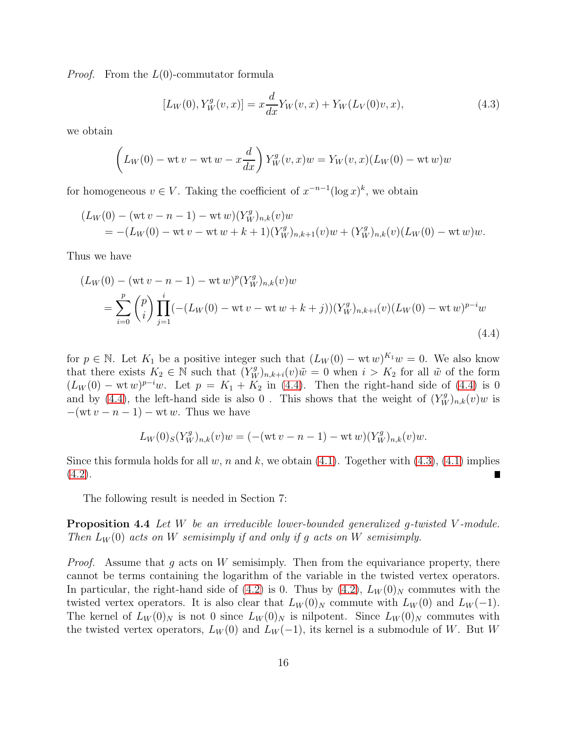*Proof.* From the $L(0)$-commutator formula

$$[L_W(0), Y_W^g(v, x)] = x\frac{d}{dx}Y_W(v, x) + Y_W(L_V(0)v, x), \tag{4.3}$$

we obtain

$$\left(L_W(0) - \mathrm{wt}\, v - \mathrm{wt}\, w - x\frac{d}{dx}\right) Y_W^g(v, x)w = Y_W(v, x)(L_W(0) - \mathrm{wt}\, w)w$$

for homogeneous $v \in V$. Taking the coefficient of $x^{-n-1}(\log x)^k$, we obtain

$$\begin{aligned}
&(L_W(0) - (\mathrm{wt}\, v - n - 1) - \mathrm{wt}\, w)(Y_W^g)_{n,k}(v)w \\
&\quad = -(L_W(0) - \mathrm{wt}\, v - \mathrm{wt}\, w + k + 1)(Y_W^g)_{n,k+1}(v)w + (Y_W^g)_{n,k}(v)(L_W(0) - \mathrm{wt}\, w)w.
\end{aligned}$$

Thus we have

$$\begin{aligned}
&(L_W(0) - (\mathrm{wt}\, v - n - 1) - \mathrm{wt}\, w)^p(Y_W^g)_{n,k}(v)w \\
&\quad = \sum_{i=0}^{p}\binom{p}{i}\prod_{j=1}^{i}(-(L_W(0) - \mathrm{wt}\, v - \mathrm{wt}\, w + k + j))(Y_W^g)_{n,k+i}(v)(L_W(0) - \mathrm{wt}\, w)^{p-i}w
\end{aligned} \tag{4.4}$$

for $p \in \mathbb{N}$. Let $K_1$ be a positive integer such that $(L_W(0) - \mathrm{wt}\, w)^{K_1}w = 0$. We also know that there exists $K_2 \in \mathbb{N}$ such that $(Y_W^g)_{n,k+i}(v)\tilde{w} = 0$ when $i > K_2$ for all $\tilde{w}$ of the form $(L_W(0) - \mathrm{wt}\, w)^{p-i}w$. Let $p = K_1 + K_2$ in (4.4). Then the right-hand side of (4.4) is 0 and by (4.4), the left-hand side is also 0 . This shows that the weight of $(Y_W^g)_{n,k}(v)w$ is $-(\mathrm{wt}\, v - n - 1) - \mathrm{wt}\, w$. Thus we have

$$L_W(0)_S(Y_W^g)_{n,k}(v)w = (-(\mathrm{wt}\, v - n - 1) - \mathrm{wt}\, w)(Y_W^g)_{n,k}(v)w.$$

Since this formula holds for all $w$, $n$ and $k$, we obtain (4.1). Together with (4.3), (4.1) implies (4.2). ∎

The following result is needed in Section 7:

**Proposition 4.4** *Let $W$ be an irreducible lower-bounded generalized $g$-twisted $V$-module. Then $L_W(0)$ acts on $W$ semisimply if and only if $g$ acts on $W$ semisimply.*

*Proof.* Assume that $g$ acts on $W$ semisimply. Then from the equivariance property, there cannot be terms containing the logarithm of the variable in the twisted vertex operators. In particular, the right-hand side of (4.2) is 0. Thus by (4.2), $L_W(0)_N$ commutes with the twisted vertex operators. It is also clear that $L_W(0)_N$ commute with $L_W(0)$ and $L_W(-1)$. The kernel of $L_W(0)_N$ is not 0 since $L_W(0)_N$ is nilpotent. Since $L_W(0)_N$ commutes with the twisted vertex operators, $L_W(0)$ and $L_W(-1)$, its kernel is a submodule of $W$. But $W$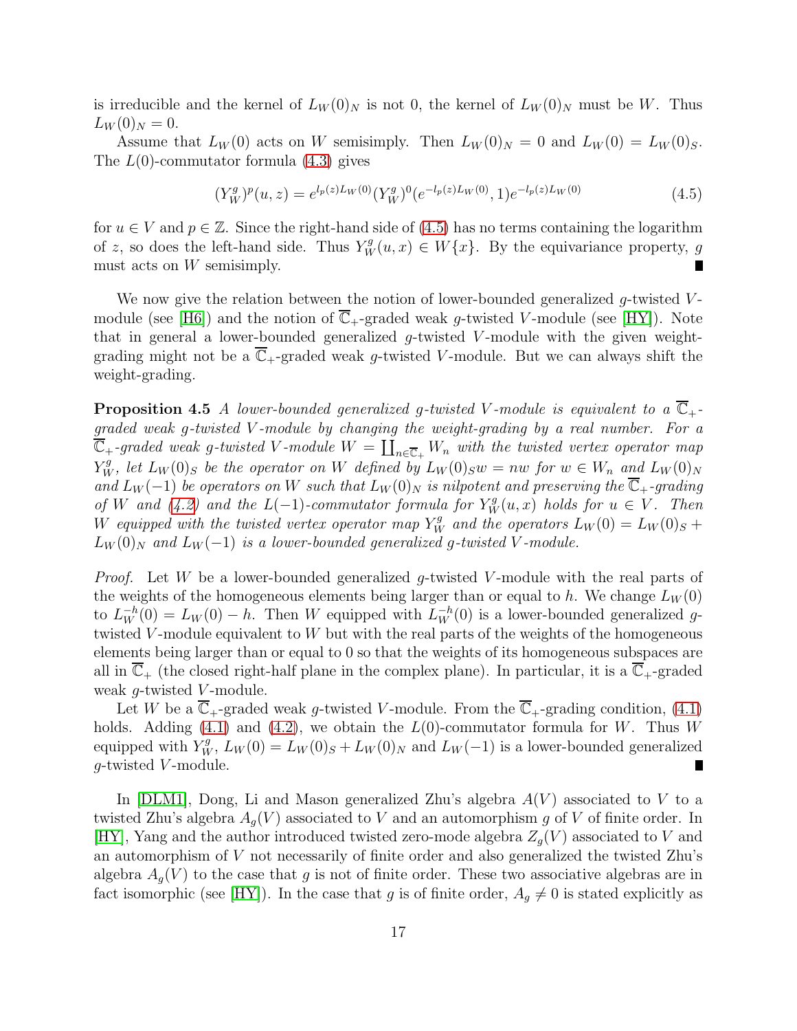is irreducible and the kernel of $L_W(0)_N$ is not 0, the kernel of $L_W(0)_N$ must be $W$. Thus $L_W(0)_N = 0$.

Assume that $L_W(0)$ acts on $W$ semisimply. Then $L_W(0)_N = 0$ and $L_W(0) = L_W(0)_S$. The $L(0)$-commutator formula (4.3) gives

$$(Y_W^g)^p(u, z) = e^{l_p(z)L_W(0)}(Y_W^g)^0(e^{-l_p(z)L_W(0)}, 1)e^{-l_p(z)L_W(0)} \tag{4.5}$$

for $u \in V$ and $p \in \mathbb{Z}$. Since the right-hand side of (4.5) has no terms containing the logarithm of $z$, so does the left-hand side. Thus $Y_W^g(u, x) \in W\{x\}$. By the equivariance property, $g$ must acts on $W$ semisimply. ∎

We now give the relation between the notion of lower-bounded generalized $g$-twisted $V$-module (see [H6]) and the notion of $\overline{\mathbb{C}}_+$-graded weak $g$-twisted $V$-module (see [HY]). Note that in general a lower-bounded generalized $g$-twisted $V$-module with the given weight-grading might not be a $\overline{\mathbb{C}}_+$-graded weak $g$-twisted $V$-module. But we can always shift the weight-grading.

**Proposition 4.5** *A lower-bounded generalized $g$-twisted $V$-module is equivalent to a $\overline{\mathbb{C}}_+$-graded weak $g$-twisted $V$-module by changing the weight-grading by a real number. For a $\overline{\mathbb{C}}_+$-graded weak $g$-twisted $V$-module $W = \coprod_{n \in \overline{\mathbb{C}}_+} W_n$ with the twisted vertex operator map $Y_W^g$, let $L_W(0)_S$ be the operator on $W$ defined by $L_W(0)_S w = nw$ for $w \in W_n$ and $L_W(0)_N$ and $L_W(-1)$ be operators on $W$ such that $L_W(0)_N$ is nilpotent and preserving the $\overline{\mathbb{C}}_+$-grading of $W$ and (4.2) and the $L(-1)$-commutator formula for $Y_W^g(u, x)$ holds for $u \in V$. Then $W$ equipped with the twisted vertex operator map $Y_W^g$ and the operators $L_W(0) = L_W(0)_S + L_W(0)_N$ and $L_W(-1)$ is a lower-bounded generalized $g$-twisted $V$-module.*

*Proof.* Let $W$ be a lower-bounded generalized $g$-twisted $V$-module with the real parts of the weights of the homogeneous elements being larger than or equal to $h$. We change $L_W(0)$ to $L_W^{-h}(0) = L_W(0) - h$. Then $W$ equipped with $L_W^{-h}(0)$ is a lower-bounded generalized $g$-twisted $V$-module equivalent to $W$ but with the real parts of the weights of the homogeneous elements being larger than or equal to 0 so that the weights of its homogeneous subspaces are all in $\overline{\mathbb{C}}_+$ (the closed right-half plane in the complex plane). In particular, it is a $\overline{\mathbb{C}}_+$-graded weak $g$-twisted $V$-module.

Let $W$ be a $\overline{\mathbb{C}}_+$-graded weak $g$-twisted $V$-module. From the $\overline{\mathbb{C}}_+$-grading condition, (4.1) holds. Adding (4.1) and (4.2), we obtain the $L(0)$-commutator formula for $W$. Thus $W$ equipped with $Y_W^g$, $L_W(0) = L_W(0)_S + L_W(0)_N$ and $L_W(-1)$ is a lower-bounded generalized $g$-twisted $V$-module. ∎

In [DLM1], Dong, Li and Mason generalized Zhu's algebra $A(V)$ associated to $V$ to a twisted Zhu's algebra $A_g(V)$ associated to $V$ and an automorphism $g$ of $V$ of finite order. In [HY], Yang and the author introduced twisted zero-mode algebra $Z_g(V)$ associated to $V$ and an automorphism of $V$ not necessarily of finite order and also generalized the twisted Zhu's algebra $A_g(V)$ to the case that $g$ is not of finite order. These two associative algebras are in fact isomorphic (see [HY]). In the case that $g$ is of finite order, $A_g \neq 0$ is stated explicitly as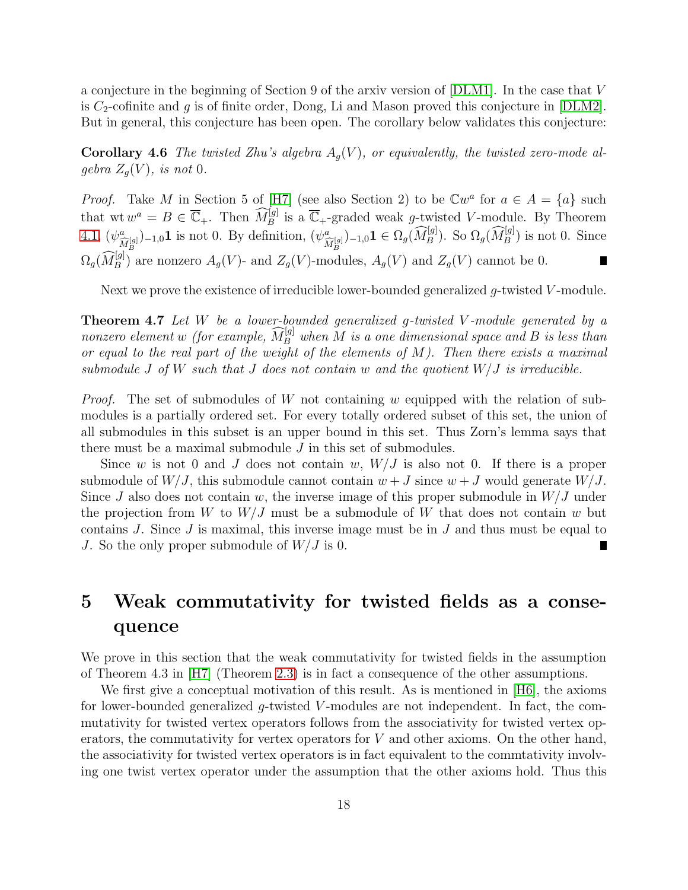a conjecture in the beginning of Section 9 of the arxiv version of [DLM1]. In the case that $V$ is $C_2$-cofinite and $g$ is of finite order, Dong, Li and Mason proved this conjecture in [DLM2]. But in general, this conjecture has been open. The corollary below validates this conjecture:

**Corollary 4.6** *The twisted Zhu's algebra $A_g(V)$, or equivalently, the twisted zero-mode algebra $Z_g(V)$, is not 0.*

*Proof.* Take $M$ in Section 5 of [H7] (see also Section 2) to be $\mathbb{C}w^a$ for $a \in A = \{a\}$ such that $\mathrm{wt}\, w^a = B \in \overline{\mathbb{C}}_+$. Then $\widehat{M}_B^{[g]}$ is a $\overline{\mathbb{C}}_+$-graded weak $g$-twisted $V$-module. By Theorem 4.1, $(\psi^a_{\widehat{M}_B^{[g]}})_{-1,0}\mathbf{1}$ is not 0. By definition, $(\psi^a_{\widehat{M}_B^{[g]}})_{-1,0}\mathbf{1} \in \Omega_g(\widehat{M}_B^{[g]})$. So $\Omega_g(\widehat{M}_B^{[g]})$ is not 0. Since $\Omega_g(\widehat{M}_B^{[g]})$ are nonzero $A_g(V)$- and $Z_g(V)$-modules, $A_g(V)$ and $Z_g(V)$ cannot be 0. ∎

Next we prove the existence of irreducible lower-bounded generalized $g$-twisted $V$-module.

**Theorem 4.7** *Let $W$ be a lower-bounded generalized $g$-twisted $V$-module generated by a nonzero element $w$ (for example, $\widehat{M}_B^{[g]}$ when $M$ is a one dimensional space and $B$ is less than or equal to the real part of the weight of the elements of $M$). Then there exists a maximal submodule $J$ of $W$ such that $J$ does not contain $w$ and the quotient $W/J$ is irreducible.*

*Proof.* The set of submodules of $W$ not containing $w$ equipped with the relation of submodules is a partially ordered set. For every totally ordered subset of this set, the union of all submodules in this subset is an upper bound in this set. Thus Zorn's lemma says that there must be a maximal submodule $J$ in this set of submodules.

Since $w$ is not 0 and $J$ does not contain $w$, $W/J$ is also not 0. If there is a proper submodule of $W/J$, this submodule cannot contain $w + J$ since $w + J$ would generate $W/J$. Since $J$ also does not contain $w$, the inverse image of this proper submodule in $W/J$ under the projection from $W$ to $W/J$ must be a submodule of $W$ that does not contain $w$ but contains $J$. Since $J$ is maximal, this inverse image must be in $J$ and thus must be equal to $J$. So the only proper submodule of $W/J$ is 0. ∎

# 5 Weak commutativity for twisted fields as a consequence

We prove in this section that the weak commutativity for twisted fields in the assumption of Theorem 4.3 in [H7] (Theorem 2.3) is in fact a consequence of the other assumptions.

We first give a conceptual motivation of this result. As is mentioned in [H6], the axioms for lower-bounded generalized $g$-twisted $V$-modules are not independent. In fact, the commutativity for twisted vertex operators follows from the associativity for twisted vertex operators, the commutativity for vertex operators for $V$ and other axioms. On the other hand, the associativity for twisted vertex operators is in fact equivalent to the commtativity involving one twist vertex operator under the assumption that the other axioms hold. Thus this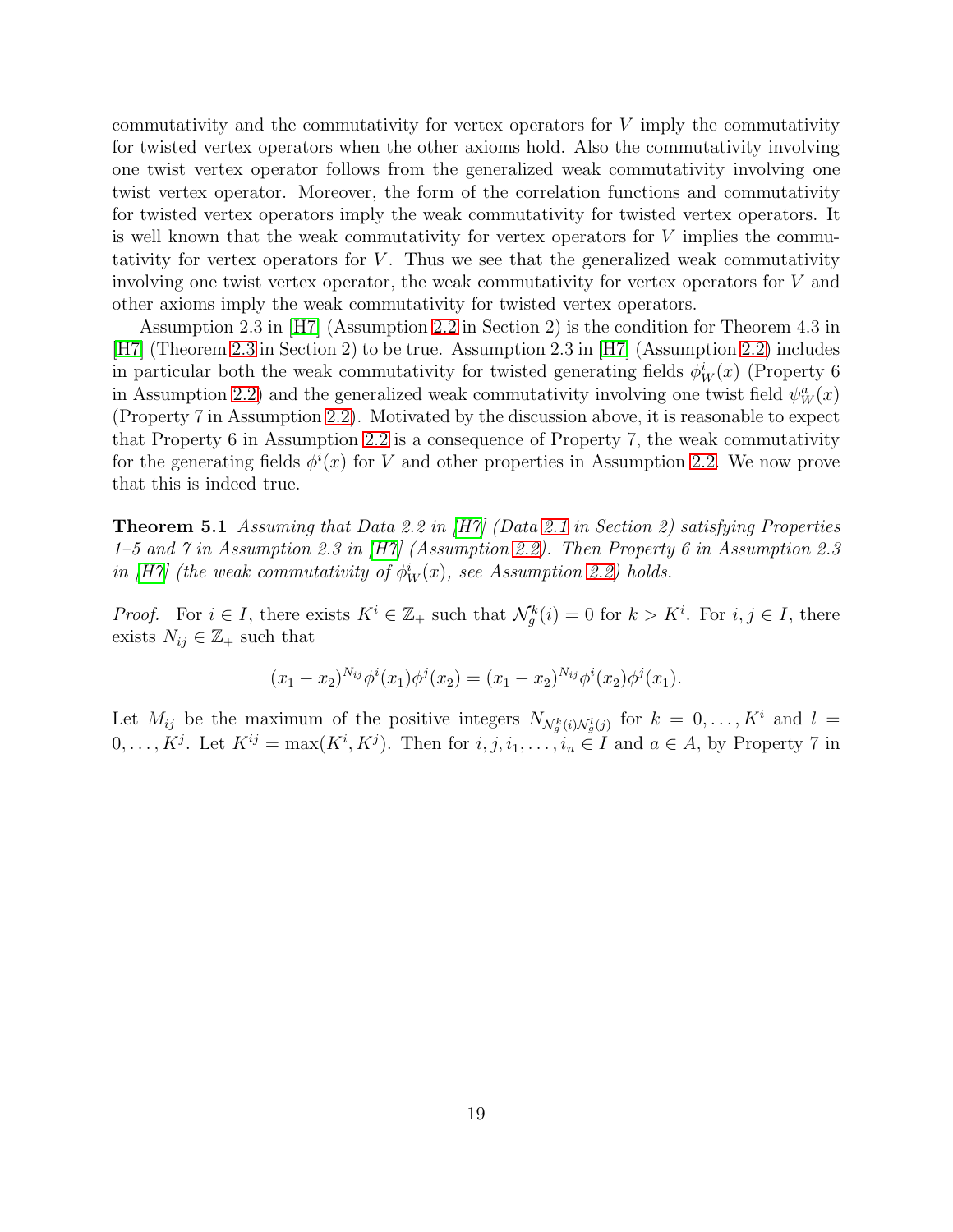commutativity and the commutativity for vertex operators for $V$ imply the commutativity for twisted vertex operators when the other axioms hold. Also the commutativity involving one twist vertex operator follows from the generalized weak commutativity involving one twist vertex operator. Moreover, the form of the correlation functions and commutativity for twisted vertex operators imply the weak commutativity for twisted vertex operators. It is well known that the weak commutativity for vertex operators for $V$ implies the commutativity for vertex operators for $V$. Thus we see that the generalized weak commutativity involving one twist vertex operator, the weak commutativity for vertex operators for $V$ and other axioms imply the weak commutativity for twisted vertex operators.

Assumption 2.3 in [H7] (Assumption 2.2 in Section 2) is the condition for Theorem 4.3 in [H7] (Theorem 2.3 in Section 2) to be true. Assumption 2.3 in [H7] (Assumption 2.2) includes in particular both the weak commutativity for twisted generating fields $\phi_W^i(x)$ (Property 6 in Assumption 2.2) and the generalized weak commutativity involving one twist field $\psi_W^a(x)$ (Property 7 in Assumption 2.2). Motivated by the discussion above, it is reasonable to expect that Property 6 in Assumption 2.2 is a consequence of Property 7, the weak commutativity for the generating fields $\phi^i(x)$ for $V$ and other properties in Assumption 2.2. We now prove that this is indeed true.

**Theorem 5.1** *Assuming that Data 2.2 in [H7] (Data 2.1 in Section 2) satisfying Properties 1–5 and 7 in Assumption 2.3 in [H7] (Assumption 2.2). Then Property 6 in Assumption 2.3 in [H7] (the weak commutativity of $\phi_W^i(x)$, see Assumption 2.2) holds.*

*Proof.* For $i \in I$, there exists $K^i \in \mathbb{Z}_+$ such that $\mathcal{N}_g^k(i) = 0$ for $k > K^i$. For $i, j \in I$, there exists $N_{ij} \in \mathbb{Z}_+$ such that

$$(x_1 - x_2)^{N_{ij}} \phi^i(x_1)\phi^j(x_2) = (x_1 - x_2)^{N_{ij}} \phi^i(x_2)\phi^j(x_1).$$

Let $M_{ij}$ be the maximum of the positive integers $N_{\mathcal{N}_g^k(i)\mathcal{N}_g^l(j)}$ for $k = 0, \dots, K^i$ and $l = 0, \dots, K^j$. Let $K^{ij} = \max(K^i, K^j)$. Then for $i, j, i_1, \dots, i_n \in I$ and $a \in A$, by Property 7 in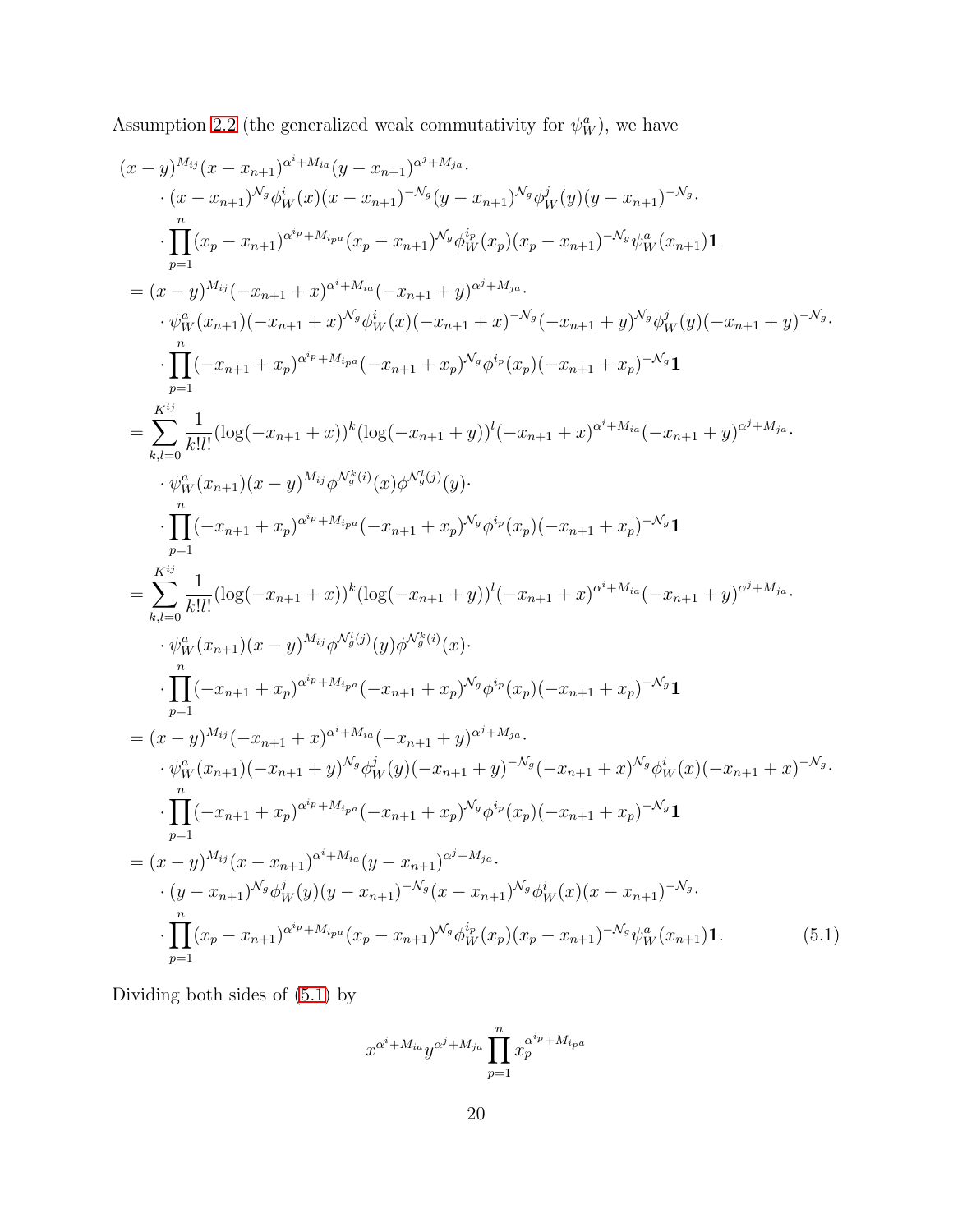Assumption 2.2 (the generalized weak commutativity for $\psi_W^a$), we have

$$
\begin{aligned}
&(x-y)^{M_{ij}}(x-x_{n+1})^{\alpha^i+M_{ia}}(y-x_{n+1})^{\alpha^j+M_{ja}}\cdot\\
&\quad\cdot(x-x_{n+1})^{\mathcal{N}_g}\phi_W^i(x)(x-x_{n+1})^{-\mathcal{N}_g}(y-x_{n+1})^{\mathcal{N}_g}\phi_W^j(y)(y-x_{n+1})^{-\mathcal{N}_g}\cdot\\
&\quad\cdot\prod_{p=1}^{n}(x_p-x_{n+1})^{\alpha^{i_p}+M_{i_pa}}(x_p-x_{n+1})^{\mathcal{N}_g}\phi_W^{i_p}(x_p)(x_p-x_{n+1})^{-\mathcal{N}_g}\psi_W^a(x_{n+1})\mathbf{1}\\
&=(x-y)^{M_{ij}}(-x_{n+1}+x)^{\alpha^i+M_{ia}}(-x_{n+1}+y)^{\alpha^j+M_{ja}}\cdot\\
&\quad\cdot\psi_W^a(x_{n+1})(-x_{n+1}+x)^{\mathcal{N}_g}\phi_W^i(x)(-x_{n+1}+x)^{-\mathcal{N}_g}(-x_{n+1}+y)^{\mathcal{N}_g}\phi_W^j(y)(-x_{n+1}+y)^{-\mathcal{N}_g}\cdot\\
&\quad\cdot\prod_{p=1}^{n}(-x_{n+1}+x_p)^{\alpha^{i_p}+M_{i_pa}}(-x_{n+1}+x_p)^{\mathcal{N}_g}\phi^{i_p}(x_p)(-x_{n+1}+x_p)^{-\mathcal{N}_g}\mathbf{1}\\
&=\sum_{k,l=0}^{K^{ij}}\frac{1}{k!l!}(\log(-x_{n+1}+x))^k(\log(-x_{n+1}+y))^l(-x_{n+1}+x)^{\alpha^i+M_{ia}}(-x_{n+1}+y)^{\alpha^j+M_{ja}}\cdot\\
&\quad\cdot\psi_W^a(x_{n+1})(x-y)^{M_{ij}}\phi^{\mathcal{N}_g^k(i)}(x)\phi^{\mathcal{N}_g^l(j)}(y)\cdot\\
&\quad\cdot\prod_{p=1}^{n}(-x_{n+1}+x_p)^{\alpha^{i_p}+M_{i_pa}}(-x_{n+1}+x_p)^{\mathcal{N}_g}\phi^{i_p}(x_p)(-x_{n+1}+x_p)^{-\mathcal{N}_g}\mathbf{1}\\
&=\sum_{k,l=0}^{K^{ij}}\frac{1}{k!l!}(\log(-x_{n+1}+x))^k(\log(-x_{n+1}+y))^l(-x_{n+1}+x)^{\alpha^i+M_{ia}}(-x_{n+1}+y)^{\alpha^j+M_{ja}}\cdot\\
&\quad\cdot\psi_W^a(x_{n+1})(x-y)^{M_{ij}}\phi^{\mathcal{N}_g^l(j)}(y)\phi^{\mathcal{N}_g^k(i)}(x)\cdot\\
&\quad\cdot\prod_{p=1}^{n}(-x_{n+1}+x_p)^{\alpha^{i_p}+M_{i_pa}}(-x_{n+1}+x_p)^{\mathcal{N}_g}\phi^{i_p}(x_p)(-x_{n+1}+x_p)^{-\mathcal{N}_g}\mathbf{1}\\
&=(x-y)^{M_{ij}}(-x_{n+1}+x)^{\alpha^i+M_{ia}}(-x_{n+1}+y)^{\alpha^j+M_{ja}}\cdot\\
&\quad\cdot\psi_W^a(x_{n+1})(-x_{n+1}+y)^{\mathcal{N}_g}\phi_W^j(y)(-x_{n+1}+y)^{-\mathcal{N}_g}(-x_{n+1}+x)^{\mathcal{N}_g}\phi_W^i(x)(-x_{n+1}+x)^{-\mathcal{N}_g}\cdot\\
&\quad\cdot\prod_{p=1}^{n}(-x_{n+1}+x_p)^{\alpha^{i_p}+M_{i_pa}}(-x_{n+1}+x_p)^{\mathcal{N}_g}\phi^{i_p}(x_p)(-x_{n+1}+x_p)^{-\mathcal{N}_g}\mathbf{1}\\
&=(x-y)^{M_{ij}}(x-x_{n+1})^{\alpha^i+M_{ia}}(y-x_{n+1})^{\alpha^j+M_{ja}}\cdot\\
&\quad\cdot(y-x_{n+1})^{\mathcal{N}_g}\phi_W^j(y)(y-x_{n+1})^{-\mathcal{N}_g}(x-x_{n+1})^{\mathcal{N}_g}\phi_W^i(x)(x-x_{n+1})^{-\mathcal{N}_g}\cdot\\
&\quad\cdot\prod_{p=1}^{n}(x_p-x_{n+1})^{\alpha^{i_p}+M_{i_pa}}(x_p-x_{n+1})^{\mathcal{N}_g}\phi_W^{i_p}(x_p)(x_p-x_{n+1})^{-\mathcal{N}_g}\psi_W^a(x_{n+1})\mathbf{1}.
\end{aligned}
\tag{5.1}
$$

Dividing both sides of (5.1) by

$$
x^{\alpha^i+M_{ia}}y^{\alpha^j+M_{ja}}\prod_{p=1}^{n}x_p^{\alpha^{i_p}+M_{i_pa}}
$$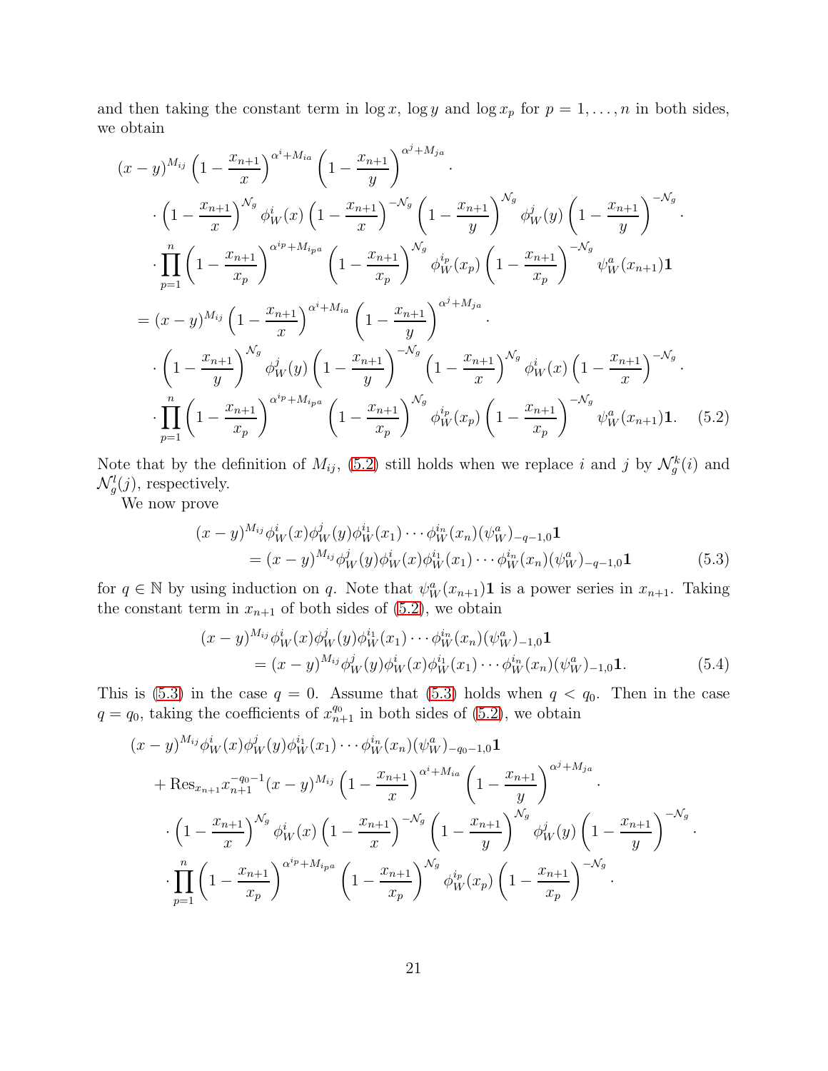and then taking the constant term in $\log x$, $\log y$ and $\log x_p$ for $p = 1, \dots, n$ in both sides, we obtain

$$
\begin{aligned}
&(x-y)^{M_{ij}} \left(1 - \frac{x_{n+1}}{x}\right)^{\alpha^i + M_{ia}} \left(1 - \frac{x_{n+1}}{y}\right)^{\alpha^j + M_{ja}} \cdot \\
&\quad \cdot \left(1 - \frac{x_{n+1}}{x}\right)^{\mathcal{N}_g} \phi_W^i(x) \left(1 - \frac{x_{n+1}}{x}\right)^{-\mathcal{N}_g} \left(1 - \frac{x_{n+1}}{y}\right)^{\mathcal{N}_g} \phi_W^j(y) \left(1 - \frac{x_{n+1}}{y}\right)^{-\mathcal{N}_g} \cdot \\
&\quad \cdot \prod_{p=1}^{n} \left(1 - \frac{x_{n+1}}{x_p}\right)^{\alpha^{i_p} + M_{i_p a}} \left(1 - \frac{x_{n+1}}{x_p}\right)^{\mathcal{N}_g} \phi_W^{i_p}(x_p) \left(1 - \frac{x_{n+1}}{x_p}\right)^{-\mathcal{N}_g} \psi_W^a(x_{n+1})\mathbf{1} \\
&= (x-y)^{M_{ij}} \left(1 - \frac{x_{n+1}}{x}\right)^{\alpha^i + M_{ia}} \left(1 - \frac{x_{n+1}}{y}\right)^{\alpha^j + M_{ja}} \cdot \\
&\quad \cdot \left(1 - \frac{x_{n+1}}{y}\right)^{\mathcal{N}_g} \phi_W^j(y) \left(1 - \frac{x_{n+1}}{y}\right)^{-\mathcal{N}_g} \left(1 - \frac{x_{n+1}}{x}\right)^{\mathcal{N}_g} \phi_W^i(x) \left(1 - \frac{x_{n+1}}{x}\right)^{-\mathcal{N}_g} \cdot \\
&\quad \cdot \prod_{p=1}^{n} \left(1 - \frac{x_{n+1}}{x_p}\right)^{\alpha^{i_p} + M_{i_p a}} \left(1 - \frac{x_{n+1}}{x_p}\right)^{\mathcal{N}_g} \phi_W^{i_p}(x_p) \left(1 - \frac{x_{n+1}}{x_p}\right)^{-\mathcal{N}_g} \psi_W^a(x_{n+1})\mathbf{1}. \qquad (5.2)
\end{aligned}
$$

Note that by the definition of $M_{ij}$, (5.2) still holds when we replace $i$ and $j$ by $\mathcal{N}_g^k(i)$ and $\mathcal{N}_g^l(j)$, respectively.

We now prove

$$
\begin{aligned}
&(x-y)^{M_{ij}} \phi_W^i(x) \phi_W^j(y) \phi_W^{i_1}(x_1) \cdots \phi_W^{i_n}(x_n) (\psi_W^a)_{-q-1,0}\mathbf{1} \\
&\quad = (x-y)^{M_{ij}} \phi_W^j(y) \phi_W^i(x) \phi_W^{i_1}(x_1) \cdots \phi_W^{i_n}(x_n) (\psi_W^a)_{-q-1,0}\mathbf{1} \qquad (5.3)
\end{aligned}
$$

for $q \in \mathbb{N}$ by using induction on $q$. Note that $\psi_W^a(x_{n+1})\mathbf{1}$ is a power series in $x_{n+1}$. Taking the constant term in $x_{n+1}$ of both sides of (5.2), we obtain

$$
\begin{aligned}
&(x-y)^{M_{ij}} \phi_W^i(x) \phi_W^j(y) \phi_W^{i_1}(x_1) \cdots \phi_W^{i_n}(x_n) (\psi_W^a)_{-1,0}\mathbf{1} \\
&\quad = (x-y)^{M_{ij}} \phi_W^j(y) \phi_W^i(x) \phi_W^{i_1}(x_1) \cdots \phi_W^{i_n}(x_n) (\psi_W^a)_{-1,0}\mathbf{1}. \qquad (5.4)
\end{aligned}
$$

This is (5.3) in the case $q = 0$. Assume that (5.3) holds when $q < q_0$. Then in the case $q = q_0$, taking the coefficients of $x_{n+1}^{q_0}$ in both sides of (5.2), we obtain

$$
\begin{aligned}
&(x-y)^{M_{ij}} \phi_W^i(x) \phi_W^j(y) \phi_W^{i_1}(x_1) \cdots \phi_W^{i_n}(x_n) (\psi_W^a)_{-q_0-1,0}\mathbf{1} \\
&\quad + \mathrm{Res}_{x_{n+1}} x_{n+1}^{-q_0-1} (x-y)^{M_{ij}} \left(1 - \frac{x_{n+1}}{x}\right)^{\alpha^i + M_{ia}} \left(1 - \frac{x_{n+1}}{y}\right)^{\alpha^j + M_{ja}} \cdot \\
&\quad \cdot \left(1 - \frac{x_{n+1}}{x}\right)^{\mathcal{N}_g} \phi_W^i(x) \left(1 - \frac{x_{n+1}}{x}\right)^{-\mathcal{N}_g} \left(1 - \frac{x_{n+1}}{y}\right)^{\mathcal{N}_g} \phi_W^j(y) \left(1 - \frac{x_{n+1}}{y}\right)^{-\mathcal{N}_g} \cdot \\
&\quad \cdot \prod_{p=1}^{n} \left(1 - \frac{x_{n+1}}{x_p}\right)^{\alpha^{i_p} + M_{i_p a}} \left(1 - \frac{x_{n+1}}{x_p}\right)^{\mathcal{N}_g} \phi_W^{i_p}(x_p) \left(1 - \frac{x_{n+1}}{x_p}\right)^{-\mathcal{N}_g} \cdot
\end{aligned}
$$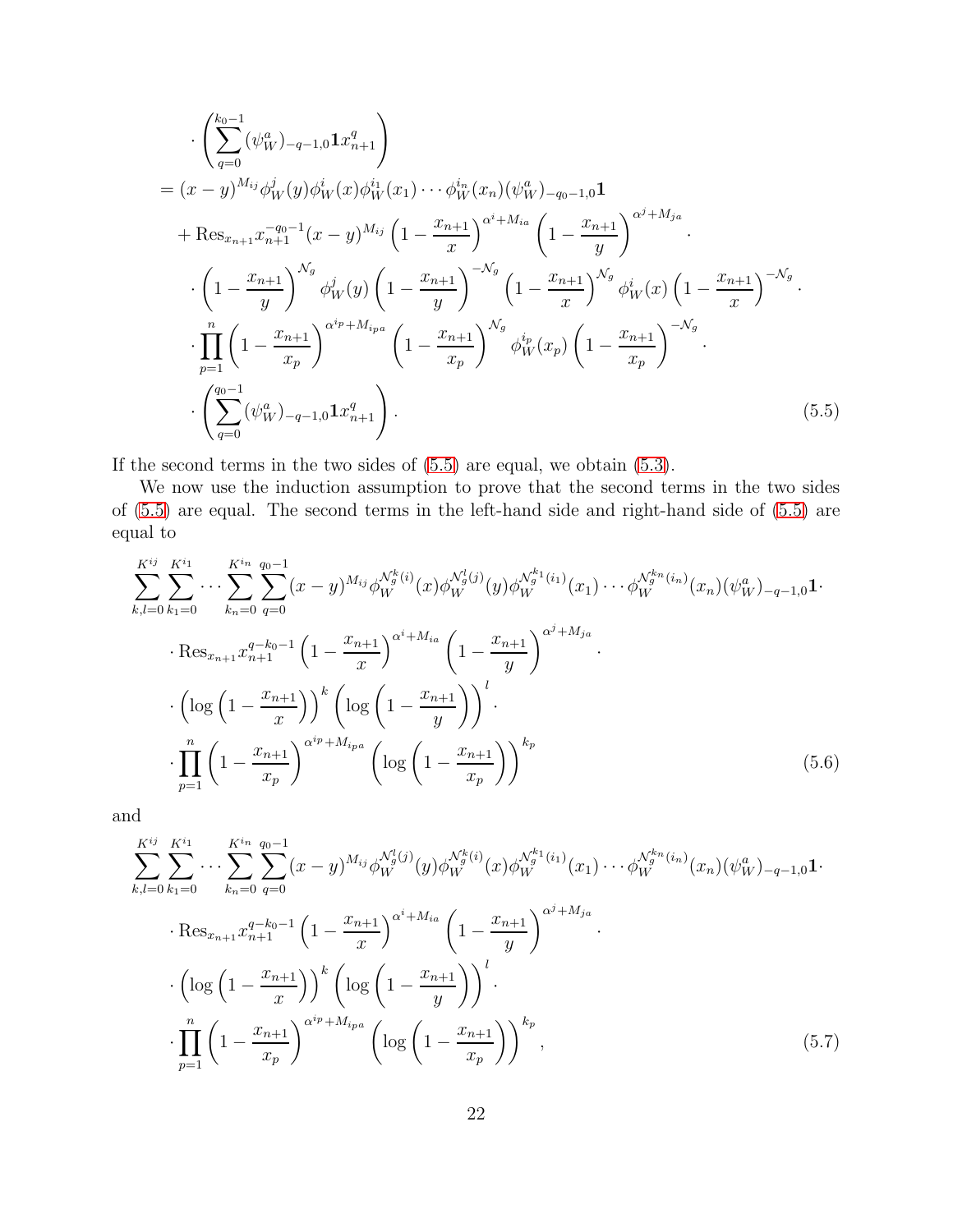$$
\begin{aligned}
&\quad\cdot\left(\sum_{q=0}^{k_0-1}(\psi_W^a)_{-q-1,0}\mathbf{1}x_{n+1}^q\right)\\
&=(x-y)^{M_{ij}}\phi_W^j(y)\phi_W^i(x)\phi_W^{i_1}(x_1)\cdots\phi_W^{i_n}(x_n)(\psi_W^a)_{-q_0-1,0}\mathbf{1}\\
&\quad+\mathrm{Res}_{x_{n+1}}x_{n+1}^{-q_0-1}(x-y)^{M_{ij}}\left(1-\frac{x_{n+1}}{x}\right)^{\alpha^i+M_{ia}}\left(1-\frac{x_{n+1}}{y}\right)^{\alpha^j+M_{ja}}\cdot\\
&\quad\cdot\left(1-\frac{x_{n+1}}{y}\right)^{\mathcal{N}_g}\phi_W^j(y)\left(1-\frac{x_{n+1}}{y}\right)^{-\mathcal{N}_g}\left(1-\frac{x_{n+1}}{x}\right)^{\mathcal{N}_g}\phi_W^i(x)\left(1-\frac{x_{n+1}}{x}\right)^{-\mathcal{N}_g}\cdot\\
&\quad\cdot\prod_{p=1}^n\left(1-\frac{x_{n+1}}{x_p}\right)^{\alpha^{i_p}+M_{i_pa}}\left(1-\frac{x_{n+1}}{x_p}\right)^{\mathcal{N}_g}\phi_W^{i_p}(x_p)\left(1-\frac{x_{n+1}}{x_p}\right)^{-\mathcal{N}_g}\cdot\\
&\quad\cdot\left(\sum_{q=0}^{q_0-1}(\psi_W^a)_{-q-1,0}\mathbf{1}x_{n+1}^q\right).
\end{aligned}\tag{5.5}
$$

If the second terms in the two sides of (5.5) are equal, we obtain (5.3).

We now use the induction assumption to prove that the second terms in the two sides of (5.5) are equal. The second terms in the left-hand side and right-hand side of (5.5) are equal to

$$
\begin{aligned}
&\sum_{k,l=0}^{K^{ij}}\sum_{k_1=0}^{K^{i_1}}\cdots\sum_{k_n=0}^{K^{i_n}}\sum_{q=0}^{q_0-1}(x-y)^{M_{ij}}\phi_W^{\mathcal{N}_g^k(i)}(x)\phi_W^{\mathcal{N}_g^l(j)}(y)\phi_W^{\mathcal{N}_g^{k_1}(i_1)}(x_1)\cdots\phi_W^{\mathcal{N}_g^{k_n}(i_n)}(x_n)(\psi_W^a)_{-q-1,0}\mathbf{1}\cdot\\
&\quad\cdot\mathrm{Res}_{x_{n+1}}x_{n+1}^{q-k_0-1}\left(1-\frac{x_{n+1}}{x}\right)^{\alpha^i+M_{ia}}\left(1-\frac{x_{n+1}}{y}\right)^{\alpha^j+M_{ja}}\cdot\\
&\quad\cdot\left(\log\left(1-\frac{x_{n+1}}{x}\right)\right)^k\left(\log\left(1-\frac{x_{n+1}}{y}\right)\right)^l\cdot\\
&\quad\cdot\prod_{p=1}^n\left(1-\frac{x_{n+1}}{x_p}\right)^{\alpha^{i_p}+M_{i_pa}}\left(\log\left(1-\frac{x_{n+1}}{x_p}\right)\right)^{k_p}
\end{aligned}\tag{5.6}
$$

and

$$
\begin{aligned}
&\sum_{k,l=0}^{K^{ij}}\sum_{k_1=0}^{K^{i_1}}\cdots\sum_{k_n=0}^{K^{i_n}}\sum_{q=0}^{q_0-1}(x-y)^{M_{ij}}\phi_W^{\mathcal{N}_g^l(j)}(y)\phi_W^{\mathcal{N}_g^k(i)}(x)\phi_W^{\mathcal{N}_g^{k_1}(i_1)}(x_1)\cdots\phi_W^{\mathcal{N}_g^{k_n}(i_n)}(x_n)(\psi_W^a)_{-q-1,0}\mathbf{1}\cdot\\
&\quad\cdot\mathrm{Res}_{x_{n+1}}x_{n+1}^{q-k_0-1}\left(1-\frac{x_{n+1}}{x}\right)^{\alpha^i+M_{ia}}\left(1-\frac{x_{n+1}}{y}\right)^{\alpha^j+M_{ja}}\cdot\\
&\quad\cdot\left(\log\left(1-\frac{x_{n+1}}{x}\right)\right)^k\left(\log\left(1-\frac{x_{n+1}}{y}\right)\right)^l\cdot\\
&\quad\cdot\prod_{p=1}^n\left(1-\frac{x_{n+1}}{x_p}\right)^{\alpha^{i_p}+M_{i_pa}}\left(\log\left(1-\frac{x_{n+1}}{x_p}\right)\right)^{k_p},
\end{aligned}\tag{5.7}
$$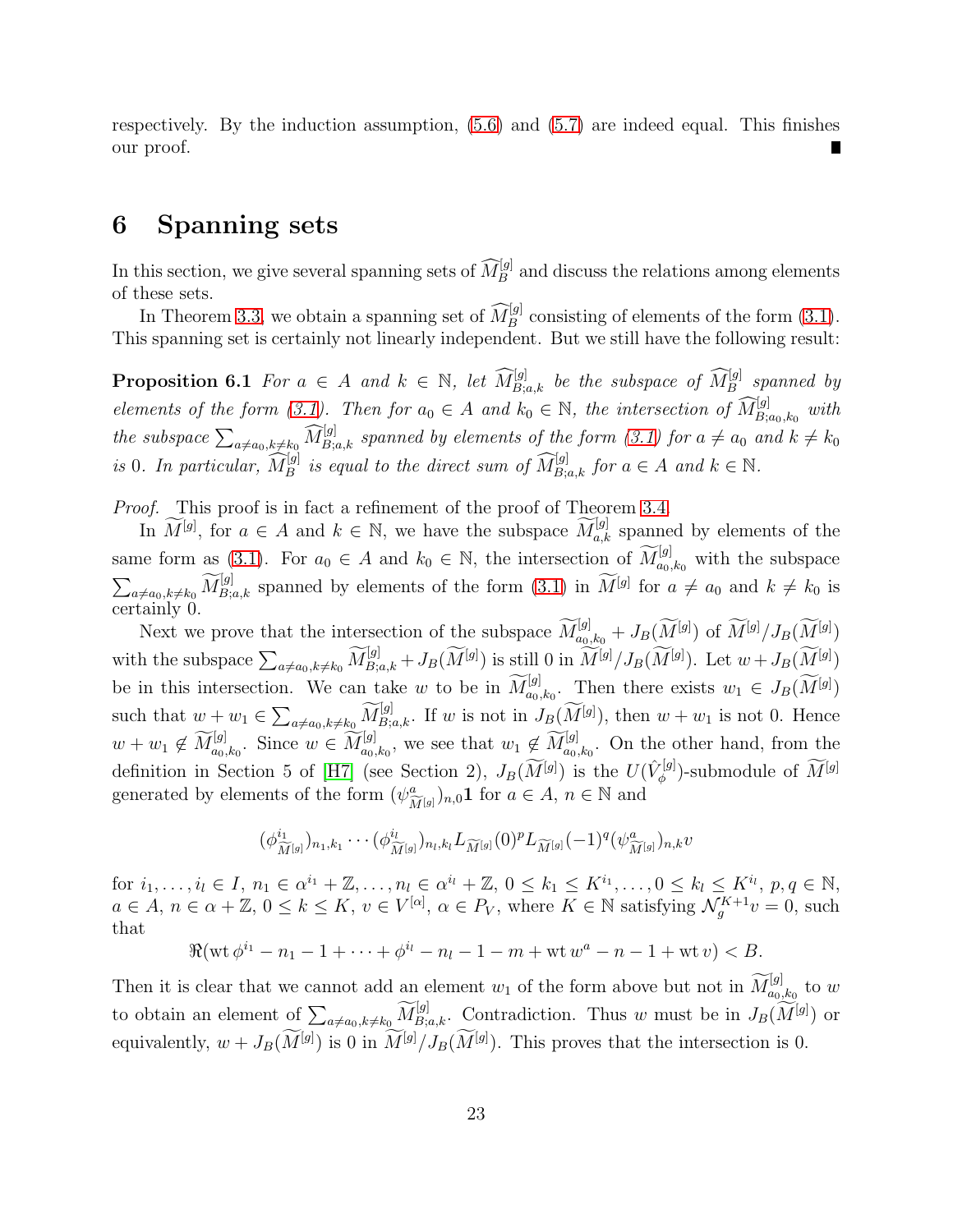respectively. By the induction assumption, (5.6) and (5.7) are indeed equal. This finishes our proof. ∎

# 6 Spanning sets

In this section, we give several spanning sets of $\widehat{M}_B^{[g]}$ and discuss the relations among elements of these sets.

In Theorem 3.3, we obtain a spanning set of $\widehat{M}_B^{[g]}$ consisting of elements of the form (3.1). This spanning set is certainly not linearly independent. But we still have the following result:

**Proposition 6.1** *For $a \in A$ and $k \in \mathbb{N}$, let $\widehat{M}_{B;a,k}^{[g]}$ be the subspace of $\widehat{M}_B^{[g]}$ spanned by elements of the form (3.1). Then for $a_0 \in A$ and $k_0 \in \mathbb{N}$, the intersection of $\widehat{M}_{B;a_0,k_0}^{[g]}$ with the subspace $\sum_{a\neq a_0, k\neq k_0} \widehat{M}_{B;a,k}^{[g]}$ spanned by elements of the form (3.1) for $a \neq a_0$ and $k \neq k_0$ is 0. In particular, $\widehat{M}_B^{[g]}$ is equal to the direct sum of $\widehat{M}_{B;a,k}^{[g]}$ for $a \in A$ and $k \in \mathbb{N}$.*

*Proof.* This proof is in fact a refinement of the proof of Theorem 3.4.

In $\widetilde{M}^{[g]}$, for $a \in A$ and $k \in \mathbb{N}$, we have the subspace $\widetilde{M}_{a,k}^{[g]}$ spanned by elements of the same form as (3.1). For $a_0 \in A$ and $k_0 \in \mathbb{N}$, the intersection of $\widetilde{M}_{a_0,k_0}^{[g]}$ with the subspace $\sum_{a\neq a_0, k\neq k_0} \widetilde{M}_{B;a,k}^{[g]}$ spanned by elements of the form (3.1) in $\widetilde{M}^{[g]}$ for $a \neq a_0$ and $k \neq k_0$ is certainly 0.

Next we prove that the intersection of the subspace $\widetilde{M}_{a_0,k_0}^{[g]} + J_B(\widetilde{M}^{[g]})$ of $\widetilde{M}^{[g]}/J_B(\widetilde{M}^{[g]})$ with the subspace $\sum_{a\neq a_0, k\neq k_0} \widetilde{M}_{B;a,k}^{[g]} + J_B(\widetilde{M}^{[g]})$ is still 0 in $\widetilde{M}^{[g]}/J_B(\widetilde{M}^{[g]})$. Let $w + J_B(\widetilde{M}^{[g]})$ be in this intersection. We can take $w$ to be in $\widetilde{M}_{a_0,k_0}^{[g]}$. Then there exists $w_1 \in J_B(\widetilde{M}^{[g]})$ such that $w + w_1 \in \sum_{a\neq a_0, k\neq k_0} \widetilde{M}_{B;a,k}^{[g]}$. If $w$ is not in $J_B(\widetilde{M}^{[g]})$, then $w + w_1$ is not 0. Hence $w + w_1 \notin \widetilde{M}_{a_0,k_0}^{[g]}$. Since $w \in \widetilde{M}_{a_0,k_0}^{[g]}$, we see that $w_1 \notin \widetilde{M}_{a_0,k_0}^{[g]}$. On the other hand, from the definition in Section 5 of [H7] (see Section 2), $J_B(\widetilde{M}^{[g]})$ is the $U(\hat{V}_\phi^{[g]})$-submodule of $\widetilde{M}^{[g]}$ generated by elements of the form $(\psi^a_{\widetilde{M}^{[g]}})_{n,0}\mathbf{1}$ for $a \in A$, $n \in \mathbb{N}$ and

$$(\phi^{i_1}_{\widetilde{M}^{[g]}})_{n_1,k_1} \cdots (\phi^{i_l}_{\widetilde{M}^{[g]}})_{n_l,k_l} L_{\widetilde{M}^{[g]}}(0)^p L_{\widetilde{M}^{[g]}}(-1)^q (\psi^a_{\widetilde{M}^{[g]}})_{n,k} v$$

for $i_1, \dots, i_l \in I$, $n_1 \in \alpha^{i_1} + \mathbb{Z}, \dots, n_l \in \alpha^{i_l} + \mathbb{Z}$, $0 \leq k_1 \leq K^{i_1}, \dots, 0 \leq k_l \leq K^{i_l}$, $p, q \in \mathbb{N}$, $a \in A$, $n \in \alpha + \mathbb{Z}$, $0 \leq k \leq K$, $v \in V^{[\alpha]}$, $\alpha \in P_V$, where $K \in \mathbb{N}$ satisfying $\mathcal{N}_g^{K+1} v = 0$, such that

$$\Re(\mathrm{wt}\, \phi^{i_1} - n_1 - 1 + \cdots + \phi^{i_l} - n_l - 1 - m + \mathrm{wt}\, w^a - n - 1 + \mathrm{wt}\, v) < B.$$

Then it is clear that we cannot add an element $w_1$ of the form above but not in $\widetilde{M}_{a_0,k_0}^{[g]}$ to $w$ to obtain an element of $\sum_{a\neq a_0, k\neq k_0} \widetilde{M}_{B;a,k}^{[g]}$. Contradiction. Thus $w$ must be in $J_B(\widetilde{M}^{[g]})$ or equivalently, $w + J_B(\widetilde{M}^{[g]})$ is 0 in $\widetilde{M}^{[g]}/J_B(\widetilde{M}^{[g]})$. This proves that the intersection is 0.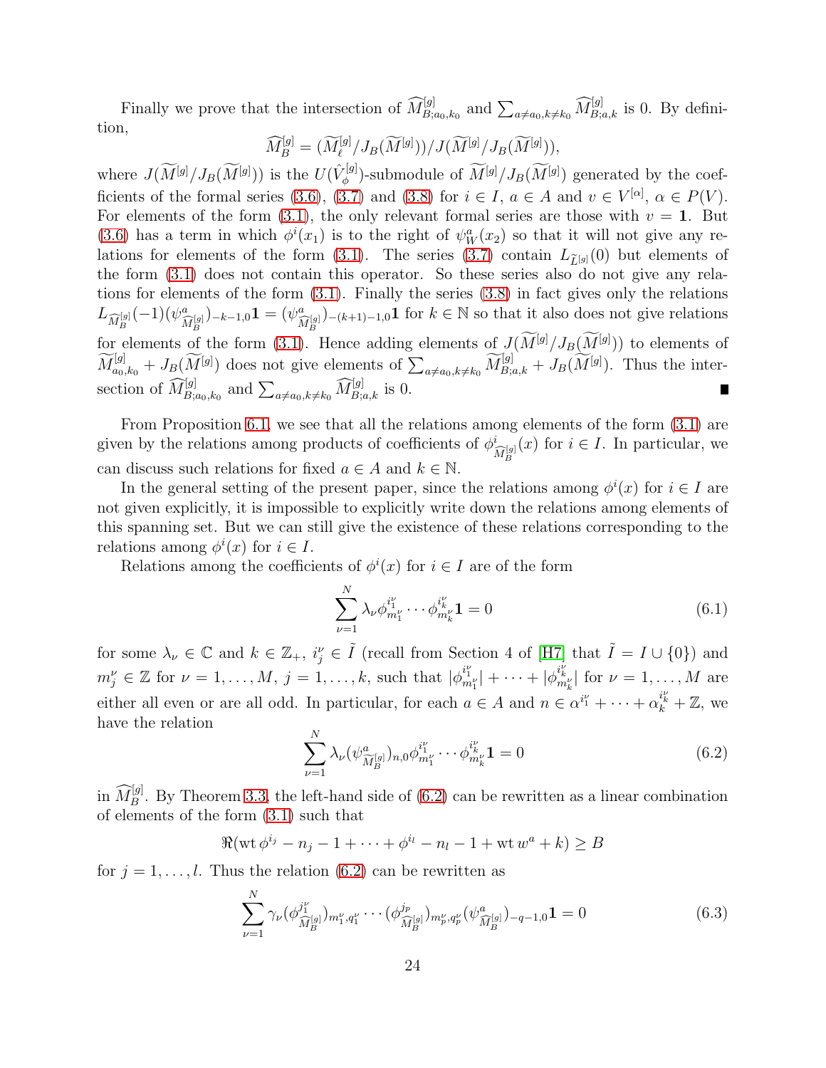Finally we prove that the intersection of $\widehat{M}^{[g]}_{B;a_0,k_0}$ and $\sum_{a\neq a_0,k\neq k_0}\widehat{M}^{[g]}_{B;a,k}$ is 0. By definition,

$$\widehat{M}^{[g]}_B=(\widetilde{M}^{[g]}_\ell/J_B(\widetilde{M}^{[g]}))/J(\widetilde{M}^{[g]}/J_B(\widetilde{M}^{[g]})),$$

where $J(\widetilde{M}^{[g]}/J_B(\widetilde{M}^{[g]}))$ is the $U(\hat{V}^{[g]}_\phi)$-submodule of $\widetilde{M}^{[g]}/J_B(\widetilde{M}^{[g]})$ generated by the coefficients of the formal series (3.6), (3.7) and (3.8) for $i\in I$, $a\in A$ and $v\in V^{[\alpha]}$, $\alpha\in P(V)$. For elements of the form (3.1), the only relevant formal series are those with $v=\mathbf{1}$. But (3.6) has a term in which $\phi^i(x_1)$ is to the right of $\psi^a_W(x_2)$ so that it will not give any relations for elements of the form (3.1). The series (3.7) contain $L_{\widetilde{L}^{[g]}}(0)$ but elements of the form (3.1) does not contain this operator. So these series also do not give any relations for elements of the form (3.1). Finally the series (3.8) in fact gives only the relations $L_{\widehat{M}^{[g]}_B}(-1)(\psi^a_{\widehat{M}^{[g]}_B})_{-k-1,0}\mathbf{1}=(\psi^a_{\widehat{M}^{[g]}_B})_{-(k+1)-1,0}\mathbf{1}$ for $k\in\mathbb{N}$ so that it also does not give relations for elements of the form (3.1). Hence adding elements of $J(\widetilde{M}^{[g]}/J_B(\widetilde{M}^{[g]}))$ to elements of $\widetilde{M}^{[g]}_{a_0,k_0}+J_B(\widetilde{M}^{[g]})$ does not give elements of $\sum_{a\neq a_0,k\neq k_0}\widetilde{M}^{[g]}_{B;a,k}+J_B(\widetilde{M}^{[g]})$. Thus the intersection of $\widehat{M}^{[g]}_{B;a_0,k_0}$ and $\sum_{a\neq a_0,k\neq k_0}\widehat{M}^{[g]}_{B;a,k}$ is 0. ∎

From Proposition 6.1, we see that all the relations among elements of the form (3.1) are given by the relations among products of coefficients of $\phi^i_{\widehat{M}^{[g]}_B}(x)$ for $i\in I$. In particular, we can discuss such relations for fixed $a\in A$ and $k\in\mathbb{N}$.

In the general setting of the present paper, since the relations among $\phi^i(x)$ for $i\in I$ are not given explicitly, it is impossible to explicitly write down the relations among elements of this spanning set. But we can still give the existence of these relations corresponding to the relations among $\phi^i(x)$ for $i\in I$.

Relations among the coefficients of $\phi^i(x)$ for $i\in I$ are of the form

$$\sum_{\nu=1}^N\lambda_\nu\phi^{i_1^\nu}_{m_1^\nu}\cdots\phi^{i_k^\nu}_{m_k^\nu}\mathbf{1}=0 \tag{6.1}$$

for some $\lambda_\nu\in\mathbb{C}$ and $k\in\mathbb{Z}_+$, $i_j^\nu\in\tilde{I}$ (recall from Section 4 of [H7] that $\tilde{I}=I\cup\{0\}$) and $m_j^\nu\in\mathbb{Z}$ for $\nu=1,\dots,M$, $j=1,\dots,k$, such that $|\phi^{i_1^\nu}_{m_1^\nu}|+\cdots+|\phi^{i_k^\nu}_{m_k^\nu}|$ for $\nu=1,\dots,M$ are either all even or are all odd. In particular, for each $a\in A$ and $n\in\alpha^{i_1}+\cdots+\alpha^{i_k}_k+\mathbb{Z}$, we have the relation

$$\sum_{\nu=1}^N\lambda_\nu(\psi^a_{\widehat{M}^{[g]}_B})_{n,0}\phi^{i_1^\nu}_{m_1^\nu}\cdots\phi^{i_k^\nu}_{m_k^\nu}\mathbf{1}=0 \tag{6.2}$$

in $\widehat{M}^{[g]}_B$. By Theorem 3.3, the left-hand side of (6.2) can be rewritten as a linear combination of elements of the form (3.1) such that

$$\Re(\mathrm{wt}\,\phi^{i_j}-n_j-1+\cdots+\phi^{i_l}-n_l-1+\mathrm{wt}\,w^a+k)\geq B$$

for $j=1,\dots,l$. Thus the relation (6.2) can be rewritten as

$$\sum_{\nu=1}^N\gamma_\nu(\phi^{j_1^\nu}_{\widehat{M}^{[g]}_B})_{m_1^\nu,q_1^\nu}\cdots(\phi^{j_p}_{\widehat{M}^{[g]}_B})_{m_p^\nu,q_p^\nu}(\psi^a_{\widehat{M}^{[g]}_B})_{-q-1,0}\mathbf{1}=0 \tag{6.3}$$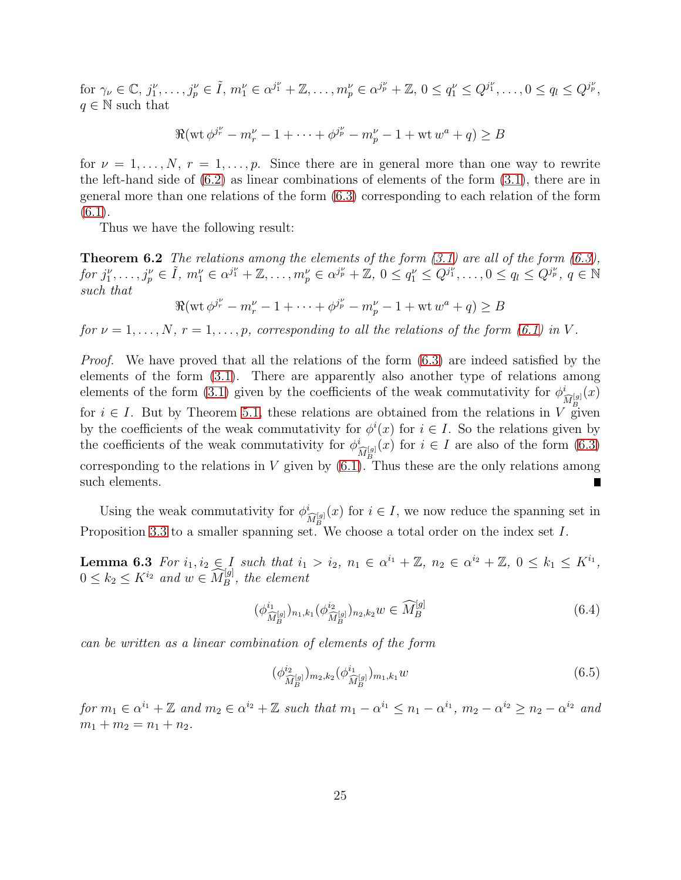for $\gamma_\nu \in \mathbb{C}$, $j_1^\nu, \dots, j_p^\nu \in \tilde{I}$, $m_1^\nu \in \alpha^{j_1^\nu} + \mathbb{Z}, \dots, m_p^\nu \in \alpha^{j_p^\nu} + \mathbb{Z}$, $0 \leq q_1^\nu \leq Q^{j_1^\nu}, \dots, 0 \leq q_l \leq Q^{j_p^\nu}$, $q \in \mathbb{N}$ such that

$$\Re(\operatorname{wt} \phi^{j_r^\nu} - m_r^\nu - 1 + \cdots + \phi^{j_p^\nu} - m_p^\nu - 1 + \operatorname{wt} w^a + q) \geq B$$

for $\nu = 1, \dots, N$, $r = 1, \dots, p$. Since there are in general more than one way to rewrite the left-hand side of (6.2) as linear combinations of elements of the form (3.1), there are in general more than one relations of the form (6.3) corresponding to each relation of the form (6.1).

Thus we have the following result:

**Theorem 6.2** *The relations among the elements of the form (3.1) are all of the form (6.3), for $j_1^\nu, \dots, j_p^\nu \in \tilde{I}$, $m_1^\nu \in \alpha^{j_1^\nu} + \mathbb{Z}, \dots, m_p^\nu \in \alpha^{j_p^\nu} + \mathbb{Z}$, $0 \leq q_1^\nu \leq Q^{j_1^\nu}, \dots, 0 \leq q_l \leq Q^{j_p^\nu}$, $q \in \mathbb{N}$ such that*

$$\Re(\operatorname{wt} \phi^{j_r^\nu} - m_r^\nu - 1 + \cdots + \phi^{j_p^\nu} - m_p^\nu - 1 + \operatorname{wt} w^a + q) \geq B$$

*for $\nu = 1, \dots, N$, $r = 1, \dots, p$, corresponding to all the relations of the form (6.1) in $V$.*

*Proof.* We have proved that all the relations of the form (6.3) are indeed satisfied by the elements of the form (3.1). There are apparently also another type of relations among elements of the form (3.1) given by the coefficients of the weak commutativity for $\phi^i_{\widehat{M}_B^{[g]}}(x)$ for $i \in I$. But by Theorem 5.1, these relations are obtained from the relations in $V$ given by the coefficients of the weak commutativity for $\phi^i(x)$ for $i \in I$. So the relations given by the coefficients of the weak commutativity for $\phi^i_{\widehat{M}_B^{[g]}}(x)$ for $i \in I$ are also of the form (6.3) corresponding to the relations in $V$ given by (6.1). Thus these are the only relations among such elements. ∎

Using the weak commutativity for $\phi^i_{\widehat{M}_B^{[g]}}(x)$ for $i \in I$, we now reduce the spanning set in Proposition 3.3 to a smaller spanning set. We choose a total order on the index set $I$.

**Lemma 6.3** *For $i_1, i_2 \in I$ such that $i_1 > i_2$, $n_1 \in \alpha^{i_1} + \mathbb{Z}$, $n_2 \in \alpha^{i_2} + \mathbb{Z}$, $0 \leq k_1 \leq K^{i_1}$, $0 \leq k_2 \leq K^{i_2}$ and $w \in \widehat{M}_B^{[g]}$, the element*

$$(\phi^{i_1}_{\widehat{M}_B^{[g]}})_{n_1,k_1} (\phi^{i_2}_{\widehat{M}_B^{[g]}})_{n_2,k_2} w \in \widehat{M}_B^{[g]} \tag{6.4}$$

*can be written as a linear combination of elements of the form*

$$(\phi^{i_2}_{\widehat{M}_B^{[g]}})_{m_2,k_2} (\phi^{i_1}_{\widehat{M}_B^{[g]}})_{m_1,k_1} w \tag{6.5}$$

*for $m_1 \in \alpha^{i_1} + \mathbb{Z}$ and $m_2 \in \alpha^{i_2} + \mathbb{Z}$ such that $m_1 - \alpha^{i_1} \leq n_1 - \alpha^{i_1}$, $m_2 - \alpha^{i_2} \geq n_2 - \alpha^{i_2}$ and $m_1 + m_2 = n_1 + n_2$.*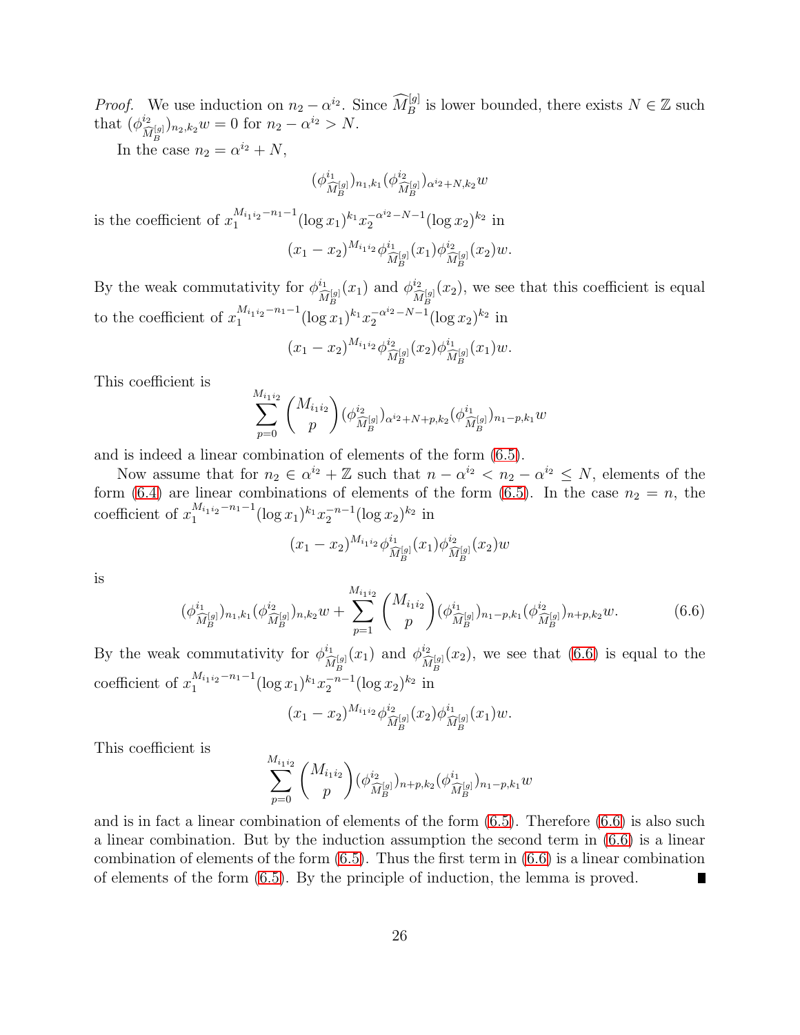*Proof.* We use induction on $n_2 - \alpha^{i_2}$. Since $\widehat{M}_B^{[g]}$ is lower bounded, there exists $N \in \mathbb{Z}$ such that $(\phi^{i_2}_{\widehat{M}_B^{[g]}})_{n_2,k_2} w = 0$ for $n_2 - \alpha^{i_2} > N$.

In the case $n_2 = \alpha^{i_2} + N$,

$$(\phi^{i_1}_{\widehat{M}_B^{[g]}})_{n_1,k_1} (\phi^{i_2}_{\widehat{M}_B^{[g]}})_{\alpha^{i_2}+N,k_2} w$$

is the coefficient of $x_1^{M_{i_1 i_2}-n_1-1} (\log x_1)^{k_1} x_2^{-\alpha^{i_2}-N-1} (\log x_2)^{k_2}$ in

$$(x_1 - x_2)^{M_{i_1 i_2}} \phi^{i_1}_{\widehat{M}_B^{[g]}}(x_1) \phi^{i_2}_{\widehat{M}_B^{[g]}}(x_2) w.$$

By the weak commutativity for $\phi^{i_1}_{\widehat{M}_B^{[g]}}(x_1)$ and $\phi^{i_2}_{\widehat{M}_B^{[g]}}(x_2)$, we see that this coefficient is equal to the coefficient of $x_1^{M_{i_1 i_2}-n_1-1} (\log x_1)^{k_1} x_2^{-\alpha^{i_2}-N-1} (\log x_2)^{k_2}$ in

$$(x_1 - x_2)^{M_{i_1 i_2}} \phi^{i_2}_{\widehat{M}_B^{[g]}}(x_2) \phi^{i_1}_{\widehat{M}_B^{[g]}}(x_1) w.$$

This coefficient is

$$\sum_{p=0}^{M_{i_1 i_2}} \binom{M_{i_1 i_2}}{p} (\phi^{i_2}_{\widehat{M}_B^{[g]}})_{\alpha^{i_2}+N+p,k_2} (\phi^{i_1}_{\widehat{M}_B^{[g]}})_{n_1-p,k_1} w$$

and is indeed a linear combination of elements of the form (6.5).

Now assume that for $n_2 \in \alpha^{i_2} + \mathbb{Z}$ such that $n - \alpha^{i_2} < n_2 - \alpha^{i_2} \leq N$, elements of the form (6.4) are linear combinations of elements of the form (6.5). In the case $n_2 = n$, the coefficient of $x_1^{M_{i_1 i_2}-n_1-1} (\log x_1)^{k_1} x_2^{-n-1} (\log x_2)^{k_2}$ in

$$(x_1 - x_2)^{M_{i_1 i_2}} \phi^{i_1}_{\widehat{M}_B^{[g]}}(x_1) \phi^{i_2}_{\widehat{M}_B^{[g]}}(x_2) w$$

is

$$(\phi^{i_1}_{\widehat{M}_B^{[g]}})_{n_1,k_1} (\phi^{i_2}_{\widehat{M}_B^{[g]}})_{n,k_2} w + \sum_{p=1}^{M_{i_1 i_2}} \binom{M_{i_1 i_2}}{p} (\phi^{i_1}_{\widehat{M}_B^{[g]}})_{n_1-p,k_1} (\phi^{i_2}_{\widehat{M}_B^{[g]}})_{n+p,k_2} w. \tag{6.6}$$

By the weak commutativity for $\phi^{i_1}_{\widehat{M}_B^{[g]}}(x_1)$ and $\phi^{i_2}_{\widehat{M}_B^{[g]}}(x_2)$, we see that (6.6) is equal to the coefficient of $x_1^{M_{i_1 i_2}-n_1-1} (\log x_1)^{k_1} x_2^{-n-1} (\log x_2)^{k_2}$ in

$$(x_1 - x_2)^{M_{i_1 i_2}} \phi^{i_2}_{\widehat{M}_B^{[g]}}(x_2) \phi^{i_1}_{\widehat{M}_B^{[g]}}(x_1) w.$$

This coefficient is

$$\sum_{p=0}^{M_{i_1 i_2}} \binom{M_{i_1 i_2}}{p} (\phi^{i_2}_{\widehat{M}_B^{[g]}})_{n+p,k_2} (\phi^{i_1}_{\widehat{M}_B^{[g]}})_{n_1-p,k_1} w$$

and is in fact a linear combination of elements of the form (6.5). Therefore (6.6) is also such a linear combination. But by the induction assumption the second term in (6.6) is a linear combination of elements of the form (6.5). Thus the first term in (6.6) is a linear combination of elements of the form (6.5). By the principle of induction, the lemma is proved. ■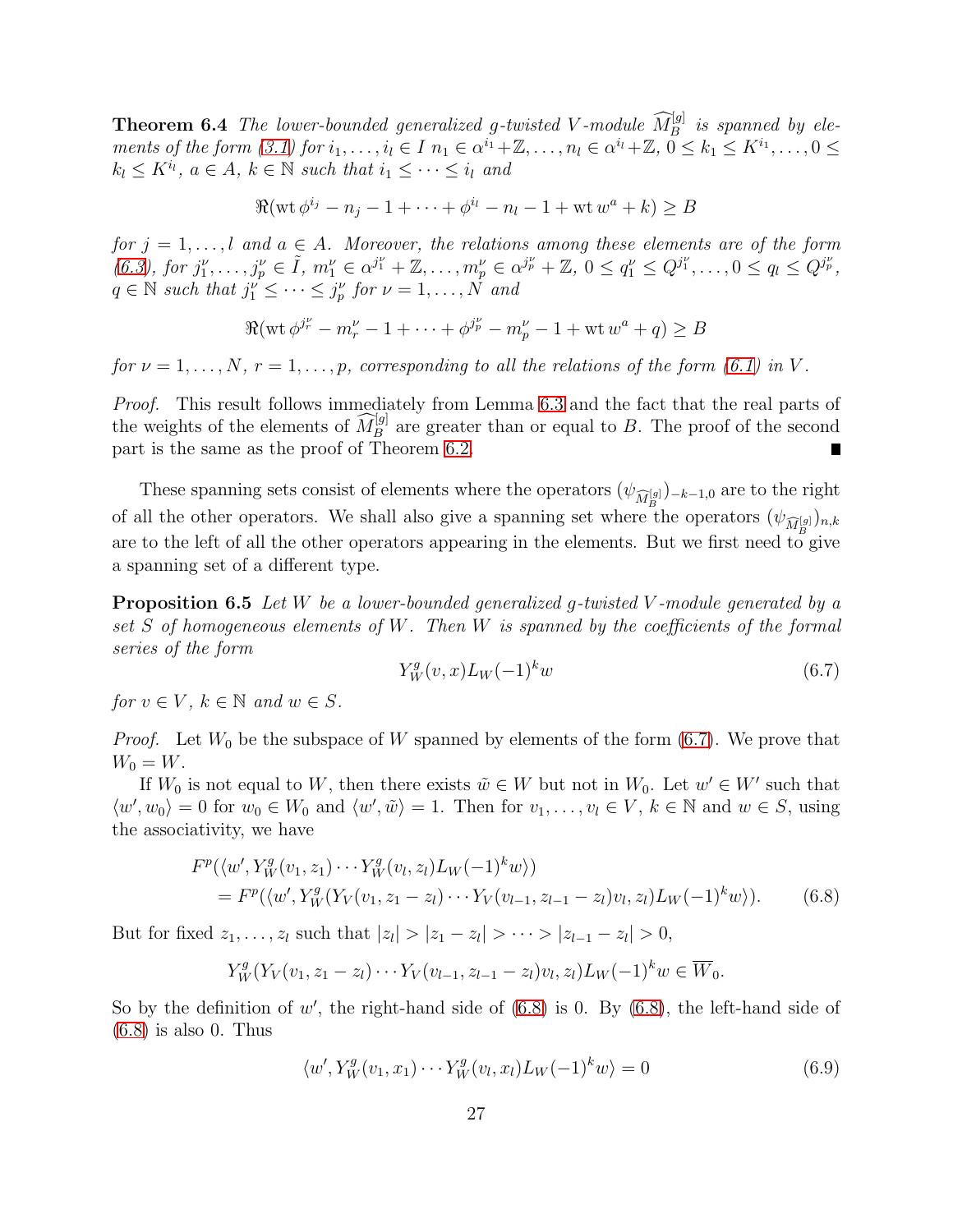**Theorem 6.4** *The lower-bounded generalized $g$-twisted $V$-module $\widehat{M}_B^{[g]}$ is spanned by elements of the form (3.1) for $i_1, \dots, i_l \in I$ $n_1 \in \alpha^{i_1}+\mathbb{Z}, \dots, n_l \in \alpha^{i_l}+\mathbb{Z}$, $0 \leq k_1 \leq K^{i_1}, \dots, 0 \leq k_l \leq K^{i_l}$, $a \in A$, $k \in \mathbb{N}$ such that $i_1 \leq \cdots \leq i_l$ and*

$$\Re(\mathrm{wt}\, \phi^{i_j} - n_j - 1 + \cdots + \phi^{i_l} - n_l - 1 + \mathrm{wt}\, w^a + k) \geq B$$

*for $j = 1, \dots, l$ and $a \in A$. Moreover, the relations among these elements are of the form (6.3), for $j_1^\nu, \dots, j_p^\nu \in \tilde{I}$, $m_1^\nu \in \alpha^{j_1^\nu}+\mathbb{Z}, \dots, m_p^\nu \in \alpha^{j_p^\nu}+\mathbb{Z}$, $0 \leq q_1^\nu \leq Q^{j_1^\nu}, \dots, 0 \leq q_l \leq Q^{j_p^\nu}$, $q \in \mathbb{N}$ such that $j_1^\nu \leq \cdots \leq j_p^\nu$ for $\nu = 1, \dots, N$ and*

$$\Re(\mathrm{wt}\, \phi^{j_r^\nu} - m_r^\nu - 1 + \cdots + \phi^{j_p^\nu} - m_p^\nu - 1 + \mathrm{wt}\, w^a + q) \geq B$$

*for $\nu = 1, \dots, N$, $r = 1, \dots, p$, corresponding to all the relations of the form (6.1) in $V$.*

*Proof.* This result follows immediately from Lemma 6.3 and the fact that the real parts of the weights of the elements of $\widehat{M}_B^{[g]}$ are greater than or equal to $B$. The proof of the second part is the same as the proof of Theorem 6.2. ∎

These spanning sets consist of elements where the operators $(\psi_{\widehat{M}_B^{[g]}})_{-k-1,0}$ are to the right of all the other operators. We shall also give a spanning set where the operators $(\psi_{\widehat{M}_B^{[g]}})_{n,k}$ are to the left of all the other operators appearing in the elements. But we first need to give a spanning set of a different type.

**Proposition 6.5** *Let $W$ be a lower-bounded generalized $g$-twisted $V$-module generated by a set $S$ of homogeneous elements of $W$. Then $W$ is spanned by the coefficients of the formal series of the form*

$$Y_W^g(v, x)L_W(-1)^k w \tag{6.7}$$

*for $v \in V$, $k \in \mathbb{N}$ and $w \in S$.*

*Proof.* Let $W_0$ be the subspace of $W$ spanned by elements of the form (6.7). We prove that $W_0 = W$.

If $W_0$ is not equal to $W$, then there exists $\tilde{w} \in W$ but not in $W_0$. Let $w' \in W'$ such that $\langle w', w_0\rangle = 0$ for $w_0 \in W_0$ and $\langle w', \tilde{w}\rangle = 1$. Then for $v_1, \dots, v_l \in V$, $k \in \mathbb{N}$ and $w \in S$, using the associativity, we have

$$\begin{aligned}
&F^p(\langle w', Y_W^g(v_1, z_1) \cdots Y_W^g(v_l, z_l)L_W(-1)^k w\rangle) \\
&\quad = F^p(\langle w', Y_W^g(Y_V(v_1, z_1 - z_l) \cdots Y_V(v_{l-1}, z_{l-1} - z_l)v_l, z_l)L_W(-1)^k w\rangle).
\end{aligned} \tag{6.8}$$

But for fixed $z_1, \dots, z_l$ such that $|z_l| > |z_1 - z_l| > \cdots > |z_{l-1} - z_l| > 0$,

$$Y_W^g(Y_V(v_1, z_1 - z_l) \cdots Y_V(v_{l-1}, z_{l-1} - z_l)v_l, z_l)L_W(-1)^k w \in \overline{W}_0.$$

So by the definition of $w'$, the right-hand side of (6.8) is 0. By (6.8), the left-hand side of (6.8) is also 0. Thus

$$\langle w', Y_W^g(v_1, x_1) \cdots Y_W^g(v_l, x_l)L_W(-1)^k w\rangle = 0 \tag{6.9}$$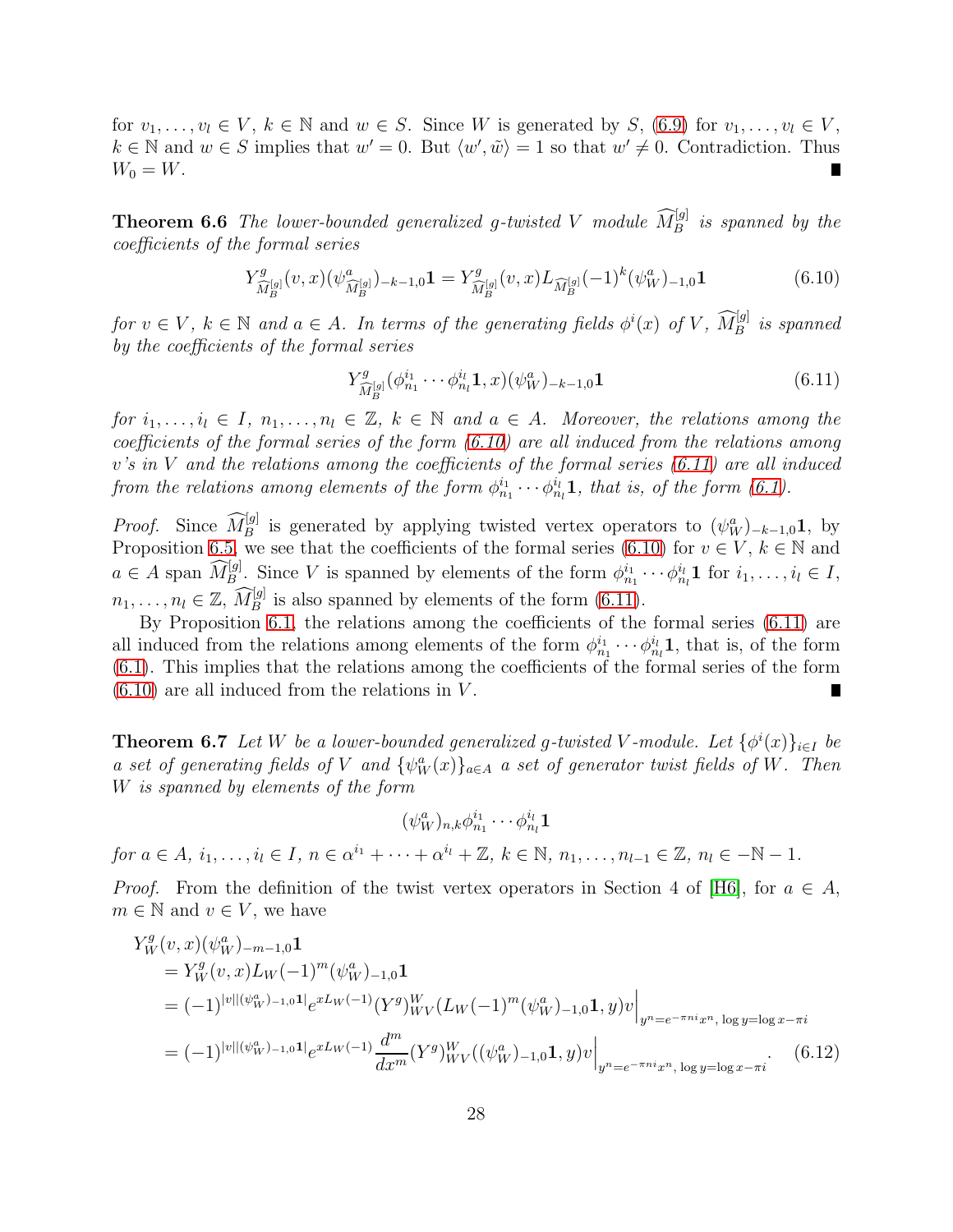for $v_1, \dots, v_l \in V$, $k \in \mathbb{N}$ and $w \in S$. Since $W$ is generated by $S$, (6.9) for $v_1, \dots, v_l \in V$, $k \in \mathbb{N}$ and $w \in S$ implies that $w' = 0$. But $\langle w', \tilde{w} \rangle = 1$ so that $w' \neq 0$. Contradiction. Thus $W_0 = W$. ∎

**Theorem 6.6** *The lower-bounded generalized $g$-twisted $V$ module $\widehat{M}_B^{[g]}$ is spanned by the coefficients of the formal series*

$$Y^g_{\widehat{M}_B^{[g]}}(v, x)(\psi^a_{\widehat{M}_B^{[g]}})_{-k-1,0}\mathbf{1} = Y^g_{\widehat{M}_B^{[g]}}(v, x) L_{\widehat{M}_B^{[g]}}(-1)^k (\psi^a_W)_{-1,0}\mathbf{1} \tag{6.10}$$

*for $v \in V$, $k \in \mathbb{N}$ and $a \in A$. In terms of the generating fields $\phi^i(x)$ of $V$, $\widehat{M}_B^{[g]}$ is spanned by the coefficients of the formal series*

$$Y^g_{\widehat{M}_B^{[g]}}(\phi^{i_1}_{n_1} \cdots \phi^{i_l}_{n_l}\mathbf{1}, x)(\psi^a_W)_{-k-1,0}\mathbf{1} \tag{6.11}$$

*for $i_1, \dots, i_l \in I$, $n_1, \dots, n_l \in \mathbb{Z}$, $k \in \mathbb{N}$ and $a \in A$. Moreover, the relations among the coefficients of the formal series of the form (6.10) are all induced from the relations among $v$'s in $V$ and the relations among the coefficients of the formal series (6.11) are all induced from the relations among elements of the form $\phi^{i_1}_{n_1} \cdots \phi^{i_l}_{n_l}\mathbf{1}$, that is, of the form (6.1).*

*Proof.* Since $\widehat{M}_B^{[g]}$ is generated by applying twisted vertex operators to $(\psi^a_W)_{-k-1,0}\mathbf{1}$, by Proposition 6.5, we see that the coefficients of the formal series (6.10) for $v \in V$, $k \in \mathbb{N}$ and $a \in A$ span $\widehat{M}_B^{[g]}$. Since $V$ is spanned by elements of the form $\phi^{i_1}_{n_1} \cdots \phi^{i_l}_{n_l}\mathbf{1}$ for $i_1, \dots, i_l \in I$, $n_1, \dots, n_l \in \mathbb{Z}$, $\widehat{M}_B^{[g]}$ is also spanned by elements of the form (6.11).

By Proposition 6.1, the relations among the coefficients of the formal series (6.11) are all induced from the relations among elements of the form $\phi^{i_1}_{n_1} \cdots \phi^{i_l}_{n_l}\mathbf{1}$, that is, of the form (6.1). This implies that the relations among the coefficients of the formal series of the form (6.10) are all induced from the relations in $V$. ∎

**Theorem 6.7** *Let $W$ be a lower-bounded generalized $g$-twisted $V$-module. Let $\{\phi^i(x)\}_{i \in I}$ be a set of generating fields of $V$ and $\{\psi^a_W(x)\}_{a \in A}$ a set of generator twist fields of $W$. Then $W$ is spanned by elements of the form*

$$(\psi^a_W)_{n,k}\phi^{i_1}_{n_1} \cdots \phi^{i_l}_{n_l}\mathbf{1}$$

*for $a \in A$, $i_1, \dots, i_l \in I$, $n \in \alpha^{i_1} + \cdots + \alpha^{i_l} + \mathbb{Z}$, $k \in \mathbb{N}$, $n_1, \dots, n_{l-1} \in \mathbb{Z}$, $n_l \in -\mathbb{N} - 1$.*

*Proof.* From the definition of the twist vertex operators in Section 4 of [H6], for $a \in A$, $m \in \mathbb{N}$ and $v \in V$, we have

$$\begin{aligned}
&Y^g_W(v, x)(\psi^a_W)_{-m-1,0}\mathbf{1} \\
&\quad = Y^g_W(v, x) L_W(-1)^m (\psi^a_W)_{-1,0}\mathbf{1} \\
&\quad = (-1)^{|v||(\psi^a_W)_{-1,0}\mathbf{1}|} e^{xL_W(-1)} (Y^g)^W_{WV}(L_W(-1)^m (\psi^a_W)_{-1,0}\mathbf{1}, y)v\Big|_{y^n = e^{-\pi n i}x^n,\ \log y = \log x - \pi i} \\
&\quad = (-1)^{|v||(\psi^a_W)_{-1,0}\mathbf{1}|} e^{xL_W(-1)} \frac{d^m}{dx^m} (Y^g)^W_{WV}((\psi^a_W)_{-1,0}\mathbf{1}, y)v\Big|_{y^n = e^{-\pi n i}x^n,\ \log y = \log x - \pi i}.
\end{aligned} \tag{6.12}$$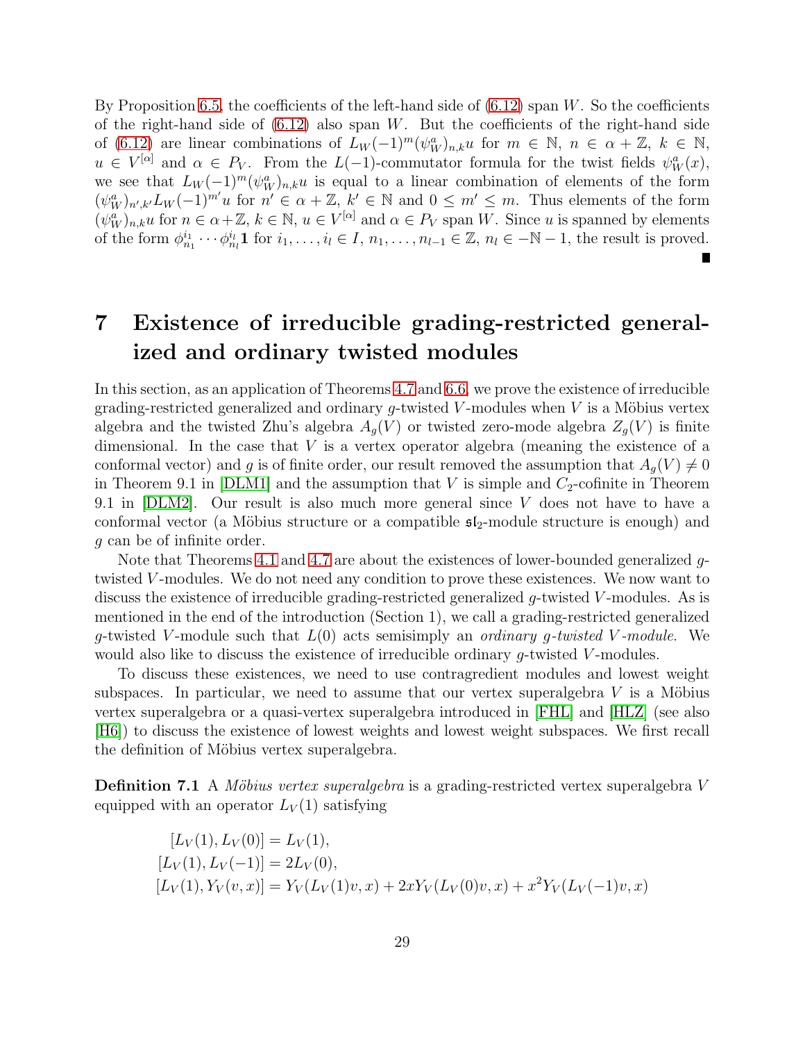By Proposition 6.5, the coefficients of the left-hand side of (6.12) span $W$. So the coefficients of the right-hand side of (6.12) also span $W$. But the coefficients of the right-hand side of (6.12) are linear combinations of $L_W(-1)^m(\psi_W^a)_{n,k}u$ for $m \in \mathbb{N}$, $n \in \alpha + \mathbb{Z}$, $k \in \mathbb{N}$, $u \in V^{[\alpha]}$ and $\alpha \in P_V$. From the $L(-1)$-commutator formula for the twist fields $\psi_W^a(x)$, we see that $L_W(-1)^m(\psi_W^a)_{n,k}u$ is equal to a linear combination of elements of the form $(\psi_W^a)_{n',k'}L_W(-1)^{m'}u$ for $n' \in \alpha + \mathbb{Z}$, $k' \in \mathbb{N}$ and $0 \leq m' \leq m$. Thus elements of the form $(\psi_W^a)_{n,k}u$ for $n \in \alpha + \mathbb{Z}$, $k \in \mathbb{N}$, $u \in V^{[\alpha]}$ and $\alpha \in P_V$ span $W$. Since $u$ is spanned by elements of the form $\phi_{n_1}^{i_1} \cdots \phi_{n_l}^{i_l}\mathbf{1}$ for $i_1, \dots, i_l \in I$, $n_1, \dots, n_{l-1} \in \mathbb{Z}$, $n_l \in -\mathbb{N} - 1$, the result is proved. ∎

# 7 Existence of irreducible grading-restricted generalized and ordinary twisted modules

In this section, as an application of Theorems 4.7 and 6.6, we prove the existence of irreducible grading-restricted generalized and ordinary $g$-twisted $V$-modules when $V$ is a Möbius vertex algebra and the twisted Zhu's algebra $A_g(V)$ or twisted zero-mode algebra $Z_g(V)$ is finite dimensional. In the case that $V$ is a vertex operator algebra (meaning the existence of a conformal vector) and $g$ is of finite order, our result removed the assumption that $A_g(V) \neq 0$ in Theorem 9.1 in [DLM1] and the assumption that $V$ is simple and $C_2$-cofinite in Theorem 9.1 in [DLM2]. Our result is also much more general since $V$ does not have to have a conformal vector (a Möbius structure or a compatible $\mathfrak{sl}_2$-module structure is enough) and $g$ can be of infinite order.

Note that Theorems 4.1 and 4.7 are about the existences of lower-bounded generalized $g$-twisted $V$-modules. We do not need any condition to prove these existences. We now want to discuss the existence of irreducible grading-restricted generalized $g$-twisted $V$-modules. As is mentioned in the end of the introduction (Section 1), we call a grading-restricted generalized $g$-twisted $V$-module such that $L(0)$ acts semisimply an *ordinary $g$-twisted $V$-module*. We would also like to discuss the existence of irreducible ordinary $g$-twisted $V$-modules.

To discuss these existences, we need to use contragredient modules and lowest weight subspaces. In particular, we need to assume that our vertex superalgebra $V$ is a Möbius vertex superalgebra or a quasi-vertex superalgebra introduced in [FHL] and [HLZ] (see also [H6]) to discuss the existence of lowest weights and lowest weight subspaces. We first recall the definition of Möbius vertex superalgebra.

**Definition 7.1** A *Möbius vertex superalgebra* is a grading-restricted vertex superalgebra $V$ equipped with an operator $L_V(1)$ satisfying

$$
\begin{aligned}
[L_V(1), L_V(0)] &= L_V(1), \\
[L_V(1), L_V(-1)] &= 2L_V(0), \\
[L_V(1), Y_V(v, x)] &= Y_V(L_V(1)v, x) + 2xY_V(L_V(0)v, x) + x^2 Y_V(L_V(-1)v, x)
\end{aligned}
$$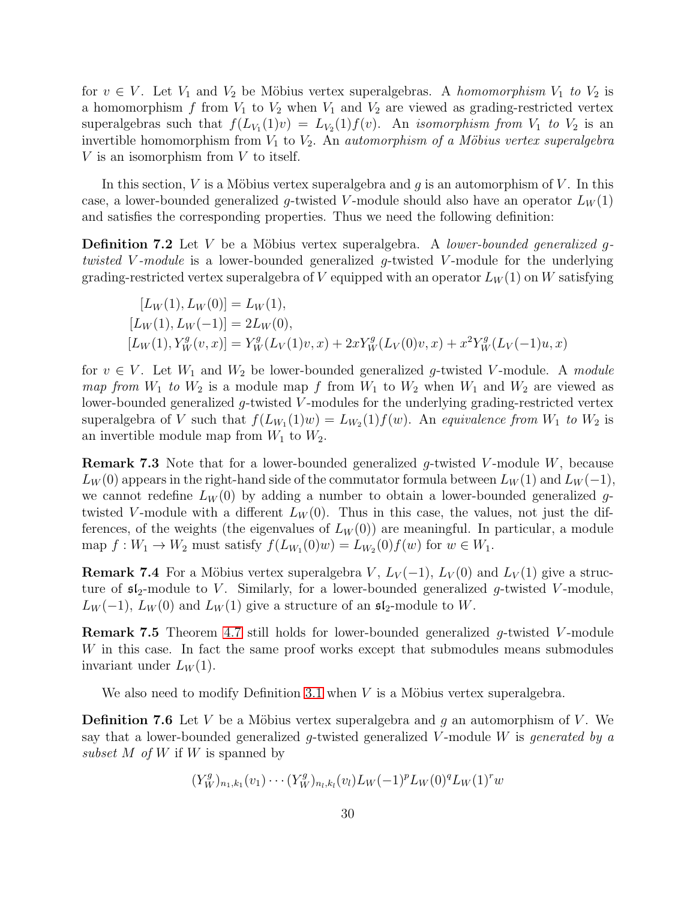for $v \in V$. Let $V_1$ and $V_2$ be Möbius vertex superalgebras. A *homomorphism $V_1$ to $V_2$* is a homomorphism $f$ from $V_1$ to $V_2$ when $V_1$ and $V_2$ are viewed as grading-restricted vertex superalgebras such that $f(L_{V_1}(1)v) = L_{V_2}(1)f(v)$. An *isomorphism from $V_1$ to $V_2$* is an invertible homomorphism from $V_1$ to $V_2$. An *automorphism of a Möbius vertex superalgebra $V$* is an isomorphism from $V$ to itself.

In this section, $V$ is a Möbius vertex superalgebra and $g$ is an automorphism of $V$. In this case, a lower-bounded generalized $g$-twisted $V$-module should also have an operator $L_W(1)$ and satisfies the corresponding properties. Thus we need the following definition:

**Definition 7.2** Let $V$ be a Möbius vertex superalgebra. A *lower-bounded generalized $g$-twisted $V$-module* is a lower-bounded generalized $g$-twisted $V$-module for the underlying grading-restricted vertex superalgebra of $V$ equipped with an operator $L_W(1)$ on $W$ satisfying

$$
\begin{aligned}
[L_W(1), L_W(0)] &= L_W(1),\\
[L_W(1), L_W(-1)] &= 2L_W(0),\\
[L_W(1), Y_W^g(v, x)] &= Y_W^g(L_V(1)v, x) + 2xY_W^g(L_V(0)v, x) + x^2 Y_W^g(L_V(-1)u, x)
\end{aligned}
$$

for $v \in V$. Let $W_1$ and $W_2$ be lower-bounded generalized $g$-twisted $V$-module. A *module map from $W_1$ to $W_2$* is a module map $f$ from $W_1$ to $W_2$ when $W_1$ and $W_2$ are viewed as lower-bounded generalized $g$-twisted $V$-modules for the underlying grading-restricted vertex superalgebra of $V$ such that $f(L_{W_1}(1)w) = L_{W_2}(1)f(w)$. An *equivalence from $W_1$ to $W_2$* is an invertible module map from $W_1$ to $W_2$.

**Remark 7.3** Note that for a lower-bounded generalized $g$-twisted $V$-module $W$, because $L_W(0)$ appears in the right-hand side of the commutator formula between $L_W(1)$ and $L_W(-1)$, we cannot redefine $L_W(0)$ by adding a number to obtain a lower-bounded generalized $g$-twisted $V$-module with a different $L_W(0)$. Thus in this case, the values, not just the differences, of the weights (the eigenvalues of $L_W(0)$) are meaningful. In particular, a module map $f : W_1 \to W_2$ must satisfy $f(L_{W_1}(0)w) = L_{W_2}(0)f(w)$ for $w \in W_1$.

**Remark 7.4** For a Möbius vertex superalgebra $V$, $L_V(-1)$, $L_V(0)$ and $L_V(1)$ give a structure of $\mathfrak{sl}_2$-module to $V$. Similarly, for a lower-bounded generalized $g$-twisted $V$-module, $L_W(-1)$, $L_W(0)$ and $L_W(1)$ give a structure of an $\mathfrak{sl}_2$-module to $W$.

**Remark 7.5** Theorem 4.7 still holds for lower-bounded generalized $g$-twisted $V$-module $W$ in this case. In fact the same proof works except that submodules means submodules invariant under $L_W(1)$.

We also need to modify Definition 3.1 when $V$ is a Möbius vertex superalgebra.

**Definition 7.6** Let $V$ be a Möbius vertex superalgebra and $g$ an automorphism of $V$. We say that a lower-bounded generalized $g$-twisted generalized $V$-module $W$ is *generated by a subset $M$ of $W$* if $W$ is spanned by

$$
(Y_W^g)_{n_1,k_1}(v_1) \cdots (Y_W^g)_{n_l,k_l}(v_l) L_W(-1)^p L_W(0)^q L_W(1)^r w
$$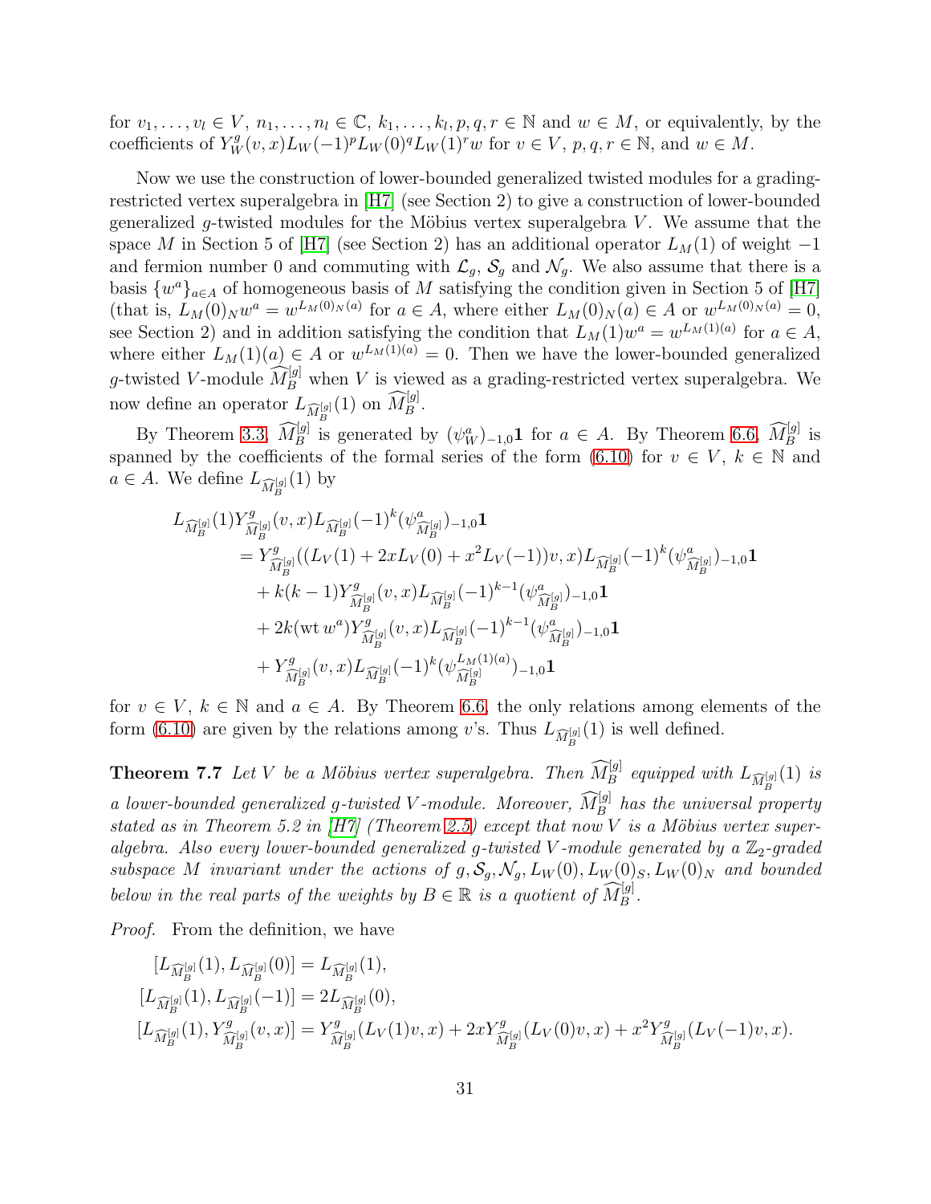for $v_1, \dots, v_l \in V$, $n_1, \dots, n_l \in \mathbb{C}$, $k_1, \dots, k_l, p, q, r \in \mathbb{N}$ and $w \in M$, or equivalently, by the coefficients of $Y_W^g(v, x)L_W(-1)^p L_W(0)^q L_W(1)^r w$ for $v \in V$, $p, q, r \in \mathbb{N}$, and $w \in M$.

Now we use the construction of lower-bounded generalized twisted modules for a grading-restricted vertex superalgebra in [H7] (see Section 2) to give a construction of lower-bounded generalized $g$-twisted modules for the Möbius vertex superalgebra $V$. We assume that the space $M$ in Section 5 of [H7] (see Section 2) has an additional operator $L_M(1)$ of weight $-1$ and fermion number 0 and commuting with $\mathcal{L}_g$, $\mathcal{S}_g$ and $\mathcal{N}_g$. We also assume that there is a basis $\{w^a\}_{a \in A}$ of homogeneous basis of $M$ satisfying the condition given in Section 5 of [H7] (that is, $L_M(0)_N w^a = w^{L_M(0)_N(a)}$ for $a \in A$, where either $L_M(0)_N(a) \in A$ or $w^{L_M(0)_N(a)} = 0$, see Section 2) and in addition satisfying the condition that $L_M(1)w^a = w^{L_M(1)(a)}$ for $a \in A$, where either $L_M(1)(a) \in A$ or $w^{L_M(1)(a)} = 0$. Then we have the lower-bounded generalized $g$-twisted $V$-module $\widehat{M}_B^{[g]}$ when $V$ is viewed as a grading-restricted vertex superalgebra. We now define an operator $L_{\widehat{M}_B^{[g]}}(1)$ on $\widehat{M}_B^{[g]}$.

By Theorem 3.3, $\widehat{M}_B^{[g]}$ is generated by $(\psi_W^a)_{-1,0}\mathbf{1}$ for $a \in A$. By Theorem 6.6, $\widehat{M}_B^{[g]}$ is spanned by the coefficients of the formal series of the form (6.10) for $v \in V$, $k \in \mathbb{N}$ and $a \in A$. We define $L_{\widehat{M}_B^{[g]}}(1)$ by

$$
\begin{aligned}
L_{\widehat{M}_B^{[g]}}(1)&Y_{\widehat{M}_B^{[g]}}^g(v, x)L_{\widehat{M}_B^{[g]}}(-1)^k(\psi_{\widehat{M}_B^{[g]}}^a)_{-1,0}\mathbf{1}\\
&= Y_{\widehat{M}_B^{[g]}}^g((L_V(1) + 2xL_V(0) + x^2L_V(-1))v, x)L_{\widehat{M}_B^{[g]}}(-1)^k(\psi_{\widehat{M}_B^{[g]}}^a)_{-1,0}\mathbf{1}\\
&\quad + k(k-1)Y_{\widehat{M}_B^{[g]}}^g(v, x)L_{\widehat{M}_B^{[g]}}(-1)^{k-1}(\psi_{\widehat{M}_B^{[g]}}^a)_{-1,0}\mathbf{1}\\
&\quad + 2k(\mathrm{wt}\, w^a)Y_{\widehat{M}_B^{[g]}}^g(v, x)L_{\widehat{M}_B^{[g]}}(-1)^{k-1}(\psi_{\widehat{M}_B^{[g]}}^a)_{-1,0}\mathbf{1}\\
&\quad + Y_{\widehat{M}_B^{[g]}}^g(v, x)L_{\widehat{M}_B^{[g]}}(-1)^k(\psi_{\widehat{M}_B^{[g]}}^{L_M(1)(a)})_{-1,0}\mathbf{1}
\end{aligned}
$$

for $v \in V$, $k \in \mathbb{N}$ and $a \in A$. By Theorem 6.6, the only relations among elements of the form (6.10) are given by the relations among $v$'s. Thus $L_{\widehat{M}_B^{[g]}}(1)$ is well defined.

**Theorem 7.7** *Let $V$ be a Möbius vertex superalgebra. Then $\widehat{M}_B^{[g]}$ equipped with $L_{\widehat{M}_B^{[g]}}(1)$ is a lower-bounded generalized $g$-twisted $V$-module. Moreover, $\widehat{M}_B^{[g]}$ has the universal property stated as in Theorem 5.2 in [H7] (Theorem 2.5) except that now $V$ is a Möbius vertex superalgebra. Also every lower-bounded generalized $g$-twisted $V$-module generated by a $\mathbb{Z}_2$-graded subspace $M$ invariant under the actions of $g, \mathcal{S}_g, \mathcal{N}_g, L_W(0), L_W(0)_S, L_W(0)_N$ and bounded below in the real parts of the weights by $B \in \mathbb{R}$ is a quotient of $\widehat{M}_B^{[g]}$.*

*Proof.* From the definition, we have

$$
\begin{aligned}
[L_{\widehat{M}_B^{[g]}}(1), L_{\widehat{M}_B^{[g]}}(0)] &= L_{\widehat{M}_B^{[g]}}(1),\\
[L_{\widehat{M}_B^{[g]}}(1), L_{\widehat{M}_B^{[g]}}(-1)] &= 2L_{\widehat{M}_B^{[g]}}(0),\\
[L_{\widehat{M}_B^{[g]}}(1), Y_{\widehat{M}_B^{[g]}}^g(v, x)] &= Y_{\widehat{M}_B^{[g]}}^g(L_V(1)v, x) + 2xY_{\widehat{M}_B^{[g]}}^g(L_V(0)v, x) + x^2Y_{\widehat{M}_B^{[g]}}^g(L_V(-1)v, x).
\end{aligned}
$$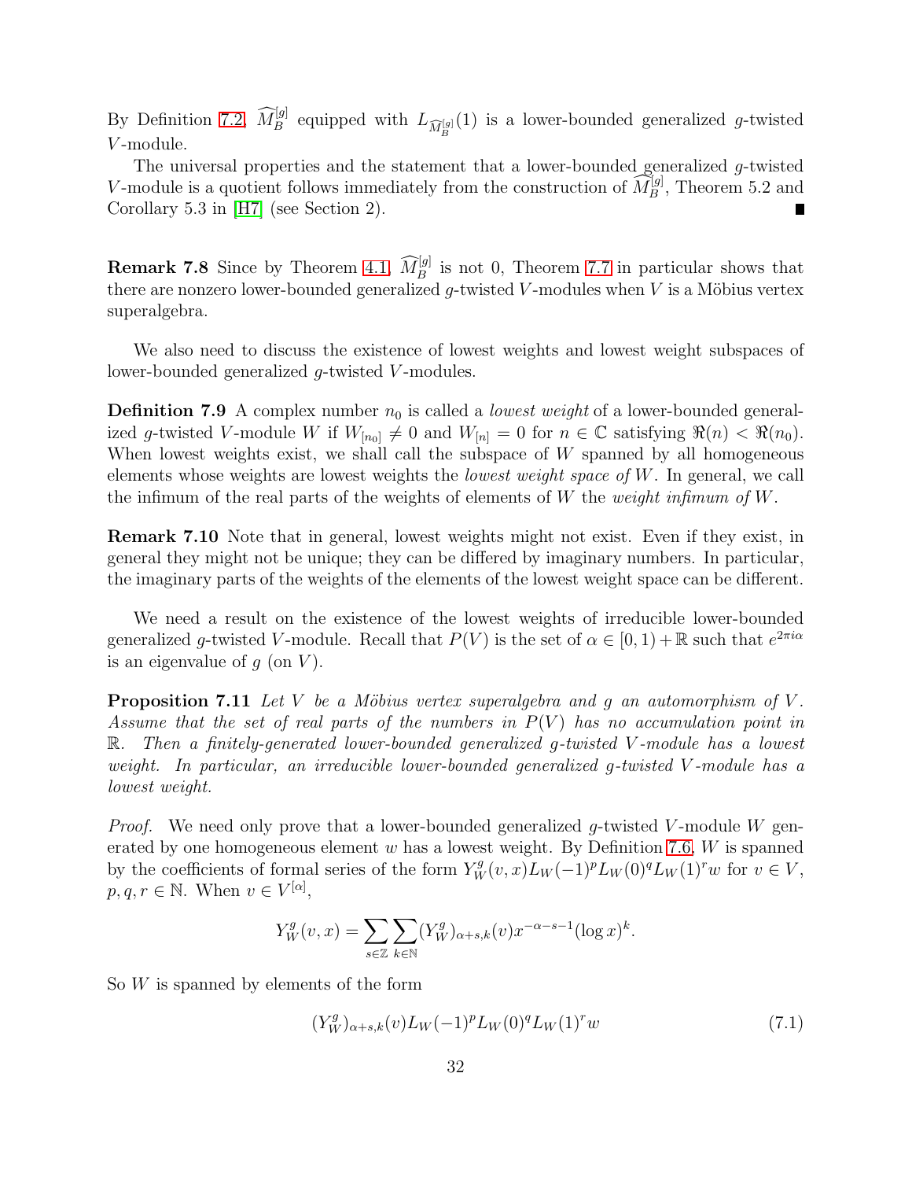By Definition 7.2, $\widehat{M}_B^{[g]}$ equipped with $L_{\widehat{M}_B^{[g]}}(1)$ is a lower-bounded generalized $g$-twisted $V$-module.

The universal properties and the statement that a lower-bounded generalized $g$-twisted $V$-module is a quotient follows immediately from the construction of $\widehat{M}_B^{[g]}$, Theorem 5.2 and Corollary 5.3 in [H7] (see Section 2). ∎

**Remark 7.8** Since by Theorem 4.1, $\widehat{M}_B^{[g]}$ is not 0, Theorem 7.7 in particular shows that there are nonzero lower-bounded generalized $g$-twisted $V$-modules when $V$ is a Möbius vertex superalgebra.

We also need to discuss the existence of lowest weights and lowest weight subspaces of lower-bounded generalized $g$-twisted $V$-modules.

**Definition 7.9** A complex number $n_0$ is called a *lowest weight* of a lower-bounded generalized $g$-twisted $V$-module $W$ if $W_{[n_0]} \neq 0$ and $W_{[n]} = 0$ for $n \in \mathbb{C}$ satisfying $\Re(n) < \Re(n_0)$. When lowest weights exist, we shall call the subspace of $W$ spanned by all homogeneous elements whose weights are lowest weights the *lowest weight space of* $W$. In general, we call the infimum of the real parts of the weights of elements of $W$ the *weight infimum of* $W$.

**Remark 7.10** Note that in general, lowest weights might not exist. Even if they exist, in general they might not be unique; they can be differed by imaginary numbers. In particular, the imaginary parts of the weights of the elements of the lowest weight space can be different.

We need a result on the existence of the lowest weights of irreducible lower-bounded generalized $g$-twisted $V$-module. Recall that $P(V)$ is the set of $\alpha \in [0, 1) + \mathbb{R}$ such that $e^{2\pi i \alpha}$ is an eigenvalue of $g$ (on $V$).

**Proposition 7.11** *Let $V$ be a Möbius vertex superalgebra and $g$ an automorphism of $V$. Assume that the set of real parts of the numbers in $P(V)$ has no accumulation point in $\mathbb{R}$. Then a finitely-generated lower-bounded generalized $g$-twisted $V$-module has a lowest weight. In particular, an irreducible lower-bounded generalized $g$-twisted $V$-module has a lowest weight.*

*Proof.* We need only prove that a lower-bounded generalized $g$-twisted $V$-module $W$ generated by one homogeneous element $w$ has a lowest weight. By Definition 7.6, $W$ is spanned by the coefficients of formal series of the form $Y_W^g(v, x)L_W(-1)^p L_W(0)^q L_W(1)^r w$ for $v \in V$, $p, q, r \in \mathbb{N}$. When $v \in V^{[\alpha]}$,

$$Y_W^g(v, x) = \sum_{s \in \mathbb{Z}} \sum_{k \in \mathbb{N}} (Y_W^g)_{\alpha+s,k}(v) x^{-\alpha-s-1}(\log x)^k.$$

So $W$ is spanned by elements of the form

$$(Y_W^g)_{\alpha+s,k}(v) L_W(-1)^p L_W(0)^q L_W(1)^r w \tag{7.1}$$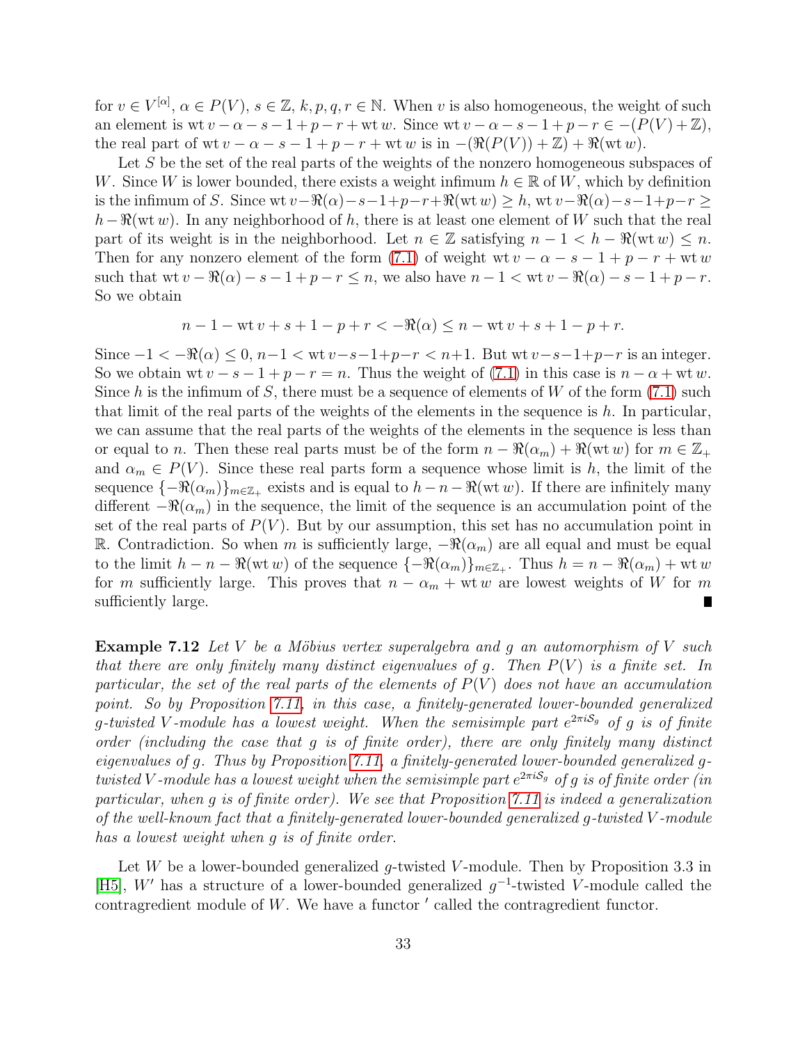for $v \in V^{[\alpha]}$, $\alpha \in P(V)$, $s \in \mathbb{Z}$, $k, p, q, r \in \mathbb{N}$. When $v$ is also homogeneous, the weight of such an element is $\mathrm{wt}\, v - \alpha - s - 1 + p - r + \mathrm{wt}\, w$. Since $\mathrm{wt}\, v - \alpha - s - 1 + p - r \in -(P(V) + \mathbb{Z})$, the real part of $\mathrm{wt}\, v - \alpha - s - 1 + p - r + \mathrm{wt}\, w$ is in $-(\Re(P(V)) + \mathbb{Z}) + \Re(\mathrm{wt}\, w)$.

Let $S$ be the set of the real parts of the weights of the nonzero homogeneous subspaces of $W$. Since $W$ is lower bounded, there exists a weight infimum $h \in \mathbb{R}$ of $W$, which by definition is the infimum of $S$. Since $\mathrm{wt}\, v - \Re(\alpha) - s - 1 + p - r + \Re(\mathrm{wt}\, w) \geq h$, $\mathrm{wt}\, v - \Re(\alpha) - s - 1 + p - r \geq h - \Re(\mathrm{wt}\, w)$. In any neighborhood of $h$, there is at least one element of $W$ such that the real part of its weight is in the neighborhood. Let $n \in \mathbb{Z}$ satisfying $n - 1 < h - \Re(\mathrm{wt}\, w) \leq n$. Then for any nonzero element of the form (7.1) of weight $\mathrm{wt}\, v - \alpha - s - 1 + p - r + \mathrm{wt}\, w$ such that $\mathrm{wt}\, v - \Re(\alpha) - s - 1 + p - r \leq n$, we also have $n - 1 < \mathrm{wt}\, v - \Re(\alpha) - s - 1 + p - r$. So we obtain

$$n - 1 - \mathrm{wt}\, v + s + 1 - p + r < -\Re(\alpha) \leq n - \mathrm{wt}\, v + s + 1 - p + r.$$

Since $-1 < -\Re(\alpha) \leq 0$, $n - 1 < \mathrm{wt}\, v - s - 1 + p - r < n + 1$. But $\mathrm{wt}\, v - s - 1 + p - r$ is an integer. So we obtain $\mathrm{wt}\, v - s - 1 + p - r = n$. Thus the weight of (7.1) in this case is $n - \alpha + \mathrm{wt}\, w$. Since $h$ is the infimum of $S$, there must be a sequence of elements of $W$ of the form (7.1) such that limit of the real parts of the weights of the elements in the sequence is $h$. In particular, we can assume that the real parts of the weights of the elements in the sequence is less than or equal to $n$. Then these real parts must be of the form $n - \Re(\alpha_m) + \Re(\mathrm{wt}\, w)$ for $m \in \mathbb{Z}_+$ and $\alpha_m \in P(V)$. Since these real parts form a sequence whose limit is $h$, the limit of the sequence $\{-\Re(\alpha_m)\}_{m \in \mathbb{Z}_+}$ exists and is equal to $h - n - \Re(\mathrm{wt}\, w)$. If there are infinitely many different $-\Re(\alpha_m)$ in the sequence, the limit of the sequence is an accumulation point of the set of the real parts of $P(V)$. But by our assumption, this set has no accumulation point in $\mathbb{R}$. Contradiction. So when $m$ is sufficiently large, $-\Re(\alpha_m)$ are all equal and must be equal to the limit $h - n - \Re(\mathrm{wt}\, w)$ of the sequence $\{-\Re(\alpha_m)\}_{m \in \mathbb{Z}_+}$. Thus $h = n - \Re(\alpha_m) + \mathrm{wt}\, w$ for $m$ sufficiently large. This proves that $n - \alpha_m + \mathrm{wt}\, w$ are lowest weights of $W$ for $m$ sufficiently large. ∎

**Example 7.12** *Let $V$ be a Möbius vertex superalgebra and $g$ an automorphism of $V$ such that there are only finitely many distinct eigenvalues of $g$. Then $P(V)$ is a finite set. In particular, the set of the real parts of the elements of $P(V)$ does not have an accumulation point. So by Proposition 7.11, in this case, a finitely-generated lower-bounded generalized $g$-twisted $V$-module has a lowest weight. When the semisimple part $e^{2\pi i \mathcal{S}_g}$ of $g$ is of finite order (including the case that $g$ is of finite order), there are only finitely many distinct eigenvalues of $g$. Thus by Proposition 7.11, a finitely-generated lower-bounded generalized $g$-twisted $V$-module has a lowest weight when the semisimple part $e^{2\pi i \mathcal{S}_g}$ of $g$ is of finite order (in particular, when $g$ is of finite order). We see that Proposition 7.11 is indeed a generalization of the well-known fact that a finitely-generated lower-bounded generalized $g$-twisted $V$-module has a lowest weight when $g$ is of finite order.*

Let $W$ be a lower-bounded generalized $g$-twisted $V$-module. Then by Proposition 3.3 in [H5], $W'$ has a structure of a lower-bounded generalized $g^{-1}$-twisted $V$-module called the contragredient module of $W$. We have a functor $'$ called the contragredient functor.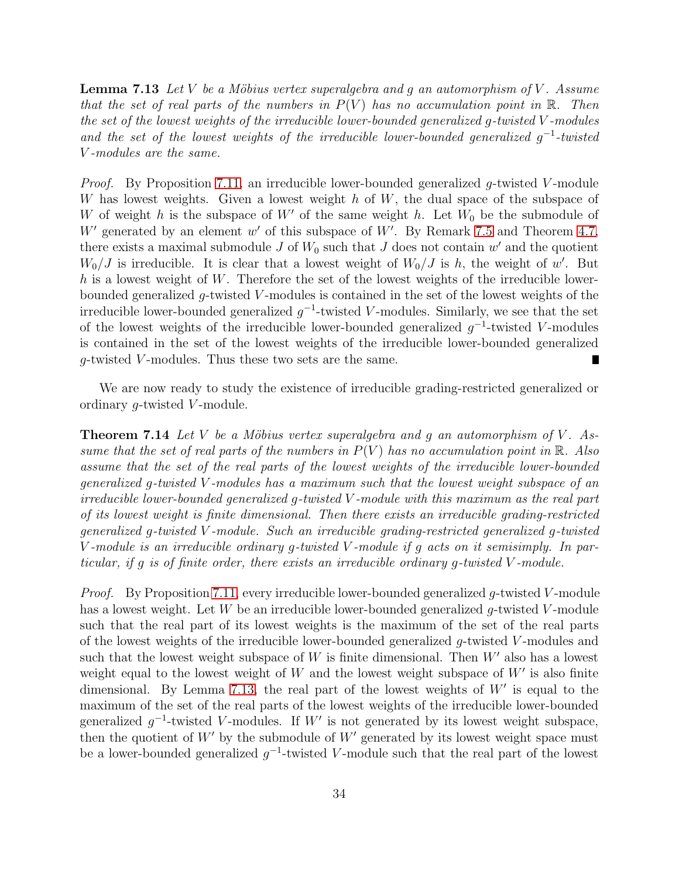**Lemma 7.13** *Let $V$ be a Möbius vertex superalgebra and $g$ an automorphism of $V$. Assume that the set of real parts of the numbers in $P(V)$ has no accumulation point in $\mathbb{R}$. Then the set of the lowest weights of the irreducible lower-bounded generalized $g$-twisted $V$-modules and the set of the lowest weights of the irreducible lower-bounded generalized $g^{-1}$-twisted $V$-modules are the same.*

*Proof.* By Proposition 7.11, an irreducible lower-bounded generalized $g$-twisted $V$-module $W$ has lowest weights. Given a lowest weight $h$ of $W$, the dual space of the subspace of $W$ of weight $h$ is the subspace of $W'$ of the same weight $h$. Let $W_0$ be the submodule of $W'$ generated by an element $w'$ of this subspace of $W'$. By Remark 7.5 and Theorem 4.7, there exists a maximal submodule $J$ of $W_0$ such that $J$ does not contain $w'$ and the quotient $W_0/J$ is irreducible. It is clear that a lowest weight of $W_0/J$ is $h$, the weight of $w'$. But $h$ is a lowest weight of $W$. Therefore the set of the lowest weights of the irreducible lower-bounded generalized $g$-twisted $V$-modules is contained in the set of the lowest weights of the irreducible lower-bounded generalized $g^{-1}$-twisted $V$-modules. Similarly, we see that the set of the lowest weights of the irreducible lower-bounded generalized $g^{-1}$-twisted $V$-modules is contained in the set of the lowest weights of the irreducible lower-bounded generalized $g$-twisted $V$-modules. Thus these two sets are the same. ∎

We are now ready to study the existence of irreducible grading-restricted generalized or ordinary $g$-twisted $V$-module.

**Theorem 7.14** *Let $V$ be a Möbius vertex superalgebra and $g$ an automorphism of $V$. Assume that the set of real parts of the numbers in $P(V)$ has no accumulation point in $\mathbb{R}$. Also assume that the set of the real parts of the lowest weights of the irreducible lower-bounded generalized $g$-twisted $V$-modules has a maximum such that the lowest weight subspace of an irreducible lower-bounded generalized $g$-twisted $V$-module with this maximum as the real part of its lowest weight is finite dimensional. Then there exists an irreducible grading-restricted generalized $g$-twisted $V$-module. Such an irreducible grading-restricted generalized $g$-twisted $V$-module is an irreducible ordinary $g$-twisted $V$-module if $g$ acts on it semisimply. In particular, if $g$ is of finite order, there exists an irreducible ordinary $g$-twisted $V$-module.*

*Proof.* By Proposition 7.11, every irreducible lower-bounded generalized $g$-twisted $V$-module has a lowest weight. Let $W$ be an irreducible lower-bounded generalized $g$-twisted $V$-module such that the real part of its lowest weights is the maximum of the set of the real parts of the lowest weights of the irreducible lower-bounded generalized $g$-twisted $V$-modules and such that the lowest weight subspace of $W$ is finite dimensional. Then $W'$ also has a lowest weight equal to the lowest weight of $W$ and the lowest weight subspace of $W'$ is also finite dimensional. By Lemma 7.13, the real part of the lowest weights of $W'$ is equal to the maximum of the set of the real parts of the lowest weights of the irreducible lower-bounded generalized $g^{-1}$-twisted $V$-modules. If $W'$ is not generated by its lowest weight subspace, then the quotient of $W'$ by the submodule of $W'$ generated by its lowest weight space must be a lower-bounded generalized $g^{-1}$-twisted $V$-module such that the real part of the lowest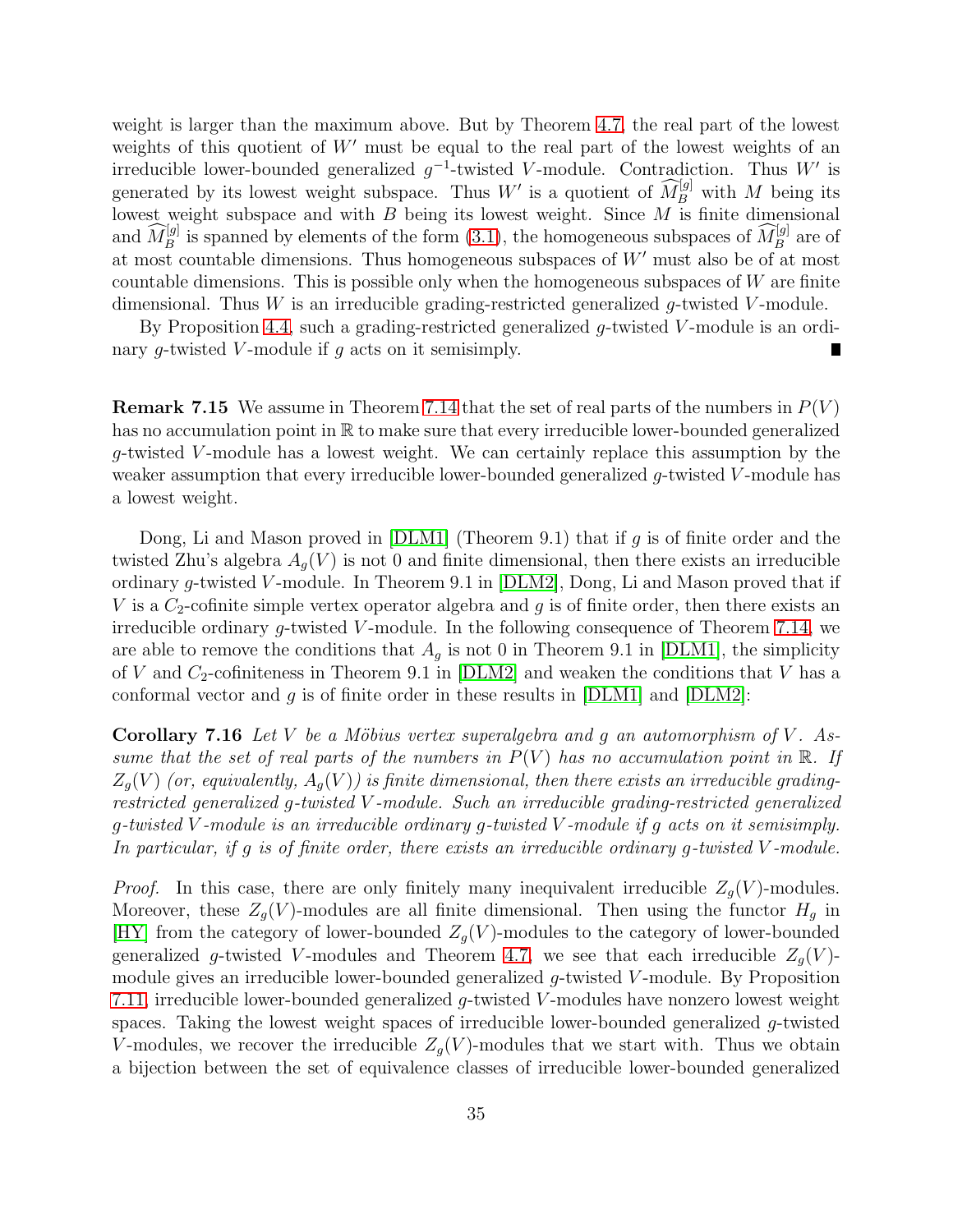weight is larger than the maximum above. But by Theorem 4.7, the real part of the lowest weights of this quotient of $W'$ must be equal to the real part of the lowest weights of an irreducible lower-bounded generalized $g^{-1}$-twisted $V$-module. Contradiction. Thus $W'$ is generated by its lowest weight subspace. Thus $W'$ is a quotient of $\widehat{M}_B^{[g]}$ with $M$ being its lowest weight subspace and with $B$ being its lowest weight. Since $M$ is finite dimensional and $\widehat{M}_B^{[g]}$ is spanned by elements of the form (3.1), the homogeneous subspaces of $\widehat{M}_B^{[g]}$ are of at most countable dimensions. Thus homogeneous subspaces of $W'$ must also be of at most countable dimensions. This is possible only when the homogeneous subspaces of $W$ are finite dimensional. Thus $W$ is an irreducible grading-restricted generalized $g$-twisted $V$-module.

By Proposition 4.4, such a grading-restricted generalized $g$-twisted $V$-module is an ordinary $g$-twisted $V$-module if $g$ acts on it semisimply. ■

**Remark 7.15** We assume in Theorem 7.14 that the set of real parts of the numbers in $P(V)$ has no accumulation point in $\mathbb{R}$ to make sure that every irreducible lower-bounded generalized $g$-twisted $V$-module has a lowest weight. We can certainly replace this assumption by the weaker assumption that every irreducible lower-bounded generalized $g$-twisted $V$-module has a lowest weight.

Dong, Li and Mason proved in [DLM1] (Theorem 9.1) that if $g$ is of finite order and the twisted Zhu's algebra $A_g(V)$ is not 0 and finite dimensional, then there exists an irreducible ordinary $g$-twisted $V$-module. In Theorem 9.1 in [DLM2], Dong, Li and Mason proved that if $V$ is a $C_2$-cofinite simple vertex operator algebra and $g$ is of finite order, then there exists an irreducible ordinary $g$-twisted $V$-module. In the following consequence of Theorem 7.14, we are able to remove the conditions that $A_g$ is not 0 in Theorem 9.1 in [DLM1], the simplicity of $V$ and $C_2$-cofiniteness in Theorem 9.1 in [DLM2] and weaken the conditions that $V$ has a conformal vector and $g$ is of finite order in these results in [DLM1] and [DLM2]:

**Corollary 7.16** *Let $V$ be a Möbius vertex superalgebra and $g$ an automorphism of $V$. Assume that the set of real parts of the numbers in $P(V)$ has no accumulation point in $\mathbb{R}$. If $Z_g(V)$ (or, equivalently, $A_g(V)$) is finite dimensional, then there exists an irreducible grading-restricted generalized $g$-twisted $V$-module. Such an irreducible grading-restricted generalized $g$-twisted $V$-module is an irreducible ordinary $g$-twisted $V$-module if $g$ acts on it semisimply. In particular, if $g$ is of finite order, there exists an irreducible ordinary $g$-twisted $V$-module.*

*Proof.* In this case, there are only finitely many inequivalent irreducible $Z_g(V)$-modules. Moreover, these $Z_g(V)$-modules are all finite dimensional. Then using the functor $H_g$ in [HY] from the category of lower-bounded $Z_g(V)$-modules to the category of lower-bounded generalized $g$-twisted $V$-modules and Theorem 4.7, we see that each irreducible $Z_g(V)$-module gives an irreducible lower-bounded generalized $g$-twisted $V$-module. By Proposition 7.11, irreducible lower-bounded generalized $g$-twisted $V$-modules have nonzero lowest weight spaces. Taking the lowest weight spaces of irreducible lower-bounded generalized $g$-twisted $V$-modules, we recover the irreducible $Z_g(V)$-modules that we start with. Thus we obtain a bijection between the set of equivalence classes of irreducible lower-bounded generalized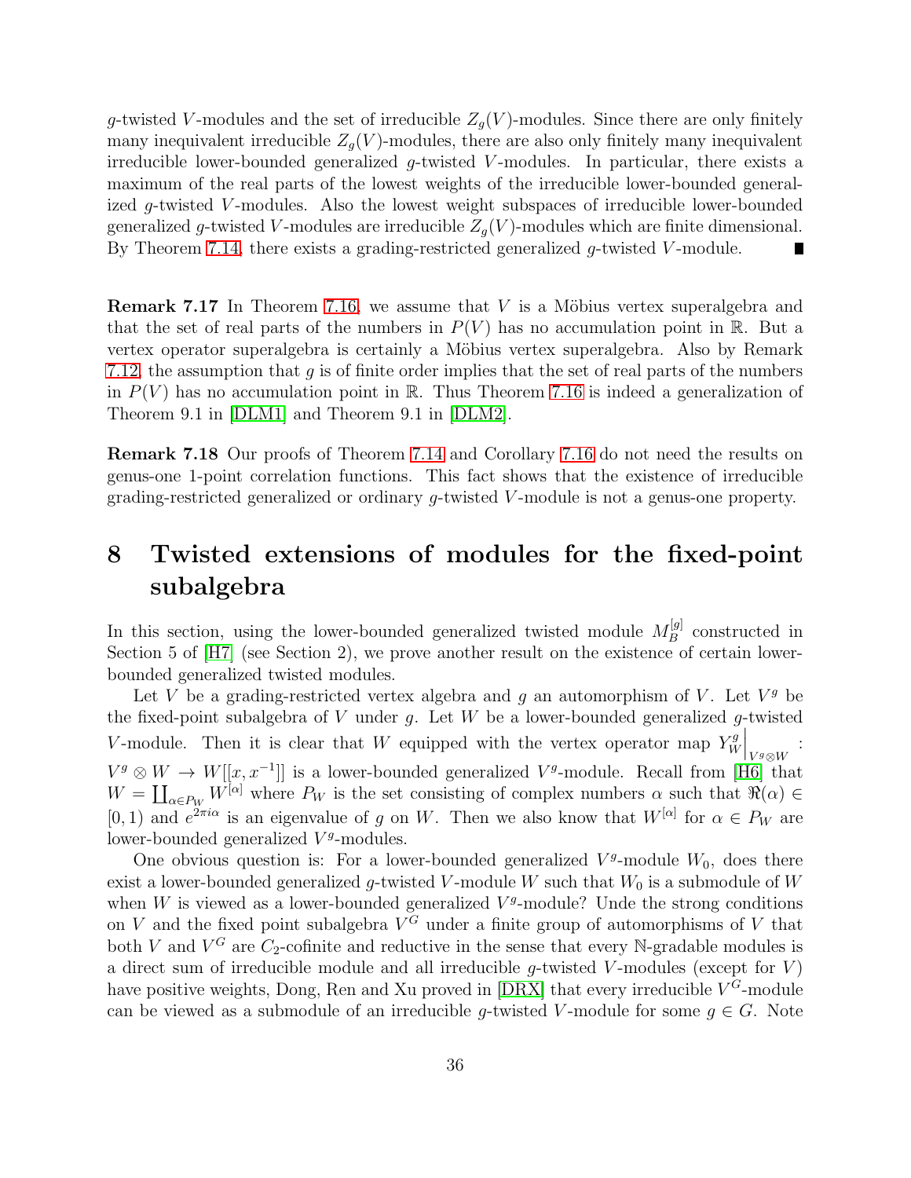$g$-twisted $V$-modules and the set of irreducible $Z_g(V)$-modules. Since there are only finitely many inequivalent irreducible $Z_g(V)$-modules, there are also only finitely many inequivalent irreducible lower-bounded generalized $g$-twisted $V$-modules. In particular, there exists a maximum of the real parts of the lowest weights of the irreducible lower-bounded generalized $g$-twisted $V$-modules. Also the lowest weight subspaces of irreducible lower-bounded generalized $g$-twisted $V$-modules are irreducible $Z_g(V)$-modules which are finite dimensional. By Theorem 7.14, there exists a grading-restricted generalized $g$-twisted $V$-module. ∎

**Remark 7.17** In Theorem 7.16, we assume that $V$ is a Möbius vertex superalgebra and that the set of real parts of the numbers in $P(V)$ has no accumulation point in $\mathbb{R}$. But a vertex operator superalgebra is certainly a Möbius vertex superalgebra. Also by Remark 7.12, the assumption that $g$ is of finite order implies that the set of real parts of the numbers in $P(V)$ has no accumulation point in $\mathbb{R}$. Thus Theorem 7.16 is indeed a generalization of Theorem 9.1 in [DLM1] and Theorem 9.1 in [DLM2].

**Remark 7.18** Our proofs of Theorem 7.14 and Corollary 7.16 do not need the results on genus-one 1-point correlation functions. This fact shows that the existence of irreducible grading-restricted generalized or ordinary $g$-twisted $V$-module is not a genus-one property.

# 8 Twisted extensions of modules for the fixed-point subalgebra

In this section, using the lower-bounded generalized twisted module $M_B^{[g]}$ constructed in Section 5 of [H7] (see Section 2), we prove another result on the existence of certain lower-bounded generalized twisted modules.

Let $V$ be a grading-restricted vertex algebra and $g$ an automorphism of $V$. Let $V^g$ be the fixed-point subalgebra of $V$ under $g$. Let $W$ be a lower-bounded generalized $g$-twisted $V$-module. Then it is clear that $W$ equipped with the vertex operator map $Y_W^g\Big|_{V^g\otimes W}$ : $V^g\otimes W\to W[[x,x^{-1}]]$ is a lower-bounded generalized $V^g$-module. Recall from [H6] that $W=\coprod_{\alpha\in P_W}W^{[\alpha]}$ where $P_W$ is the set consisting of complex numbers $\alpha$ such that $\Re(\alpha)\in[0,1)$ and $e^{2\pi i\alpha}$ is an eigenvalue of $g$ on $W$. Then we also know that $W^{[\alpha]}$ for $\alpha\in P_W$ are lower-bounded generalized $V^g$-modules.

One obvious question is: For a lower-bounded generalized $V^g$-module $W_0$, does there exist a lower-bounded generalized $g$-twisted $V$-module $W$ such that $W_0$ is a submodule of $W$ when $W$ is viewed as a lower-bounded generalized $V^g$-module? Unde the strong conditions on $V$ and the fixed point subalgebra $V^G$ under a finite group of automorphisms of $V$ that both $V$ and $V^G$ are $C_2$-cofinite and reductive in the sense that every $\mathbb{N}$-gradable modules is a direct sum of irreducible module and all irreducible $g$-twisted $V$-modules (except for $V$) have positive weights, Dong, Ren and Xu proved in [DRX] that every irreducible $V^G$-module can be viewed as a submodule of an irreducible $g$-twisted $V$-module for some $g\in G$. Note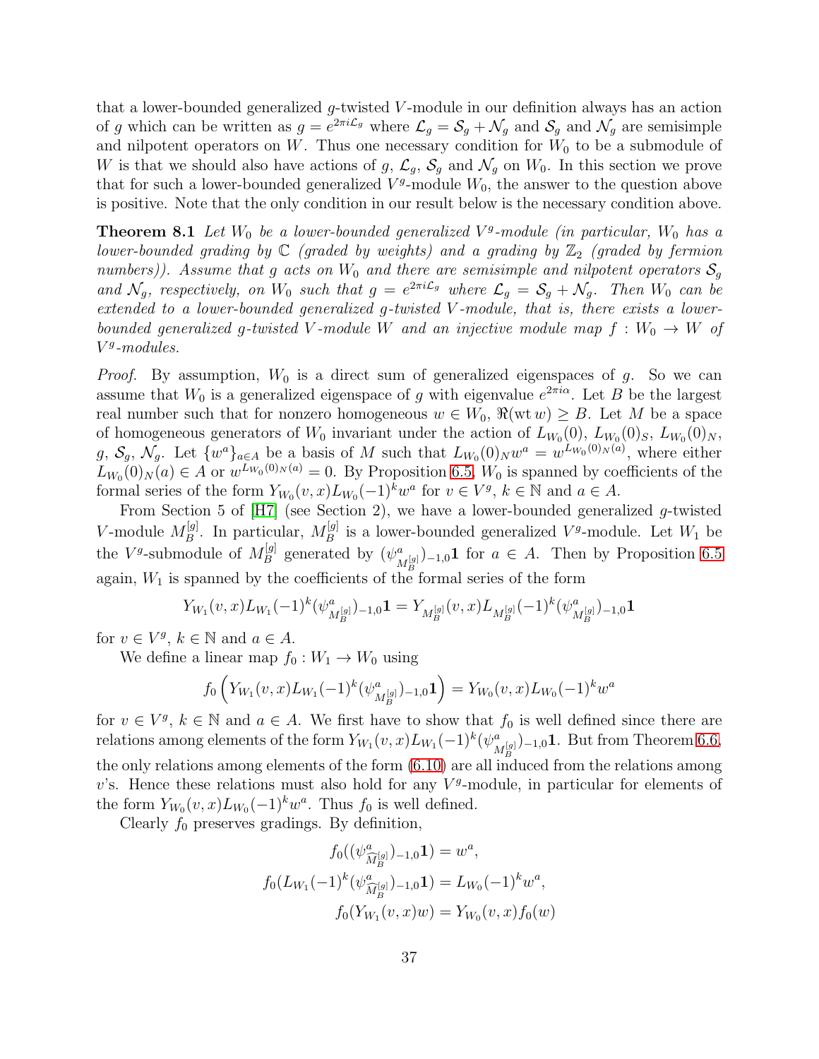that a lower-bounded generalized $g$-twisted $V$-module in our definition always has an action of $g$ which can be written as $g = e^{2\pi i \mathcal{L}_g}$ where $\mathcal{L}_g = \mathcal{S}_g + \mathcal{N}_g$ and $\mathcal{S}_g$ and $\mathcal{N}_g$ are semisimple and nilpotent operators on $W$. Thus one necessary condition for $W_0$ to be a submodule of $W$ is that we should also have actions of $g$, $\mathcal{L}_g$, $\mathcal{S}_g$ and $\mathcal{N}_g$ on $W_0$. In this section we prove that for such a lower-bounded generalized $V^g$-module $W_0$, the answer to the question above is positive. Note that the only condition in our result below is the necessary condition above.

**Theorem 8.1** *Let $W_0$ be a lower-bounded generalized $V^g$-module (in particular, $W_0$ has a lower-bounded grading by $\mathbb{C}$ (graded by weights) and a grading by $\mathbb{Z}_2$ (graded by fermion numbers)). Assume that $g$ acts on $W_0$ and there are semisimple and nilpotent operators $\mathcal{S}_g$ and $\mathcal{N}_g$, respectively, on $W_0$ such that $g = e^{2\pi i \mathcal{L}_g}$ where $\mathcal{L}_g = \mathcal{S}_g + \mathcal{N}_g$. Then $W_0$ can be extended to a lower-bounded generalized $g$-twisted $V$-module, that is, there exists a lower-bounded generalized $g$-twisted $V$-module $W$ and an injective module map $f : W_0 \to W$ of $V^g$-modules.*

*Proof.* By assumption, $W_0$ is a direct sum of generalized eigenspaces of $g$. So we can assume that $W_0$ is a generalized eigenspace of $g$ with eigenvalue $e^{2\pi i\alpha}$. Let $B$ be the largest real number such that for nonzero homogeneous $w \in W_0$, $\Re(\mathrm{wt}\, w) \geq B$. Let $M$ be a space of homogeneous generators of $W_0$ invariant under the action of $L_{W_0}(0)$, $L_{W_0}(0)_S$, $L_{W_0}(0)_N$, $g$, $\mathcal{S}_g$, $\mathcal{N}_g$. Let $\{w^a\}_{a\in A}$ be a basis of $M$ such that $L_{W_0}(0)_N w^a = w^{L_{W_0}(0)_N(a)}$, where either $L_{W_0}(0)_N(a) \in A$ or $w^{L_{W_0}(0)_N(a)} = 0$. By Proposition 6.5, $W_0$ is spanned by coefficients of the formal series of the form $Y_{W_0}(v, x)L_{W_0}(-1)^k w^a$ for $v \in V^g$, $k \in \mathbb{N}$ and $a \in A$.

From Section 5 of [H7] (see Section 2), we have a lower-bounded generalized $g$-twisted $V$-module $M_B^{[g]}$. In particular, $M_B^{[g]}$ is a lower-bounded generalized $V^g$-module. Let $W_1$ be the $V^g$-submodule of $M_B^{[g]}$ generated by $(\psi^a_{M_B^{[g]}})_{-1,0}\mathbf{1}$ for $a \in A$. Then by Proposition 6.5 again, $W_1$ is spanned by the coefficients of the formal series of the form

$$Y_{W_1}(v, x)L_{W_1}(-1)^k(\psi^a_{M_B^{[g]}})_{-1,0}\mathbf{1} = Y_{M_B^{[g]}}(v, x)L_{M_B^{[g]}}(-1)^k(\psi^a_{M_B^{[g]}})_{-1,0}\mathbf{1}$$

for $v \in V^g$, $k \in \mathbb{N}$ and $a \in A$.

We define a linear map $f_0 : W_1 \to W_0$ using

$$f_0\left(Y_{W_1}(v, x)L_{W_1}(-1)^k(\psi^a_{M_B^{[g]}})_{-1,0}\mathbf{1}\right) = Y_{W_0}(v, x)L_{W_0}(-1)^k w^a$$

for $v \in V^g$, $k \in \mathbb{N}$ and $a \in A$. We first have to show that $f_0$ is well defined since there are relations among elements of the form $Y_{W_1}(v, x)L_{W_1}(-1)^k(\psi^a_{M_B^{[g]}})_{-1,0}\mathbf{1}$. But from Theorem 6.6, the only relations among elements of the form (6.10) are all induced from the relations among $v$'s. Hence these relations must also hold for any $V^g$-module, in particular for elements of the form $Y_{W_0}(v, x)L_{W_0}(-1)^k w^a$. Thus $f_0$ is well defined.

Clearly $f_0$ preserves gradings. By definition,

$$f_0((\psi^a_{\widehat{M}_B^{[g]}})_{-1,0}\mathbf{1}) = w^a,$$

$$f_0(L_{W_1}(-1)^k(\psi^a_{\widehat{M}_B^{[g]}})_{-1,0}\mathbf{1}) = L_{W_0}(-1)^k w^a,$$

$$f_0(Y_{W_1}(v, x)w) = Y_{W_0}(v, x)f_0(w)$$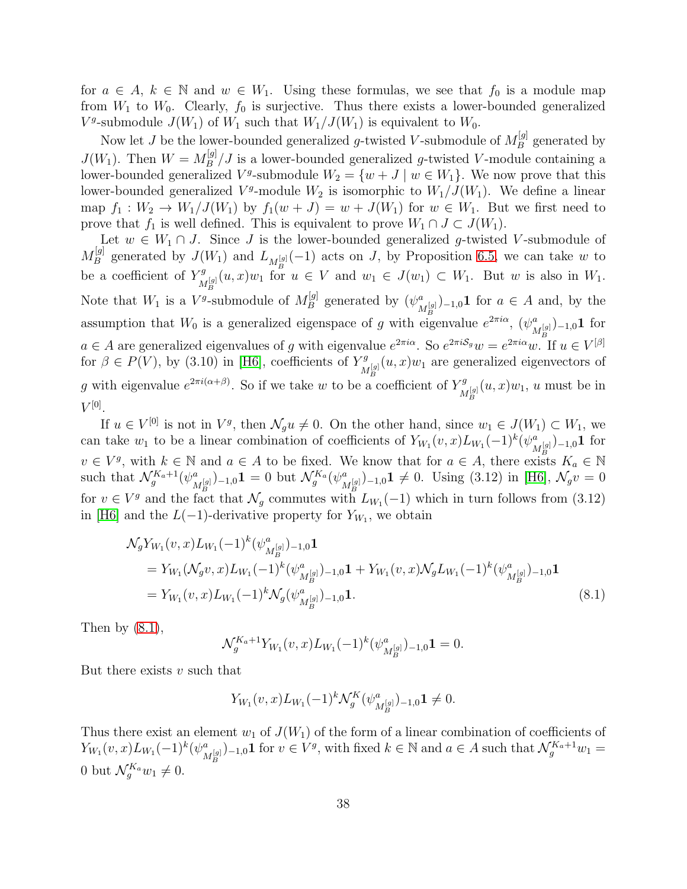for $a \in A$, $k \in \mathbb{N}$ and $w \in W_1$. Using these formulas, we see that $f_0$ is a module map from $W_1$ to $W_0$. Clearly, $f_0$ is surjective. Thus there exists a lower-bounded generalized $V^g$-submodule $J(W_1)$ of $W_1$ such that $W_1/J(W_1)$ is equivalent to $W_0$.

Now let $J$ be the lower-bounded generalized $g$-twisted $V$-submodule of $M_B^{[g]}$ generated by $J(W_1)$. Then $W = M_B^{[g]}/J$ is a lower-bounded generalized $g$-twisted $V$-module containing a lower-bounded generalized $V^g$-submodule $W_2 = \{w + J \mid w \in W_1\}$. We now prove that this lower-bounded generalized $V^g$-module $W_2$ is isomorphic to $W_1/J(W_1)$. We define a linear map $f_1 : W_2 \to W_1/J(W_1)$ by $f_1(w + J) = w + J(W_1)$ for $w \in W_1$. But we first need to prove that $f_1$ is well defined. This is equivalent to prove $W_1 \cap J \subset J(W_1)$.

Let $w \in W_1 \cap J$. Since $J$ is the lower-bounded generalized $g$-twisted $V$-submodule of $M_B^{[g]}$ generated by $J(W_1)$ and $L_{M_B^{[g]}}(-1)$ acts on $J$, by Proposition 6.5, we can take $w$ to be a coefficient of $Y^g_{M_B^{[g]}}(u, x)w_1$ for $u \in V$ and $w_1 \in J(w_1) \subset W_1$. But $w$ is also in $W_1$. Note that $W_1$ is a $V^g$-submodule of $M_B^{[g]}$ generated by $(\psi^a_{M_B^{[g]}})_{-1,0}\mathbf{1}$ for $a \in A$ and, by the assumption that $W_0$ is a generalized eigenspace of $g$ with eigenvalue $e^{2\pi i\alpha}$, $(\psi^a_{M_B^{[g]}})_{-1,0}\mathbf{1}$ for $a \in A$ are generalized eigenvalues of $g$ with eigenvalue $e^{2\pi i\alpha}$. So $e^{2\pi i \mathcal{S}_g} w = e^{2\pi i\alpha}w$. If $u \in V^{[\beta]}$ for $\beta \in P(V)$, by (3.10) in [H6], coefficients of $Y^g_{M_B^{[g]}}(u, x)w_1$ are generalized eigenvectors of $g$ with eigenvalue $e^{2\pi i(\alpha+\beta)}$. So if we take $w$ to be a coefficient of $Y^g_{M_B^{[g]}}(u, x)w_1$, $u$ must be in $V^{[0]}$.

If $u \in V^{[0]}$ is not in $V^g$, then $\mathcal{N}_g u \neq 0$. On the other hand, since $w_1 \in J(W_1) \subset W_1$, we can take $w_1$ to be a linear combination of coefficients of $Y_{W_1}(v, x)L_{W_1}(-1)^k(\psi^a_{M_B^{[g]}})_{-1,0}\mathbf{1}$ for $v \in V^g$, with $k \in \mathbb{N}$ and $a \in A$ to be fixed. We know that for $a \in A$, there exists $K_a \in \mathbb{N}$ such that $\mathcal{N}_g^{K_a+1}(\psi^a_{M_B^{[g]}})_{-1,0}\mathbf{1} = 0$ but $\mathcal{N}_g^{K_a}(\psi^a_{M_B^{[g]}})_{-1,0}\mathbf{1} \neq 0$. Using (3.12) in [H6], $\mathcal{N}_g v = 0$ for $v \in V^g$ and the fact that $\mathcal{N}_g$ commutes with $L_{W_1}(-1)$ which in turn follows from (3.12) in [H6] and the $L(-1)$-derivative property for $Y_{W_1}$, we obtain

$$
\begin{aligned}
&\mathcal{N}_g Y_{W_1}(v, x)L_{W_1}(-1)^k(\psi^a_{M_B^{[g]}})_{-1,0}\mathbf{1} \\
&\quad = Y_{W_1}(\mathcal{N}_g v, x)L_{W_1}(-1)^k(\psi^a_{M_B^{[g]}})_{-1,0}\mathbf{1} + Y_{W_1}(v, x)\mathcal{N}_g L_{W_1}(-1)^k(\psi^a_{M_B^{[g]}})_{-1,0}\mathbf{1} \\
&\quad = Y_{W_1}(v, x)L_{W_1}(-1)^k \mathcal{N}_g(\psi^a_{M_B^{[g]}})_{-1,0}\mathbf{1}. \qquad (8.1)
\end{aligned}
$$

Then by (8.1),

$$
\mathcal{N}_g^{K_a+1} Y_{W_1}(v, x)L_{W_1}(-1)^k(\psi^a_{M_B^{[g]}})_{-1,0}\mathbf{1} = 0.
$$

But there exists $v$ such that

$$
Y_{W_1}(v, x)L_{W_1}(-1)^k \mathcal{N}_g^K(\psi^a_{M_B^{[g]}})_{-1,0}\mathbf{1} \neq 0.
$$

Thus there exist an element $w_1$ of $J(W_1)$ of the form of a linear combination of coefficients of $Y_{W_1}(v, x)L_{W_1}(-1)^k(\psi^a_{M_B^{[g]}})_{-1,0}\mathbf{1}$ for $v \in V^g$, with fixed $k \in \mathbb{N}$ and $a \in A$ such that $\mathcal{N}_g^{K_a+1}w_1 = 0$ but $\mathcal{N}_g^{K_a}w_1 \neq 0$.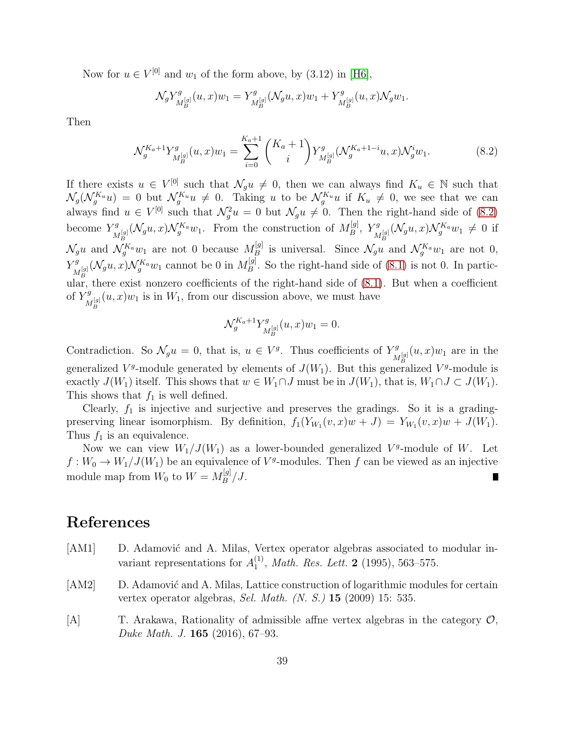Now for $u \in V^{[0]}$ and $w_1$ of the form above, by (3.12) in [H6],

$$\mathcal{N}_g Y^g_{M_B^{[g]}}(u, x)w_1 = Y^g_{M_B^{[g]}}(\mathcal{N}_g u, x)w_1 + Y^g_{M_B^{[g]}}(u, x)\mathcal{N}_g w_1.$$

Then

$$\mathcal{N}_g^{K_a+1} Y^g_{M_B^{[g]}}(u, x)w_1 = \sum_{i=0}^{K_a+1} \binom{K_a+1}{i} Y^g_{M_B^{[g]}}(\mathcal{N}_g^{K_a+1-i}u, x)\mathcal{N}_g^i w_1. \tag{8.2}$$

If there exists $u \in V^{[0]}$ such that $\mathcal{N}_g u \neq 0$, then we can always find $K_u \in \mathbb{N}$ such that $\mathcal{N}_g(\mathcal{N}_g^{K_u}u) = 0$ but $\mathcal{N}_g^{K_u}u \neq 0$. Taking $u$ to be $\mathcal{N}_g^{K_u}u$ if $K_u \neq 0$, we see that we can always find $u \in V^{[0]}$ such that $\mathcal{N}_g^2 u = 0$ but $\mathcal{N}_g u \neq 0$. Then the right-hand side of (8.2) become $Y^g_{M_B^{[g]}}(\mathcal{N}_g u, x)\mathcal{N}_g^{K_a}w_1$. From the construction of $M_B^{[g]}$, $Y^g_{M_B^{[g]}}(\mathcal{N}_g u, x)\mathcal{N}_g^{K_a}w_1 \neq 0$ if $\mathcal{N}_g u$ and $\mathcal{N}_g^{K_a}w_1$ are not 0 because $M_B^{[g]}$ is universal. Since $\mathcal{N}_g u$ and $\mathcal{N}_g^{K_a}w_1$ are not 0, $Y^g_{M_B^{[g]}}(\mathcal{N}_g u, x)\mathcal{N}_g^{K_a}w_1$ cannot be 0 in $M_B^{[g]}$. So the right-hand side of (8.1) is not 0. In particular, there exist nonzero coefficients of the right-hand side of (8.1). But when a coefficient of $Y^g_{M_B^{[g]}}(u, x)w_1$ is in $W_1$, from our discussion above, we must have

$$\mathcal{N}_g^{K_a+1} Y^g_{M_B^{[g]}}(u, x)w_1 = 0.$$

Contradiction. So $\mathcal{N}_g u = 0$, that is, $u \in V^g$. Thus coefficients of $Y^g_{M_B^{[g]}}(u, x)w_1$ are in the generalized $V^g$-module generated by elements of $J(W_1)$. But this generalized $V^g$-module is exactly $J(W_1)$ itself. This shows that $w \in W_1 \cap J$ must be in $J(W_1)$, that is, $W_1 \cap J \subset J(W_1)$. This shows that $f_1$ is well defined.

Clearly, $f_1$ is injective and surjective and preserves the gradings. So it is a grading-preserving linear isomorphism. By definition, $f_1(Y_{W_1}(v, x)w + J) = Y_{W_1}(v, x)w + J(W_1)$. Thus $f_1$ is an equivalence.

Now we can view $W_1/J(W_1)$ as a lower-bounded generalized $V^g$-module of $W$. Let $f : W_0 \to W_1/J(W_1)$ be an equivalence of $V^g$-modules. Then $f$ can be viewed as an injective module map from $W_0$ to $W = M_B^{[g]}/J$. ∎

# References

[AM1] D. Adamović and A. Milas, Vertex operator algebras associated to modular invariant representations for $A_1^{(1)}$, *Math. Res. Lett.* **2** (1995), 563–575.

[AM2] D. Adamović and A. Milas, Lattice construction of logarithmic modules for certain vertex operator algebras, *Sel. Math. (N. S.)* **15** (2009) 15: 535.

[A] T. Arakawa, Rationality of admissible affne vertex algebras in the category $\mathcal{O}$, *Duke Math. J.* **165** (2016), 67–93.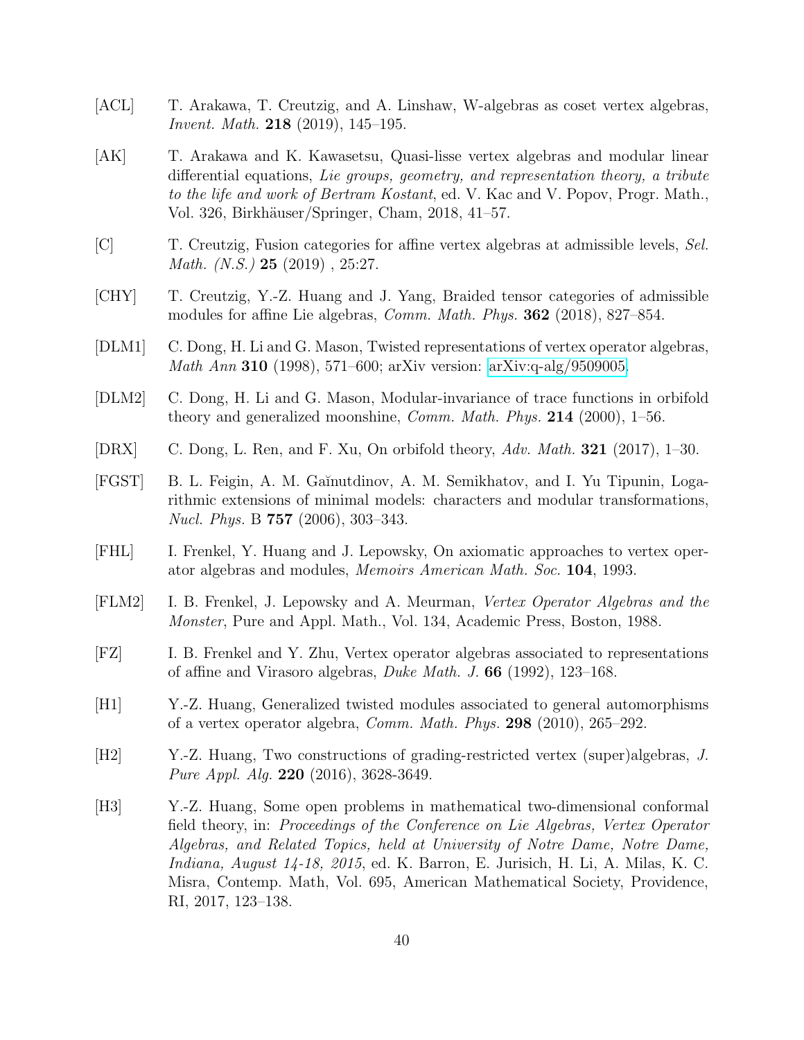[ACL] T. Arakawa, T. Creutzig, and A. Linshaw, W-algebras as coset vertex algebras, *Invent. Math.* **218** (2019), 145–195.

[AK] T. Arakawa and K. Kawasetsu, Quasi-lisse vertex algebras and modular linear differential equations, *Lie groups, geometry, and representation theory, a tribute to the life and work of Bertram Kostant*, ed. V. Kac and V. Popov, Progr. Math., Vol. 326, Birkhäuser/Springer, Cham, 2018, 41–57.

[C] T. Creutzig, Fusion categories for affine vertex algebras at admissible levels, *Sel. Math. (N.S.)* **25** (2019) , 25:27.

[CHY] T. Creutzig, Y.-Z. Huang and J. Yang, Braided tensor categories of admissible modules for affine Lie algebras, *Comm. Math. Phys.* **362** (2018), 827–854.

[DLM1] C. Dong, H. Li and G. Mason, Twisted representations of vertex operator algebras, *Math Ann* **310** (1998), 571–600; arXiv version: arXiv:q-alg/9509005.

[DLM2] C. Dong, H. Li and G. Mason, Modular-invariance of trace functions in orbifold theory and generalized moonshine, *Comm. Math. Phys.* **214** (2000), 1–56.

[DRX] C. Dong, L. Ren, and F. Xu, On orbifold theory, *Adv. Math.* **321** (2017), 1–30.

[FGST] B. L. Feigin, A. M. Gaĭnutdinov, A. M. Semikhatov, and I. Yu Tipunin, Logarithmic extensions of minimal models: characters and modular transformations, *Nucl. Phys.* B **757** (2006), 303–343.

[FHL] I. Frenkel, Y. Huang and J. Lepowsky, On axiomatic approaches to vertex operator algebras and modules, *Memoirs American Math. Soc.* **104**, 1993.

[FLM2] I. B. Frenkel, J. Lepowsky and A. Meurman, *Vertex Operator Algebras and the Monster*, Pure and Appl. Math., Vol. 134, Academic Press, Boston, 1988.

[FZ] I. B. Frenkel and Y. Zhu, Vertex operator algebras associated to representations of affine and Virasoro algebras, *Duke Math. J.* **66** (1992), 123–168.

[H1] Y.-Z. Huang, Generalized twisted modules associated to general automorphisms of a vertex operator algebra, *Comm. Math. Phys.* **298** (2010), 265–292.

[H2] Y.-Z. Huang, Two constructions of grading-restricted vertex (super)algebras, *J. Pure Appl. Alg.* **220** (2016), 3628-3649.

[H3] Y.-Z. Huang, Some open problems in mathematical two-dimensional conformal field theory, in: *Proceedings of the Conference on Lie Algebras, Vertex Operator Algebras, and Related Topics, held at University of Notre Dame, Notre Dame, Indiana, August 14-18, 2015*, ed. K. Barron, E. Jurisich, H. Li, A. Milas, K. C. Misra, Contemp. Math, Vol. 695, American Mathematical Society, Providence, RI, 2017, 123–138.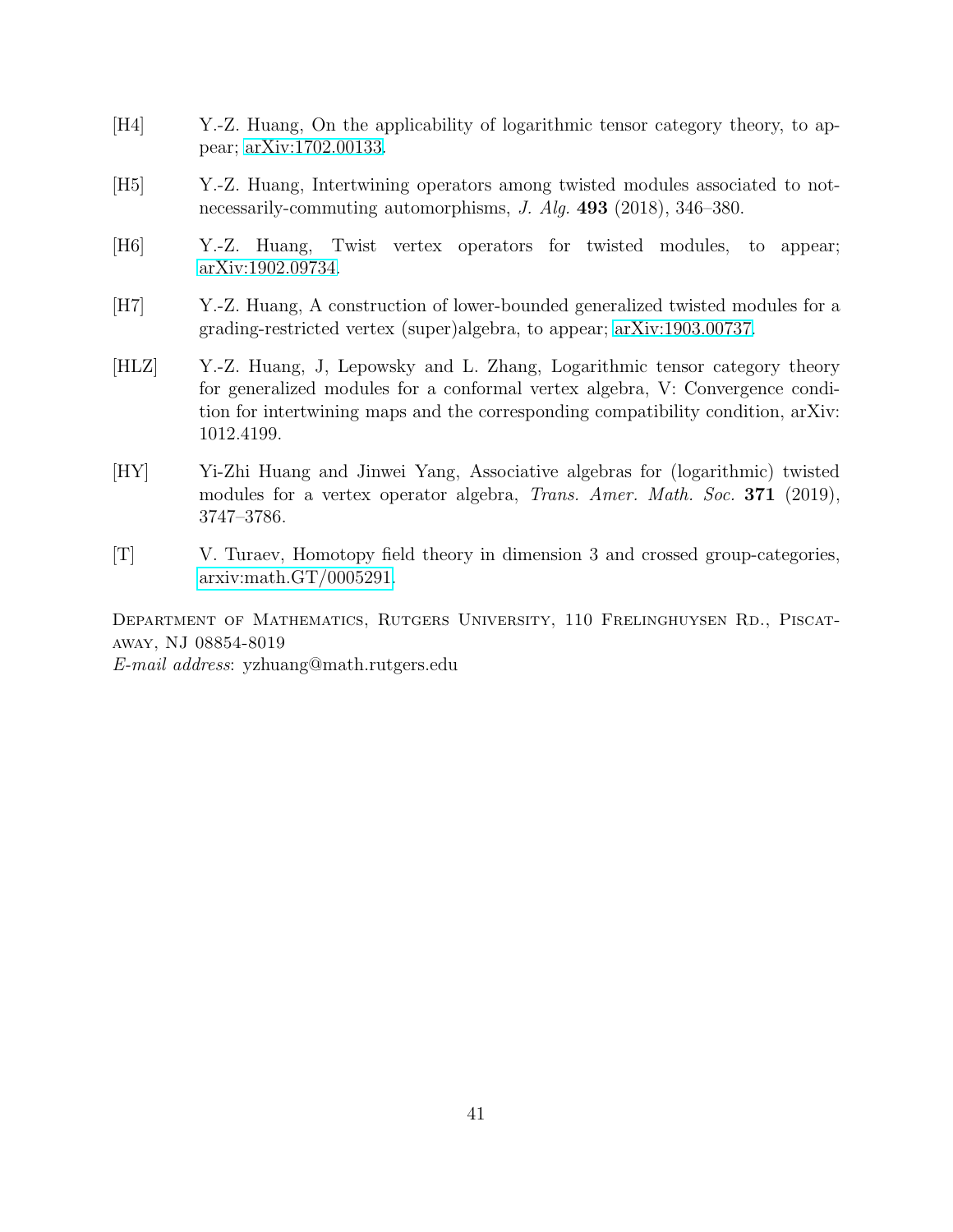[H4] Y.-Z. Huang, On the applicability of logarithmic tensor category theory, to appear; arXiv:1702.00133.

[H5] Y.-Z. Huang, Intertwining operators among twisted modules associated to not-necessarily-commuting automorphisms, *J. Alg.* **493** (2018), 346–380.

[H6] Y.-Z. Huang, Twist vertex operators for twisted modules, to appear; arXiv:1902.09734.

[H7] Y.-Z. Huang, A construction of lower-bounded generalized twisted modules for a grading-restricted vertex (super)algebra, to appear; arXiv:1903.00737.

[HLZ] Y.-Z. Huang, J, Lepowsky and L. Zhang, Logarithmic tensor category theory for generalized modules for a conformal vertex algebra, V: Convergence condition for intertwining maps and the corresponding compatibility condition, arXiv: 1012.4199.

[HY] Yi-Zhi Huang and Jinwei Yang, Associative algebras for (logarithmic) twisted modules for a vertex operator algebra, *Trans. Amer. Math. Soc.* **371** (2019), 3747–3786.

[T] V. Turaev, Homotopy field theory in dimension 3 and crossed group-categories, arxiv:math.GT/0005291.

Department of Mathematics, Rutgers University, 110 Frelinghuysen Rd., Piscataway, NJ 08854-8019

*E-mail address*: yzhuang@math.rutgers.edu